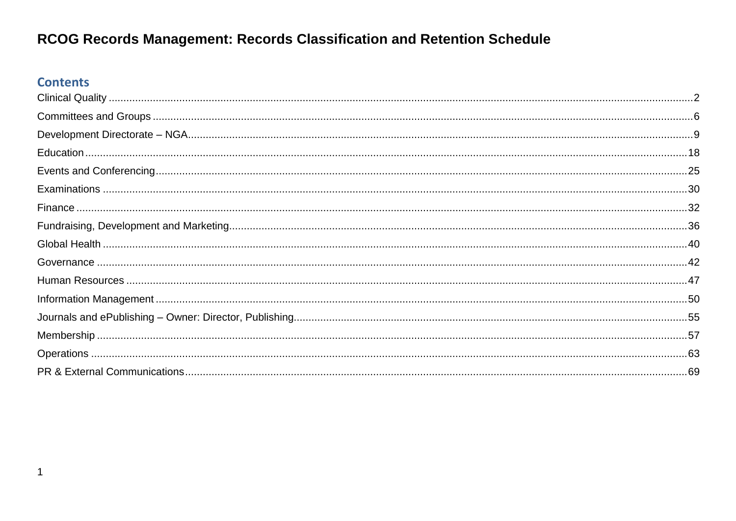# RCOG Records Management: Records Classification and Retention Schedule

## Contents

Clinical Quality ..... 2
Committees and Groups ..... 6
Development Directorate – NGA ..... 9
Education ..... 18
Events and Conferencing ..... 25
Examinations ..... 30
Finance ..... 32
Fundraising, Development and Marketing ..... 36
Global Health ..... 40
Governance ..... 42
Human Resources ..... 47
Information Management ..... 50
Journals and ePublishing – Owner: Director, Publishing ..... 55
Membership ..... 57
Operations ..... 63
PR & External Communications ..... 69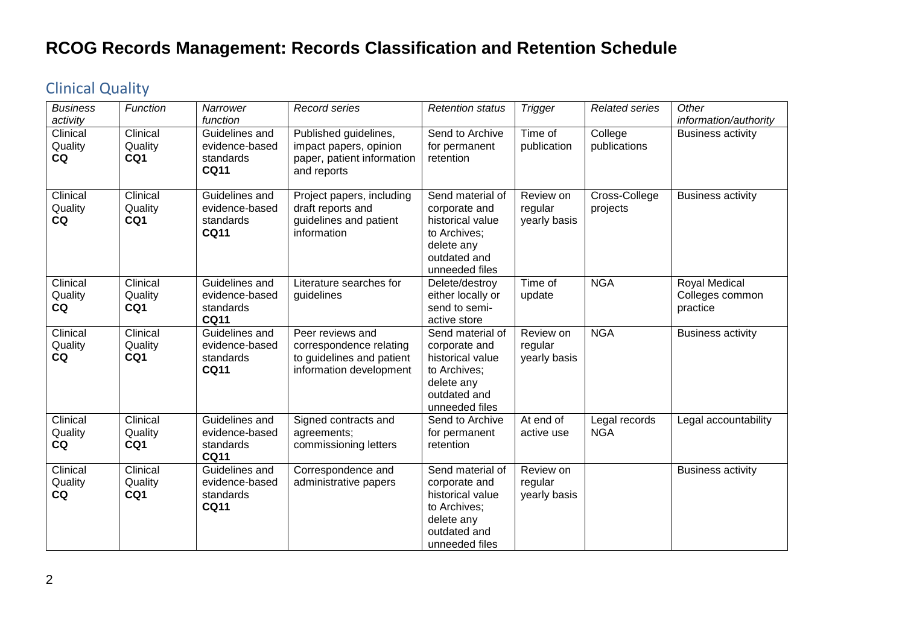# RCOG Records Management: Records Classification and Retention Schedule

## Clinical Quality

| *Business activity* | *Function* | *Narrower function* | *Record series* | *Retention status* | *Trigger* | *Related series* | *Other information/authority* |
|---|---|---|---|---|---|---|---|
| Clinical Quality **CQ** | Clinical Quality **CQ1** | Guidelines and evidence-based standards **CQ11** | Published guidelines, impact papers, opinion paper, patient information and reports | Send to Archive for permanent retention | Time of publication | College publications | Business activity |
| Clinical Quality **CQ** | Clinical Quality **CQ1** | Guidelines and evidence-based standards **CQ11** | Project papers, including draft reports and guidelines and patient information | Send material of corporate and historical value to Archives; delete any outdated and unneeded files | Review on regular yearly basis | Cross-College projects | Business activity |
| Clinical Quality **CQ** | Clinical Quality **CQ1** | Guidelines and evidence-based standards **CQ11** | Literature searches for guidelines | Delete/destroy either locally or send to semi-active store | Time of update | NGA | Royal Medical Colleges common practice |
| Clinical Quality **CQ** | Clinical Quality **CQ1** | Guidelines and evidence-based standards **CQ11** | Peer reviews and correspondence relating to guidelines and patient information development | Send material of corporate and historical value to Archives; delete any outdated and unneeded files | Review on regular yearly basis | NGA | Business activity |
| Clinical Quality **CQ** | Clinical Quality **CQ1** | Guidelines and evidence-based standards **CQ11** | Signed contracts and agreements; commissioning letters | Send to Archive for permanent retention | At end of active use | Legal records NGA | Legal accountability |
| Clinical Quality **CQ** | Clinical Quality **CQ1** | Guidelines and evidence-based standards **CQ11** | Correspondence and administrative papers | Send material of corporate and historical value to Archives; delete any outdated and unneeded files | Review on regular yearly basis | | Business activity |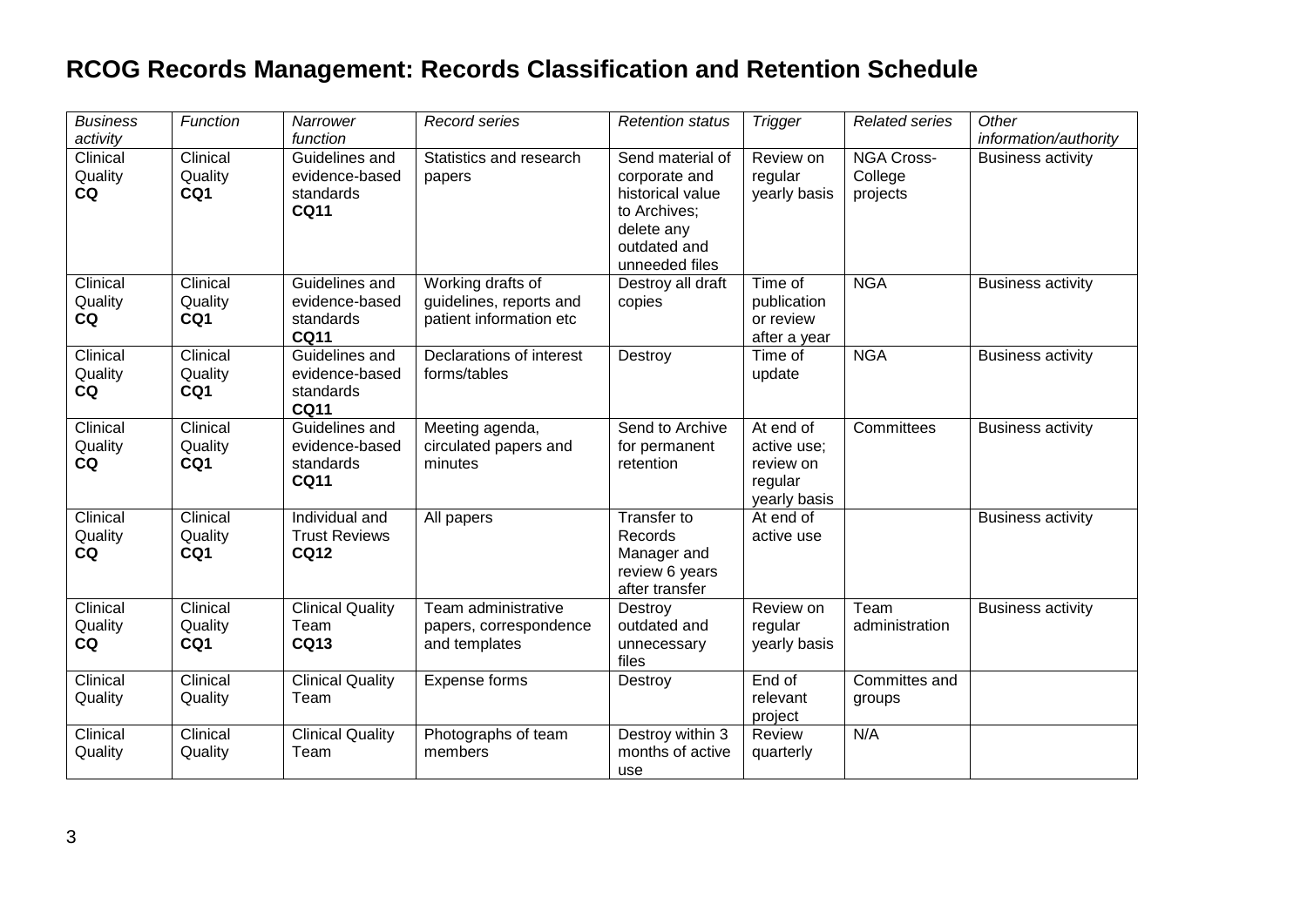# RCOG Records Management: Records Classification and Retention Schedule

| *Business activity* | *Function* | *Narrower function* | *Record series* | *Retention status* | *Trigger* | *Related series* | *Other information/authority* |
|---|---|---|---|---|---|---|---|
| Clinical Quality **CQ** | Clinical Quality **CQ1** | Guidelines and evidence-based standards **CQ11** | Statistics and research papers | Send material of corporate and historical value to Archives; delete any outdated and unneeded files | Review on regular yearly basis | NGA Cross-College projects | Business activity |
| Clinical Quality **CQ** | Clinical Quality **CQ1** | Guidelines and evidence-based standards **CQ11** | Working drafts of guidelines, reports and patient information etc | Destroy all draft copies | Time of publication or review after a year | NGA | Business activity |
| Clinical Quality **CQ** | Clinical Quality **CQ1** | Guidelines and evidence-based standards **CQ11** | Declarations of interest forms/tables | Destroy | Time of update | NGA | Business activity |
| Clinical Quality **CQ** | Clinical Quality **CQ1** | Guidelines and evidence-based standards **CQ11** | Meeting agenda, circulated papers and minutes | Send to Archive for permanent retention | At end of active use; review on regular yearly basis | Committees | Business activity |
| Clinical Quality **CQ** | Clinical Quality **CQ1** | Individual and Trust Reviews **CQ12** | All papers | Transfer to Records Manager and review 6 years after transfer | At end of active use | | Business activity |
| Clinical Quality **CQ** | Clinical Quality **CQ1** | Clinical Quality Team **CQ13** | Team administrative papers, correspondence and templates | Destroy outdated and unnecessary files | Review on regular yearly basis | Team administration | Business activity |
| Clinical Quality | Clinical Quality | Clinical Quality Team | Expense forms | Destroy | End of relevant project | Committes and groups | |
| Clinical Quality | Clinical Quality | Clinical Quality Team | Photographs of team members | Destroy within 3 months of active use | Review quarterly | N/A | |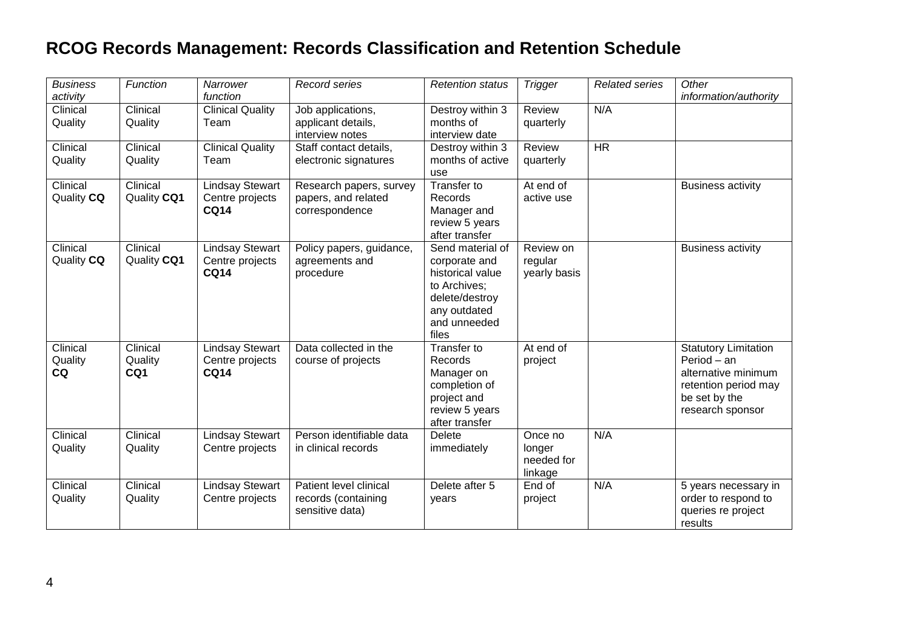# RCOG Records Management: Records Classification and Retention Schedule

| *Business activity* | *Function* | *Narrower function* | *Record series* | *Retention status* | *Trigger* | *Related series* | *Other information/authority* |
|---|---|---|---|---|---|---|---|
| Clinical Quality | Clinical Quality | Clinical Quality Team | Job applications, applicant details, interview notes | Destroy within 3 months of interview date | Review quarterly | N/A | |
| Clinical Quality | Clinical Quality | Clinical Quality Team | Staff contact details, electronic signatures | Destroy within 3 months of active use | Review quarterly | HR | |
| Clinical Quality **CQ** | Clinical Quality **CQ1** | Lindsay Stewart Centre projects **CQ14** | Research papers, survey papers, and related correspondence | Transfer to Records Manager and review 5 years after transfer | At end of active use | | Business activity |
| Clinical Quality **CQ** | Clinical Quality **CQ1** | Lindsay Stewart Centre projects **CQ14** | Policy papers, guidance, agreements and procedure | Send material of corporate and historical value to Archives; delete/destroy any outdated and unneeded files | Review on regular yearly basis | | Business activity |
| Clinical Quality **CQ** | Clinical Quality **CQ1** | Lindsay Stewart Centre projects **CQ14** | Data collected in the course of projects | Transfer to Records Manager on completion of project and review 5 years after transfer | At end of project | | Statutory Limitation Period – an alternative minimum retention period may be set by the research sponsor |
| Clinical Quality | Clinical Quality | Lindsay Stewart Centre projects | Person identifiable data in clinical records | Delete immediately | Once no longer needed for linkage | N/A | |
| Clinical Quality | Clinical Quality | Lindsay Stewart Centre projects | Patient level clinical records (containing sensitive data) | Delete after 5 years | End of project | N/A | 5 years necessary in order to respond to queries re project results |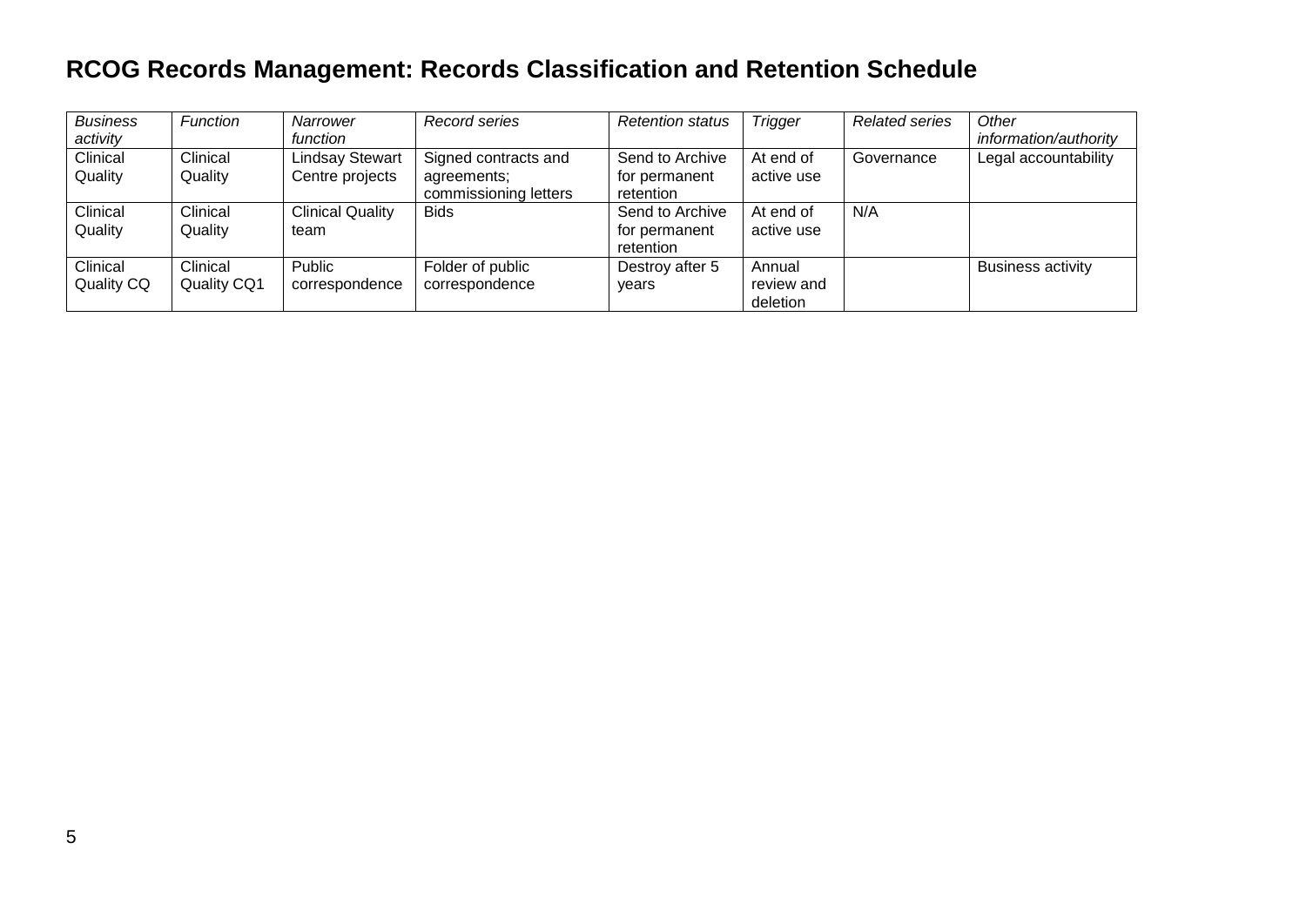# RCOG Records Management: Records Classification and Retention Schedule

| *Business activity* | *Function* | *Narrower function* | *Record series* | *Retention status* | *Trigger* | *Related series* | *Other information/authority* |
|---|---|---|---|---|---|---|---|
| Clinical Quality | Clinical Quality | Lindsay Stewart Centre projects | Signed contracts and agreements; commissioning letters | Send to Archive for permanent retention | At end of active use | Governance | Legal accountability |
| Clinical Quality | Clinical Quality | Clinical Quality team | Bids | Send to Archive for permanent retention | At end of active use | N/A | |
| Clinical Quality CQ | Clinical Quality CQ1 | Public correspondence | Folder of public correspondence | Destroy after 5 years | Annual review and deletion | | Business activity |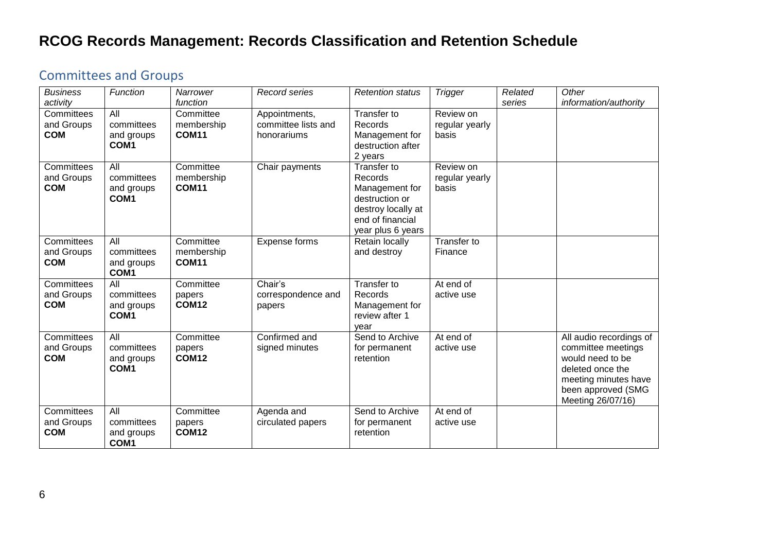# RCOG Records Management: Records Classification and Retention Schedule

## Committees and Groups

| *Business activity* | *Function* | *Narrower function* | *Record series* | *Retention status* | *Trigger* | *Related series* | *Other information/authority* |
|---|---|---|---|---|---|---|---|
| Committees and Groups **COM** | All committees and groups **COM1** | Committee membership **COM11** | Appointments, committee lists and honorariums | Transfer to Records Management for destruction after 2 years | Review on regular yearly basis | | |
| Committees and Groups **COM** | All committees and groups **COM1** | Committee membership **COM11** | Chair payments | Transfer to Records Management for destruction or destroy locally at end of financial year plus 6 years | Review on regular yearly basis | | |
| Committees and Groups **COM** | All committees and groups **COM1** | Committee membership **COM11** | Expense forms | Retain locally and destroy | Transfer to Finance | | |
| Committees and Groups **COM** | All committees and groups **COM1** | Committee papers **COM12** | Chair's correspondence and papers | Transfer to Records Management for review after 1 year | At end of active use | | |
| Committees and Groups **COM** | All committees and groups **COM1** | Committee papers **COM12** | Confirmed and signed minutes | Send to Archive for permanent retention | At end of active use | | All audio recordings of committee meetings would need to be deleted once the meeting minutes have been approved (SMG Meeting 26/07/16) |
| Committees and Groups **COM** | All committees and groups **COM1** | Committee papers **COM12** | Agenda and circulated papers | Send to Archive for permanent retention | At end of active use | | |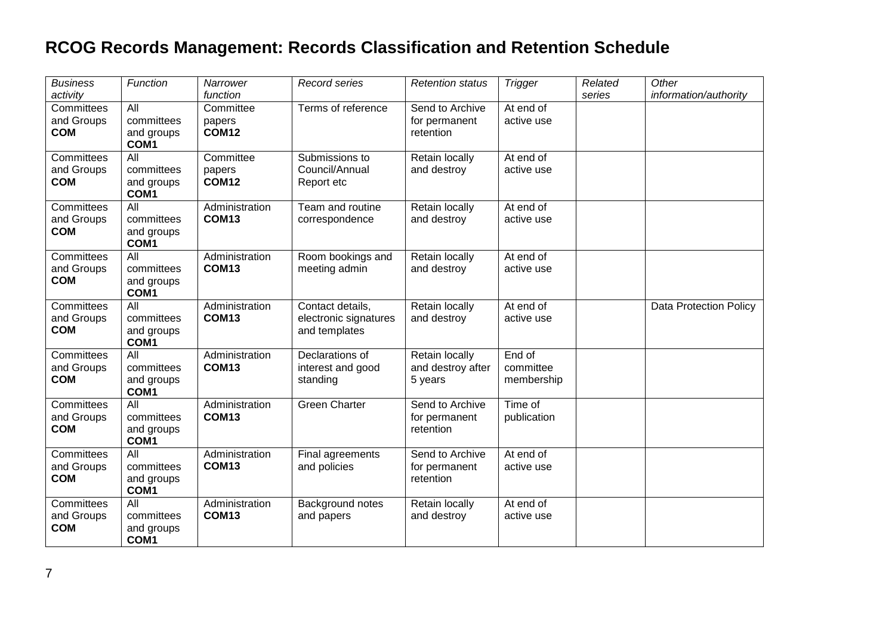# RCOG Records Management: Records Classification and Retention Schedule

| *Business activity* | *Function* | *Narrower function* | *Record series* | *Retention status* | *Trigger* | *Related series* | *Other information/authority* |
|---|---|---|---|---|---|---|---|
| Committees and Groups **COM** | All committees and groups **COM1** | Committee papers **COM12** | Terms of reference | Send to Archive for permanent retention | At end of active use | | |
| Committees and Groups **COM** | All committees and groups **COM1** | Committee papers **COM12** | Submissions to Council/Annual Report etc | Retain locally and destroy | At end of active use | | |
| Committees and Groups **COM** | All committees and groups **COM1** | Administration **COM13** | Team and routine correspondence | Retain locally and destroy | At end of active use | | |
| Committees and Groups **COM** | All committees and groups **COM1** | Administration **COM13** | Room bookings and meeting admin | Retain locally and destroy | At end of active use | | |
| Committees and Groups **COM** | All committees and groups **COM1** | Administration **COM13** | Contact details, electronic signatures and templates | Retain locally and destroy | At end of active use | | Data Protection Policy |
| Committees and Groups **COM** | All committees and groups **COM1** | Administration **COM13** | Declarations of interest and good standing | Retain locally and destroy after 5 years | End of committee membership | | |
| Committees and Groups **COM** | All committees and groups **COM1** | Administration **COM13** | Green Charter | Send to Archive for permanent retention | Time of publication | | |
| Committees and Groups **COM** | All committees and groups **COM1** | Administration **COM13** | Final agreements and policies | Send to Archive for permanent retention | At end of active use | | |
| Committees and Groups **COM** | All committees and groups **COM1** | Administration **COM13** | Background notes and papers | Retain locally and destroy | At end of active use | | |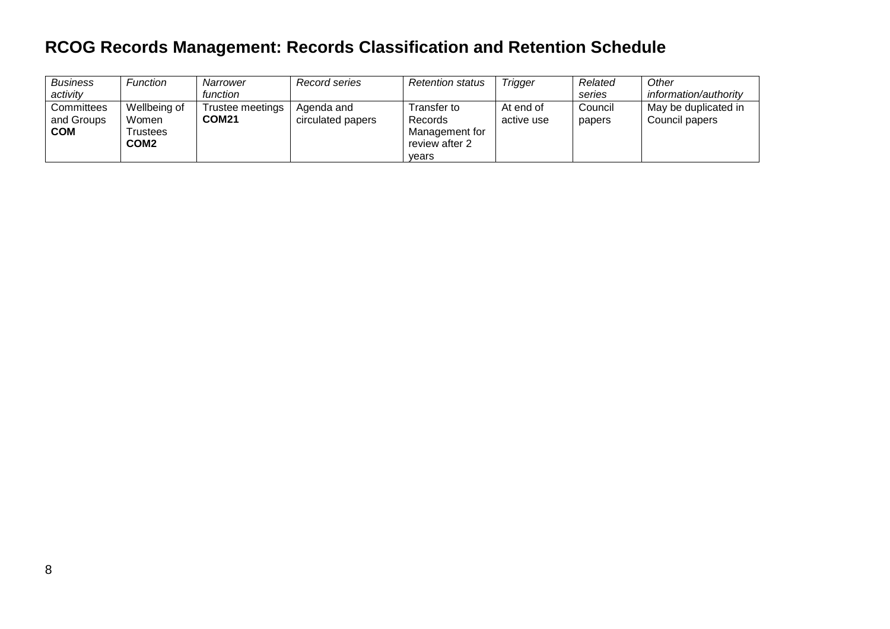# RCOG Records Management: Records Classification and Retention Schedule

| *Business activity* | *Function* | *Narrower function* | *Record series* | *Retention status* | *Trigger* | *Related series* | *Other information/authority* |
|---|---|---|---|---|---|---|---|
| Committees and Groups **COM** | Wellbeing of Women Trustees **COM2** | Trustee meetings **COM21** | Agenda and circulated papers | Transfer to Records Management for review after 2 years | At end of active use | Council papers | May be duplicated in Council papers |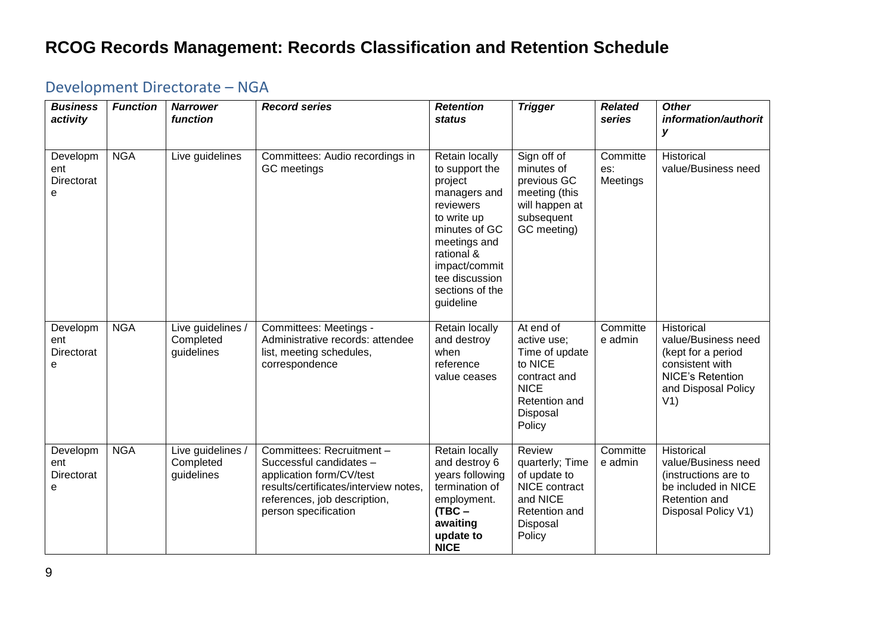# RCOG Records Management: Records Classification and Retention Schedule

## Development Directorate – NGA

| ***Business activity*** | ***Function*** | ***Narrower function*** | ***Record series*** | ***Retention status*** | ***Trigger*** | ***Related series*** | ***Other information/authority*** |
|---|---|---|---|---|---|---|---|
| Development Directorate | NGA | Live guidelines | Committees: Audio recordings in GC meetings | Retain locally to support the project managers and reviewers to write up minutes of GC meetings and rational & impact/committee discussion sections of the guideline | Sign off of minutes of previous GC meeting (this will happen at subsequent GC meeting) | Committees: Meetings | Historical value/Business need |
| Development Directorate | NGA | Live guidelines / Completed guidelines | Committees: Meetings - Administrative records: attendee list, meeting schedules, correspondence | Retain locally and destroy when reference value ceases | At end of active use; Time of update to NICE contract and NICE Retention and Disposal Policy | Committee admin | Historical value/Business need (kept for a period consistent with NICE's Retention and Disposal Policy V1) |
| Development Directorate | NGA | Live guidelines / Completed guidelines | Committees: Recruitment – Successful candidates – application form/CV/test results/certificates/interview notes, references, job description, person specification | Retain locally and destroy 6 years following termination of employment. **(TBC – awaiting update to NICE** | Review quarterly; Time of update to NICE contract and NICE Retention and Disposal Policy | Committee admin | Historical value/Business need (instructions are to be included in NICE Retention and Disposal Policy V1) |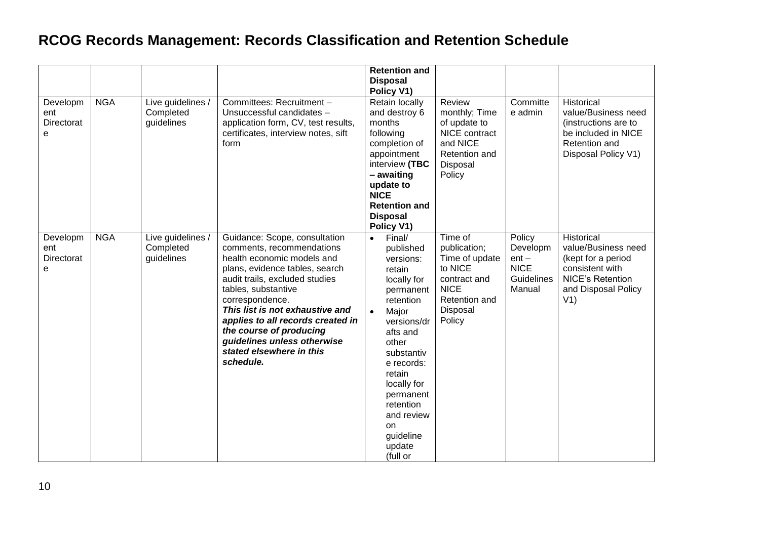# RCOG Records Management: Records Classification and Retention Schedule

| | | | | | | | |
|---|---|---|---|---|---|---|---|
| | | | | **Retention and Disposal Policy V1)** | | | |
| Development Directorate | NGA | Live guidelines / Completed guidelines | Committees: Recruitment – Unsuccessful candidates – application form, CV, test results, certificates, interview notes, sift form | Retain locally and destroy 6 months following completion of appointment interview **(TBC – awaiting update to NICE Retention and Disposal Policy V1)** | Review monthly; Time of update to NICE contract and NICE Retention and Disposal Policy | Committee admin | Historical value/Business need (instructions are to be included in NICE Retention and Disposal Policy V1) |
| Development Directorate | NGA | Live guidelines / Completed guidelines | Guidance: Scope, consultation comments, recommendations health economic models and plans, evidence tables, search audit trails, excluded studies tables, substantive correspondence. ***This list is not exhaustive and applies to all records created in the course of producing guidelines unless otherwise stated elsewhere in this schedule.*** | • Final/ published versions: retain locally for permanent retention<br>• Major versions/drafts and other substantive records: retain locally for permanent retention and review on guideline update (full or | Time of publication; Time of update to NICE contract and NICE Retention and Disposal Policy | Policy Development – NICE Guidelines Manual | Historical value/Business need (kept for a period consistent with NICE's Retention and Disposal Policy V1) |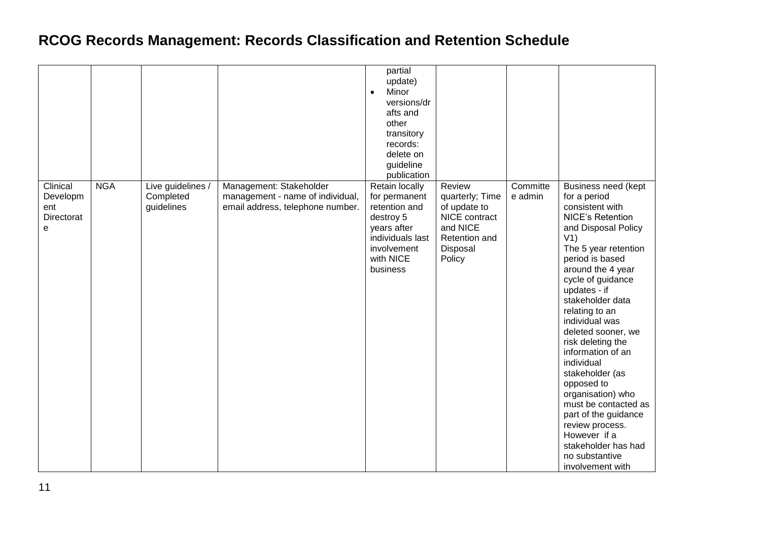# RCOG Records Management: Records Classification and Retention Schedule

| | | | | | | | |
|---|---|---|---|---|---|---|---|
| | | | | partial update)<br>• Minor versions/drafts and other transitory records: delete on guideline publication | | | |
| Clinical Development Directorate | NGA | Live guidelines / Completed guidelines | Management: Stakeholder management - name of individual, email address, telephone number. | Retain locally for permanent retention and destroy 5 years after individuals last involvement with NICE business | Review quarterly; Time of update to NICE contract and NICE Retention and Disposal Policy | Committee admin | Business need (kept for a period consistent with NICE's Retention and Disposal Policy V1)<br>The 5 year retention period is based around the 4 year cycle of guidance updates - if stakeholder data relating to an individual was deleted sooner, we risk deleting the information of an individual stakeholder (as opposed to organisation) who must be contacted as part of the guidance review process. However if a stakeholder has had no substantive involvement with |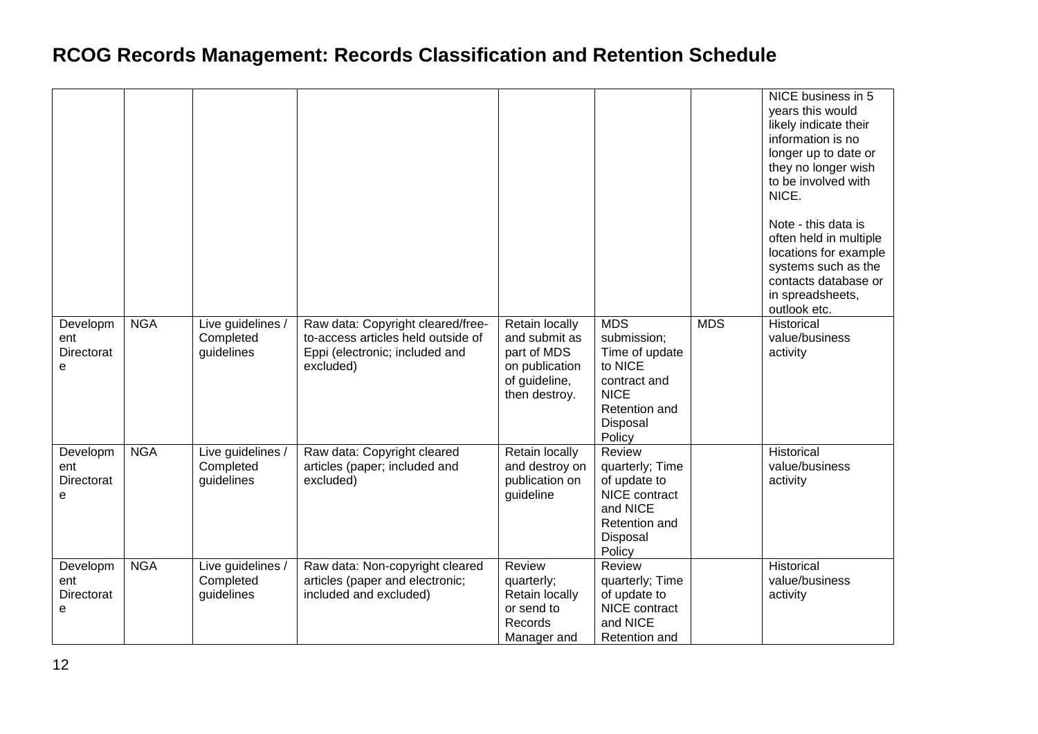# RCOG Records Management: Records Classification and Retention Schedule

| | | | | | | | |
|---|---|---|---|---|---|---|---|
| | | | | | | | NICE business in 5 years this would likely indicate their information is no longer up to date or they no longer wish to be involved with NICE.<br><br>Note - this data is often held in multiple locations for example systems such as the contacts database or in spreadsheets, outlook etc. |
| Development Directorate | NGA | Live guidelines / Completed guidelines | Raw data: Copyright cleared/free-to-access articles held outside of Eppi (electronic; included and excluded) | Retain locally and submit as part of MDS on publication of guideline, then destroy. | MDS submission; Time of update to NICE contract and NICE Retention and Disposal Policy | MDS | Historical value/business activity |
| Development Directorate | NGA | Live guidelines / Completed guidelines | Raw data: Copyright cleared articles (paper; included and excluded) | Retain locally and destroy on publication on guideline | Review quarterly; Time of update to NICE contract and NICE Retention and Disposal Policy | | Historical value/business activity |
| Development Directorate | NGA | Live guidelines / Completed guidelines | Raw data: Non-copyright cleared articles (paper and electronic; included and excluded) | Review quarterly; Retain locally or send to Records Manager and | Review quarterly; Time of update to NICE contract and NICE Retention and | | Historical value/business activity |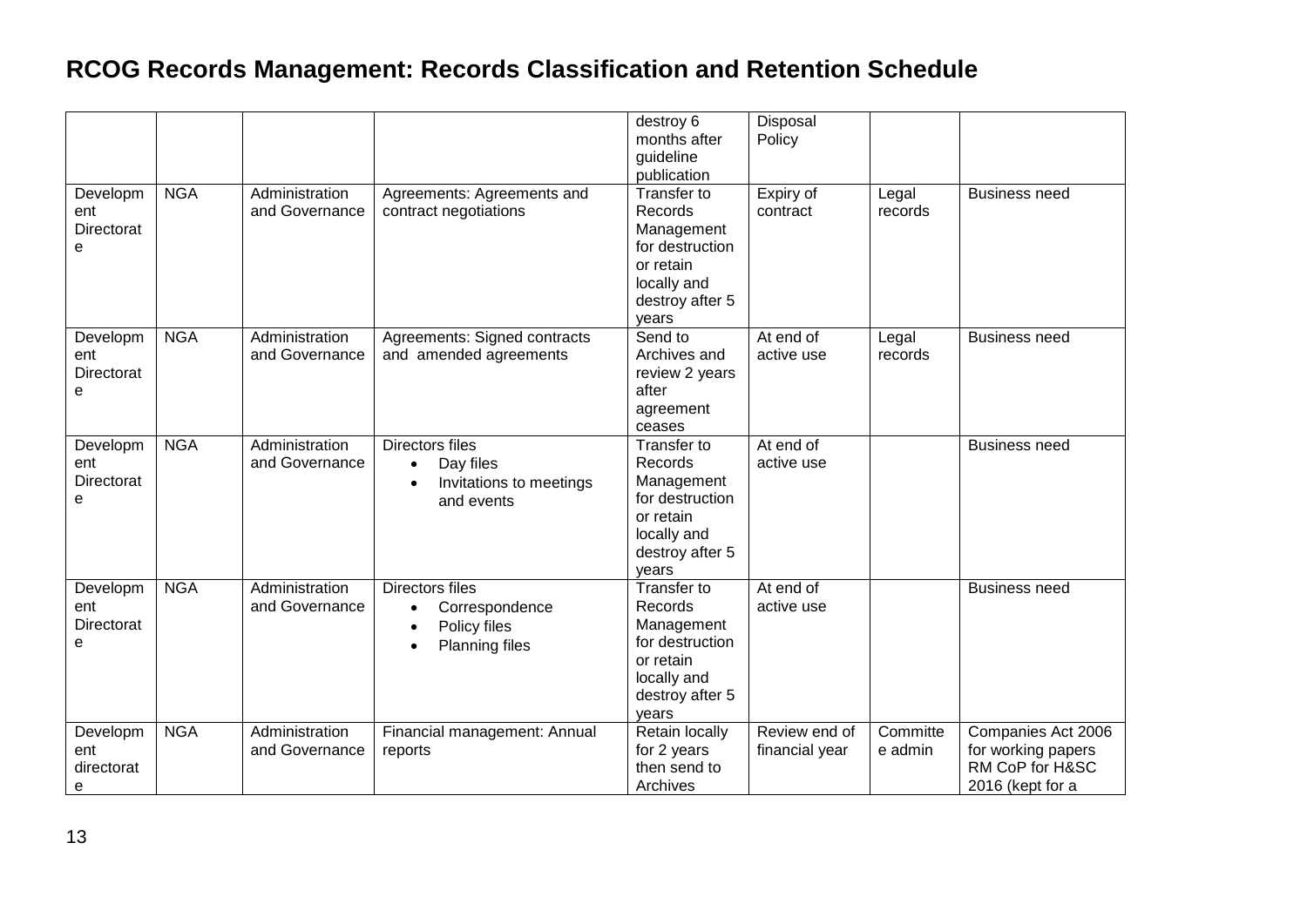# RCOG Records Management: Records Classification and Retention Schedule

| | | | | | | | |
|---|---|---|---|---|---|---|---|
| | | | | destroy 6 months after guideline publication | Disposal Policy | | |
| Development Directorate | NGA | Administration and Governance | Agreements: Agreements and contract negotiations | Transfer to Records Management for destruction or retain locally and destroy after 5 years | Expiry of contract | Legal records | Business need |
| Development Directorate | NGA | Administration and Governance | Agreements: Signed contracts and amended agreements | Send to Archives and review 2 years after agreement ceases | At end of active use | Legal records | Business need |
| Development Directorate | NGA | Administration and Governance | Directors files<br>• Day files<br>• Invitations to meetings and events | Transfer to Records Management for destruction or retain locally and destroy after 5 years | At end of active use | | Business need |
| Development Directorate | NGA | Administration and Governance | Directors files<br>• Correspondence<br>• Policy files<br>• Planning files | Transfer to Records Management for destruction or retain locally and destroy after 5 years | At end of active use | | Business need |
| Development directorate | NGA | Administration and Governance | Financial management: Annual reports | Retain locally for 2 years then send to Archives | Review end of financial year | Committee admin | Companies Act 2006 for working papers RM CoP for H&SC 2016 (kept for a |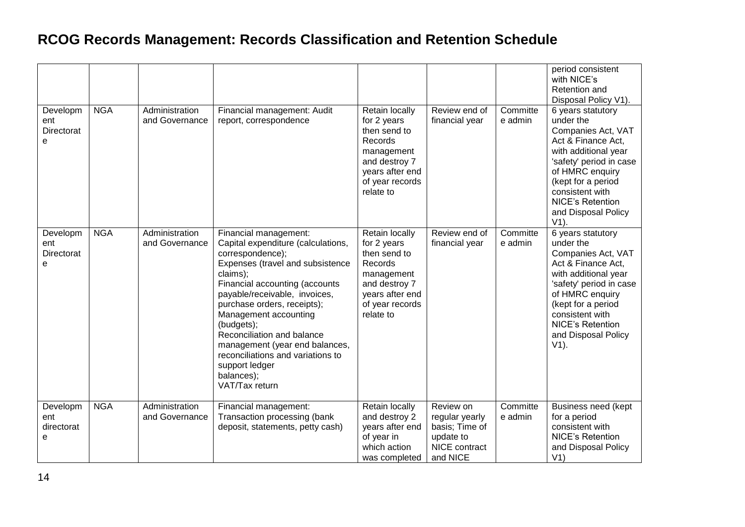# RCOG Records Management: Records Classification and Retention Schedule

| | | | | | | | |
|---|---|---|---|---|---|---|---|
| | | | | | | | period consistent with NICE's Retention and Disposal Policy V1). |
| Development Directorate | NGA | Administration and Governance | Financial management: Audit report, correspondence | Retain locally for 2 years then send to Records management and destroy 7 years after end of year records relate to | Review end of financial year | Committee admin | 6 years statutory under the Companies Act, VAT Act & Finance Act, with additional year 'safety' period in case of HMRC enquiry (kept for a period consistent with NICE's Retention and Disposal Policy V1). |
| Development Directorate | NGA | Administration and Governance | Financial management: Capital expenditure (calculations, correspondence); Expenses (travel and subsistence claims); Financial accounting (accounts payable/receivable, invoices, purchase orders, receipts); Management accounting (budgets); Reconciliation and balance management (year end balances, reconciliations and variations to support ledger balances); VAT/Tax return | Retain locally for 2 years then send to Records management and destroy 7 years after end of year records relate to | Review end of financial year | Committee admin | 6 years statutory under the Companies Act, VAT Act & Finance Act, with additional year 'safety' period in case of HMRC enquiry (kept for a period consistent with NICE's Retention and Disposal Policy V1). |
| Development directorate | NGA | Administration and Governance | Financial management: Transaction processing (bank deposit, statements, petty cash) | Retain locally and destroy 2 years after end of year in which action was completed | Review on regular yearly basis; Time of update to NICE contract and NICE | Committee admin | Business need (kept for a period consistent with NICE's Retention and Disposal Policy V1) |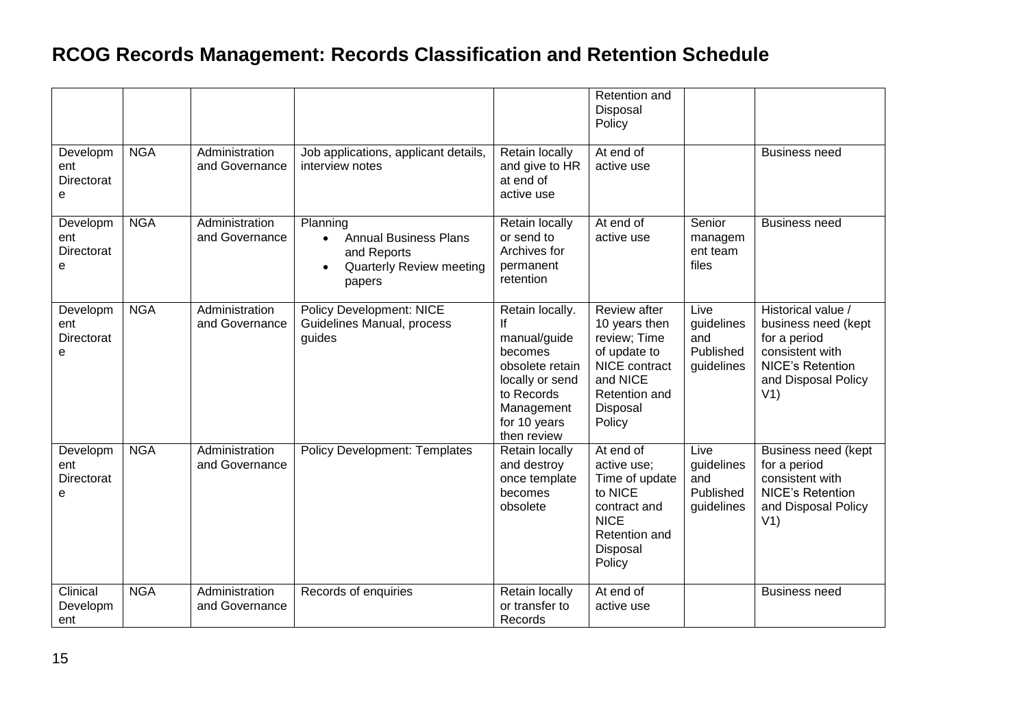# RCOG Records Management: Records Classification and Retention Schedule

| | | | | | | | |
|---|---|---|---|---|---|---|---|
| | | | | | Retention and Disposal Policy | | |
| Development Directorate | NGA | Administration and Governance | Job applications, applicant details, interview notes | Retain locally and give to HR at end of active use | At end of active use | | Business need |
| Development Directorate | NGA | Administration and Governance | Planning<br>• Annual Business Plans and Reports<br>• Quarterly Review meeting papers | Retain locally or send to Archives for permanent retention | At end of active use | Senior management team files | Business need |
| Development Directorate | NGA | Administration and Governance | Policy Development: NICE Guidelines Manual, process guides | Retain locally. If manual/guide becomes obsolete retain locally or send to Records Management for 10 years then review | Review after 10 years then review; Time of update to NICE contract and NICE Retention and Disposal Policy | Live guidelines and Published guidelines | Historical value / business need (kept for a period consistent with NICE's Retention and Disposal Policy V1) |
| Development Directorate | NGA | Administration and Governance | Policy Development: Templates | Retain locally and destroy once template becomes obsolete | At end of active use; Time of update to NICE contract and NICE Retention and Disposal Policy | Live guidelines and Published guidelines | Business need (kept for a period consistent with NICE Retention and Disposal Policy V1) |
| Clinical Development | NGA | Administration and Governance | Records of enquiries | Retain locally or transfer to Records | At end of active use | | Business need |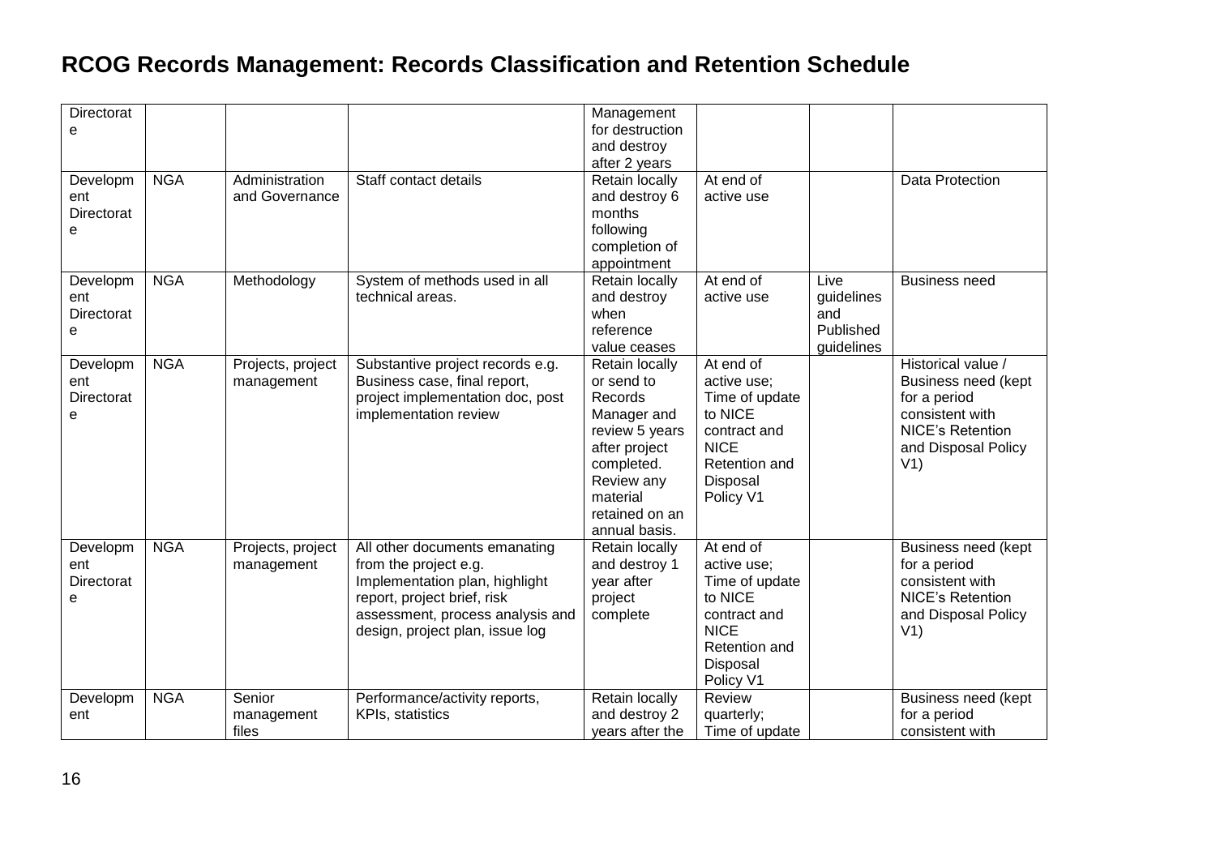# RCOG Records Management: Records Classification and Retention Schedule

| | | | | | | | |
|---|---|---|---|---|---|---|---|
| Directorate | | | | Management for destruction and destroy after 2 years | | | |
| Development Directorate | NGA | Administration and Governance | Staff contact details | Retain locally and destroy 6 months following completion of appointment | At end of active use | | Data Protection |
| Development Directorate | NGA | Methodology | System of methods used in all technical areas. | Retain locally and destroy when reference value ceases | At end of active use | Live guidelines and Published guidelines | Business need |
| Development Directorate | NGA | Projects, project management | Substantive project records e.g. Business case, final report, project implementation doc, post implementation review | Retain locally or send to Records Manager and review 5 years after project completed. Review any material retained on an annual basis. | At end of active use; Time of update to NICE contract and NICE Retention and Disposal Policy V1 | | Historical value / Business need (kept for a period consistent with NICE's Retention and Disposal Policy V1) |
| Development Directorate | NGA | Projects, project management | All other documents emanating from the project e.g. Implementation plan, highlight report, project brief, risk assessment, process analysis and design, project plan, issue log | Retain locally and destroy 1 year after project complete | At end of active use; Time of update to NICE contract and NICE Retention and Disposal Policy V1 | | Business need (kept for a period consistent with NICE's Retention and Disposal Policy V1) |
| Development | NGA | Senior management files | Performance/activity reports, KPIs, statistics | Retain locally and destroy 2 years after the | Review quarterly; Time of update | | Business need (kept for a period consistent with |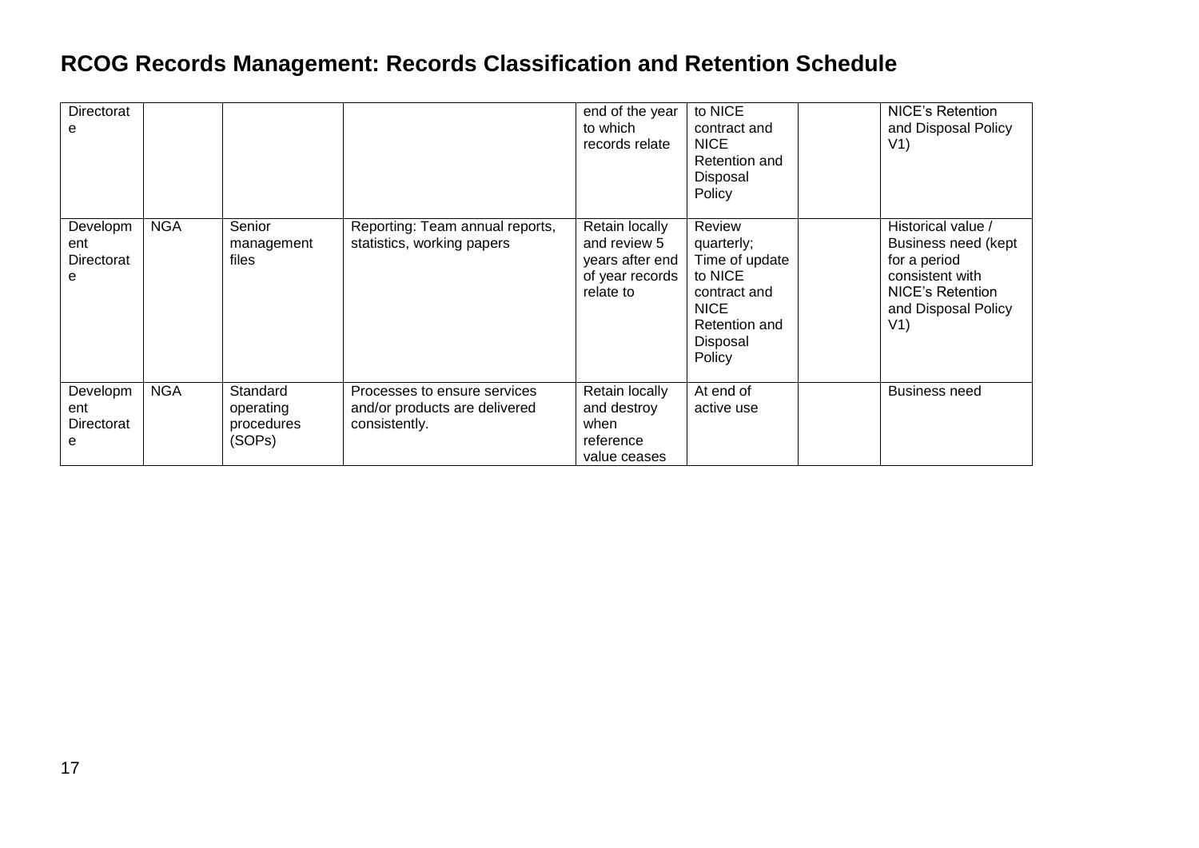# RCOG Records Management: Records Classification and Retention Schedule

| | | | | | | | |
|---|---|---|---|---|---|---|---|
| Directorate | | | | end of the year to which records relate | to NICE contract and NICE Retention and Disposal Policy | | NICE's Retention and Disposal Policy V1) |
| Development Directorate | NGA | Senior management files | Reporting: Team annual reports, statistics, working papers | Retain locally and review 5 years after end of year records relate to | Review quarterly; Time of update to NICE contract and NICE Retention and Disposal Policy | | Historical value / Business need (kept for a period consistent with NICE's Retention and Disposal Policy V1) |
| Development Directorate | NGA | Standard operating procedures (SOPs) | Processes to ensure services and/or products are delivered consistently. | Retain locally and destroy when reference value ceases | At end of active use | | Business need |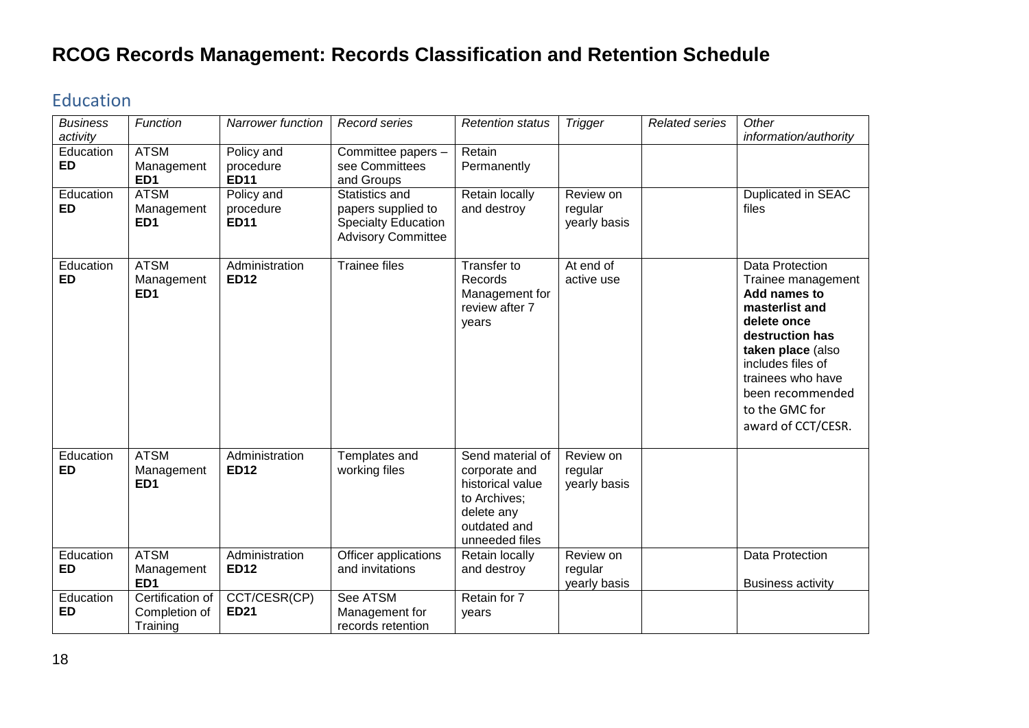# RCOG Records Management: Records Classification and Retention Schedule

## Education

| *Business activity* | *Function* | *Narrower function* | *Record series* | *Retention status* | *Trigger* | *Related series* | *Other information/authority* |
|---|---|---|---|---|---|---|---|
| Education **ED** | ATSM Management **ED1** | Policy and procedure **ED11** | Committee papers – see Committees and Groups | Retain Permanently | | | |
| Education **ED** | ATSM Management **ED1** | Policy and procedure **ED11** | Statistics and papers supplied to Specialty Education Advisory Committee | Retain locally and destroy | Review on regular yearly basis | | Duplicated in SEAC files |
| Education **ED** | ATSM Management **ED1** | Administration **ED12** | Trainee files | Transfer to Records Management for review after 7 years | At end of active use | | Data Protection Trainee management **Add names to masterlist and delete once destruction has taken place** (also includes files of trainees who have been recommended to the GMC for award of CCT/CESR. |
| Education **ED** | ATSM Management **ED1** | Administration **ED12** | Templates and working files | Send material of corporate and historical value to Archives; delete any outdated and unneeded files | Review on regular yearly basis | | |
| Education **ED** | ATSM Management **ED1** | Administration **ED12** | Officer applications and invitations | Retain locally and destroy | Review on regular yearly basis | | Data Protection<br><br>Business activity |
| Education **ED** | Certification of Completion of Training | CCT/CESR(CP) **ED21** | See ATSM Management for records retention | Retain for 7 years | | | |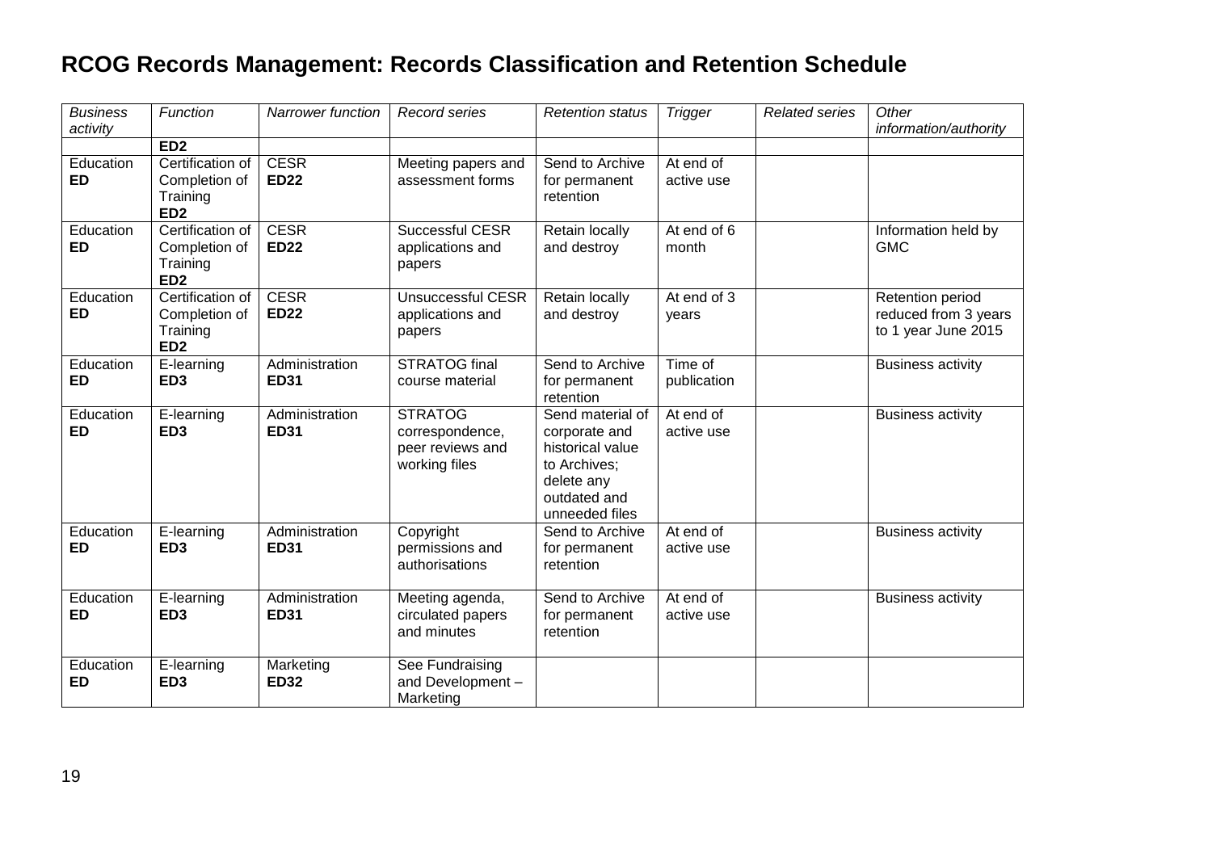# RCOG Records Management: Records Classification and Retention Schedule

| *Business activity* | *Function* | *Narrower function* | *Record series* | *Retention status* | *Trigger* | *Related series* | *Other information/authority* |
|---|---|---|---|---|---|---|---|
| | **ED2** | | | | | | |
| Education **ED** | Certification of Completion of Training **ED2** | CESR **ED22** | Meeting papers and assessment forms | Send to Archive for permanent retention | At end of active use | | |
| Education **ED** | Certification of Completion of Training **ED2** | CESR **ED22** | Successful CESR applications and papers | Retain locally and destroy | At end of 6 month | | Information held by GMC |
| Education **ED** | Certification of Completion of Training **ED2** | CESR **ED22** | Unsuccessful CESR applications and papers | Retain locally and destroy | At end of 3 years | | Retention period reduced from 3 years to 1 year June 2015 |
| Education **ED** | E-learning **ED3** | Administration **ED31** | STRATOG final course material | Send to Archive for permanent retention | Time of publication | | Business activity |
| Education **ED** | E-learning **ED3** | Administration **ED31** | STRATOG correspondence, peer reviews and working files | Send material of corporate and historical value to Archives; delete any outdated and unneeded files | At end of active use | | Business activity |
| Education **ED** | E-learning **ED3** | Administration **ED31** | Copyright permissions and authorisations | Send to Archive for permanent retention | At end of active use | | Business activity |
| Education **ED** | E-learning **ED3** | Administration **ED31** | Meeting agenda, circulated papers and minutes | Send to Archive for permanent retention | At end of active use | | Business activity |
| Education **ED** | E-learning **ED3** | Marketing **ED32** | See Fundraising and Development – Marketing | | | | |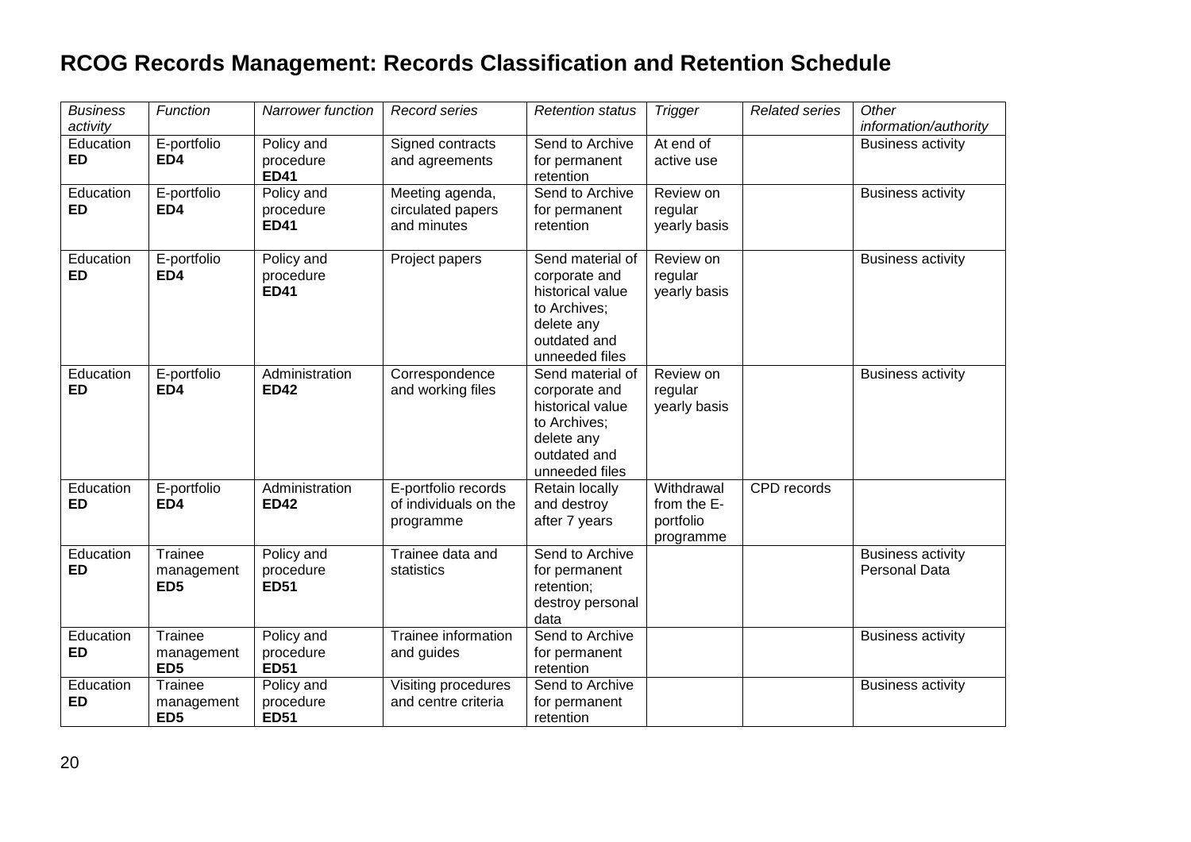# RCOG Records Management: Records Classification and Retention Schedule

| *Business activity* | *Function* | *Narrower function* | *Record series* | *Retention status* | *Trigger* | *Related series* | *Other information/authority* |
|---|---|---|---|---|---|---|---|
| Education **ED** | E-portfolio **ED4** | Policy and procedure **ED41** | Signed contracts and agreements | Send to Archive for permanent retention | At end of active use | | Business activity |
| Education **ED** | E-portfolio **ED4** | Policy and procedure **ED41** | Meeting agenda, circulated papers and minutes | Send to Archive for permanent retention | Review on regular yearly basis | | Business activity |
| Education **ED** | E-portfolio **ED4** | Policy and procedure **ED41** | Project papers | Send material of corporate and historical value to Archives; delete any outdated and unneeded files | Review on regular yearly basis | | Business activity |
| Education **ED** | E-portfolio **ED4** | Administration **ED42** | Correspondence and working files | Send material of corporate and historical value to Archives; delete any outdated and unneeded files | Review on regular yearly basis | | Business activity |
| Education **ED** | E-portfolio **ED4** | Administration **ED42** | E-portfolio records of individuals on the programme | Retain locally and destroy after 7 years | Withdrawal from the E-portfolio programme | CPD records | |
| Education **ED** | Trainee management **ED5** | Policy and procedure **ED51** | Trainee data and statistics | Send to Archive for permanent retention; destroy personal data | | | Business activity Personal Data |
| Education **ED** | Trainee management **ED5** | Policy and procedure **ED51** | Trainee information and guides | Send to Archive for permanent retention | | | Business activity |
| Education **ED** | Trainee management **ED5** | Policy and procedure **ED51** | Visiting procedures and centre criteria | Send to Archive for permanent retention | | | Business activity |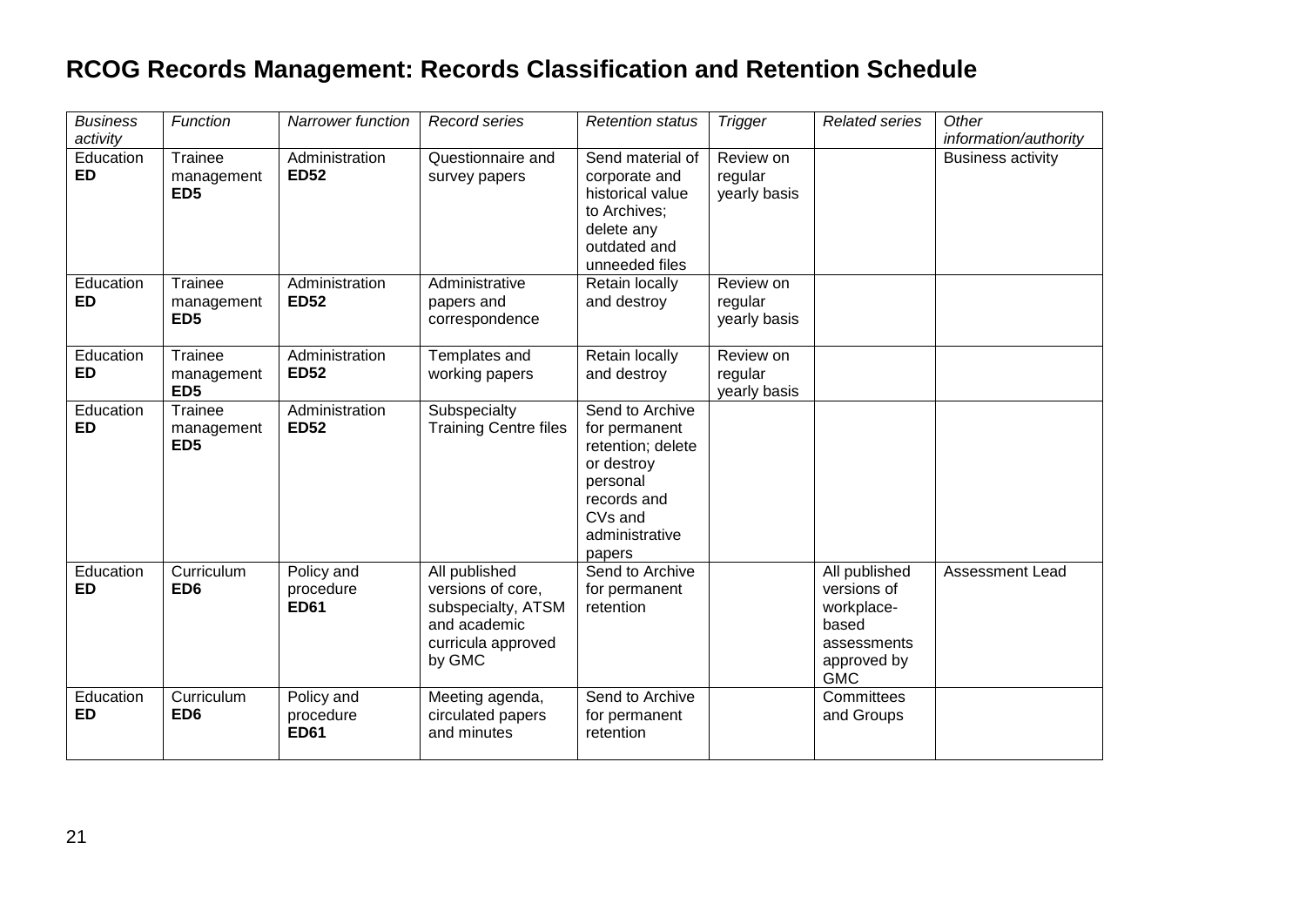# RCOG Records Management: Records Classification and Retention Schedule

| *Business activity* | *Function* | *Narrower function* | *Record series* | *Retention status* | *Trigger* | *Related series* | *Other information/authority* |
|---|---|---|---|---|---|---|---|
| Education **ED** | Trainee management **ED5** | Administration **ED52** | Questionnaire and survey papers | Send material of corporate and historical value to Archives; delete any outdated and unneeded files | Review on regular yearly basis | | Business activity |
| Education **ED** | Trainee management **ED5** | Administration **ED52** | Administrative papers and correspondence | Retain locally and destroy | Review on regular yearly basis | | |
| Education **ED** | Trainee management **ED5** | Administration **ED52** | Templates and working papers | Retain locally and destroy | Review on regular yearly basis | | |
| Education **ED** | Trainee management **ED5** | Administration **ED52** | Subspecialty Training Centre files | Send to Archive for permanent retention; delete or destroy personal records and CVs and administrative papers | | | |
| Education **ED** | Curriculum **ED6** | Policy and procedure **ED61** | All published versions of core, subspecialty, ATSM and academic curricula approved by GMC | Send to Archive for permanent retention | | All published versions of workplace-based assessments approved by GMC | Assessment Lead |
| Education **ED** | Curriculum **ED6** | Policy and procedure **ED61** | Meeting agenda, circulated papers and minutes | Send to Archive for permanent retention | | Committees and Groups | |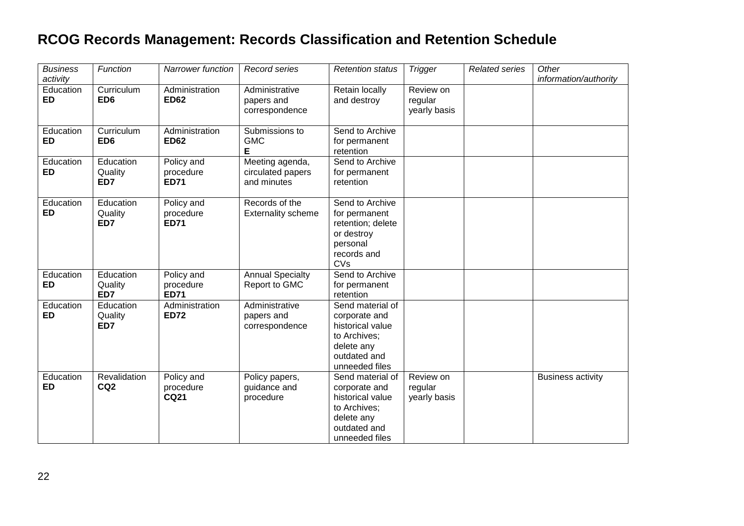# RCOG Records Management: Records Classification and Retention Schedule

| *Business activity* | *Function* | *Narrower function* | *Record series* | *Retention status* | *Trigger* | *Related series* | *Other information/authority* |
|---|---|---|---|---|---|---|---|
| Education **ED** | Curriculum **ED6** | Administration **ED62** | Administrative papers and correspondence | Retain locally and destroy | Review on regular yearly basis | | |
| Education **ED** | Curriculum **ED6** | Administration **ED62** | Submissions to GMC **E** | Send to Archive for permanent retention | | | |
| Education **ED** | Education Quality **ED7** | Policy and procedure **ED71** | Meeting agenda, circulated papers and minutes | Send to Archive for permanent retention | | | |
| Education **ED** | Education Quality **ED7** | Policy and procedure **ED71** | Records of the Externality scheme | Send to Archive for permanent retention; delete or destroy personal records and CVs | | | |
| Education **ED** | Education Quality **ED7** | Policy and procedure **ED71** | Annual Specialty Report to GMC | Send to Archive for permanent retention | | | |
| Education **ED** | Education Quality **ED7** | Administration **ED72** | Administrative papers and correspondence | Send material of corporate and historical value to Archives; delete any outdated and unneeded files | | | |
| Education **ED** | Revalidation **CQ2** | Policy and procedure **CQ21** | Policy papers, guidance and procedure | Send material of corporate and historical value to Archives; delete any outdated and unneeded files | Review on regular yearly basis | | Business activity |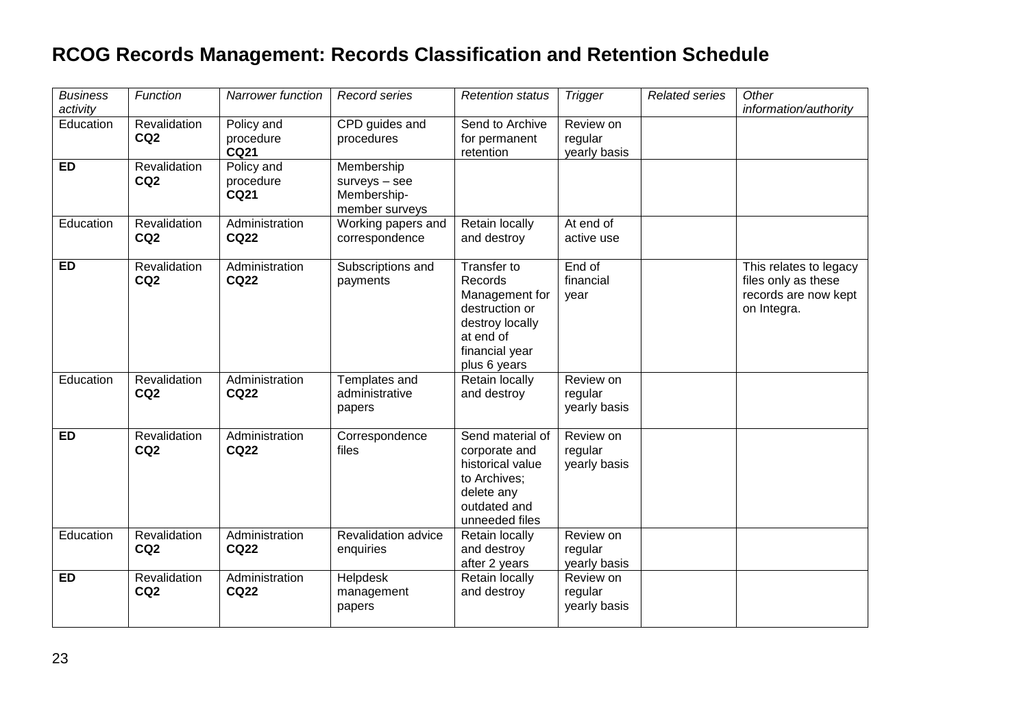# RCOG Records Management: Records Classification and Retention Schedule

| *Business activity* | *Function* | *Narrower function* | *Record series* | *Retention status* | *Trigger* | *Related series* | *Other information/authority* |
|---|---|---|---|---|---|---|---|
| Education | Revalidation **CQ2** | Policy and procedure **CQ21** | CPD guides and procedures | Send to Archive for permanent retention | Review on regular yearly basis | | |
| **ED** | Revalidation **CQ2** | Policy and procedure **CQ21** | Membership surveys – see Membership-member surveys | | | | |
| Education | Revalidation **CQ2** | Administration **CQ22** | Working papers and correspondence | Retain locally and destroy | At end of active use | | |
| **ED** | Revalidation **CQ2** | Administration **CQ22** | Subscriptions and payments | Transfer to Records Management for destruction or destroy locally at end of financial year plus 6 years | End of financial year | | This relates to legacy files only as these records are now kept on Integra. |
| Education | Revalidation **CQ2** | Administration **CQ22** | Templates and administrative papers | Retain locally and destroy | Review on regular yearly basis | | |
| **ED** | Revalidation **CQ2** | Administration **CQ22** | Correspondence files | Send material of corporate and historical value to Archives; delete any outdated and unneeded files | Review on regular yearly basis | | |
| Education | Revalidation **CQ2** | Administration **CQ22** | Revalidation advice enquiries | Retain locally and destroy after 2 years | Review on regular yearly basis | | |
| **ED** | Revalidation **CQ2** | Administration **CQ22** | Helpdesk management papers | Retain locally and destroy | Review on regular yearly basis | | |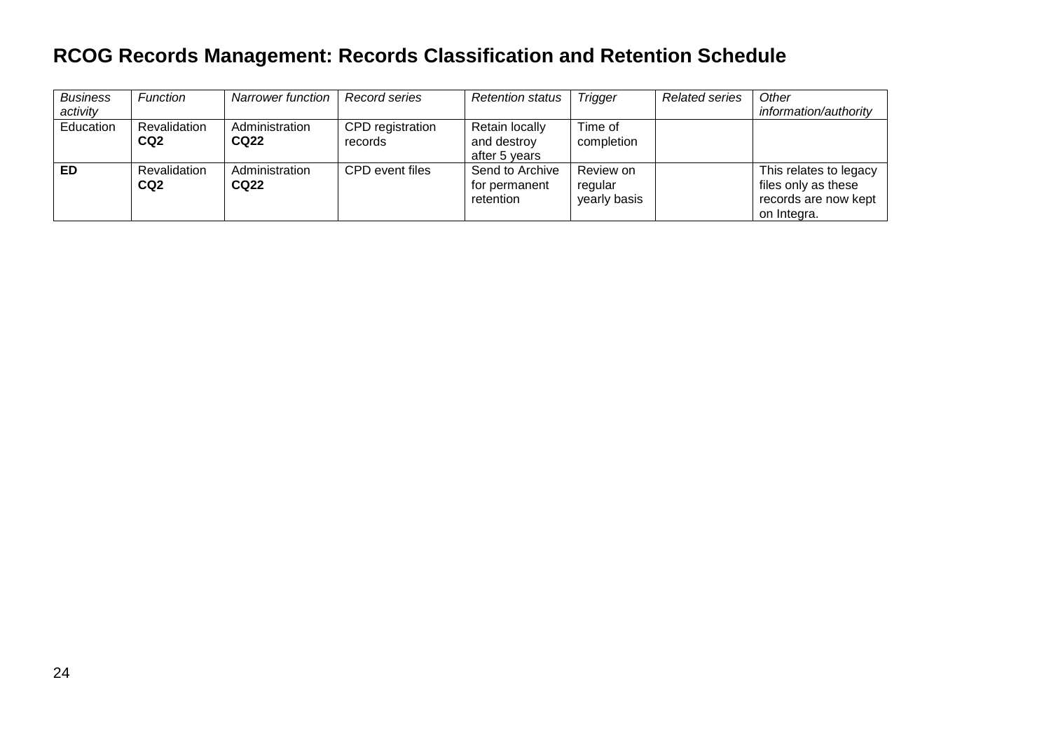# RCOG Records Management: Records Classification and Retention Schedule

| *Business activity* | *Function* | *Narrower function* | *Record series* | *Retention status* | *Trigger* | *Related series* | *Other information/authority* |
|---|---|---|---|---|---|---|---|
| Education | Revalidation **CQ2** | Administration **CQ22** | CPD registration records | Retain locally and destroy after 5 years | Time of completion | | |
| **ED** | Revalidation **CQ2** | Administration **CQ22** | CPD event files | Send to Archive for permanent retention | Review on regular yearly basis | | This relates to legacy files only as these records are now kept on Integra. |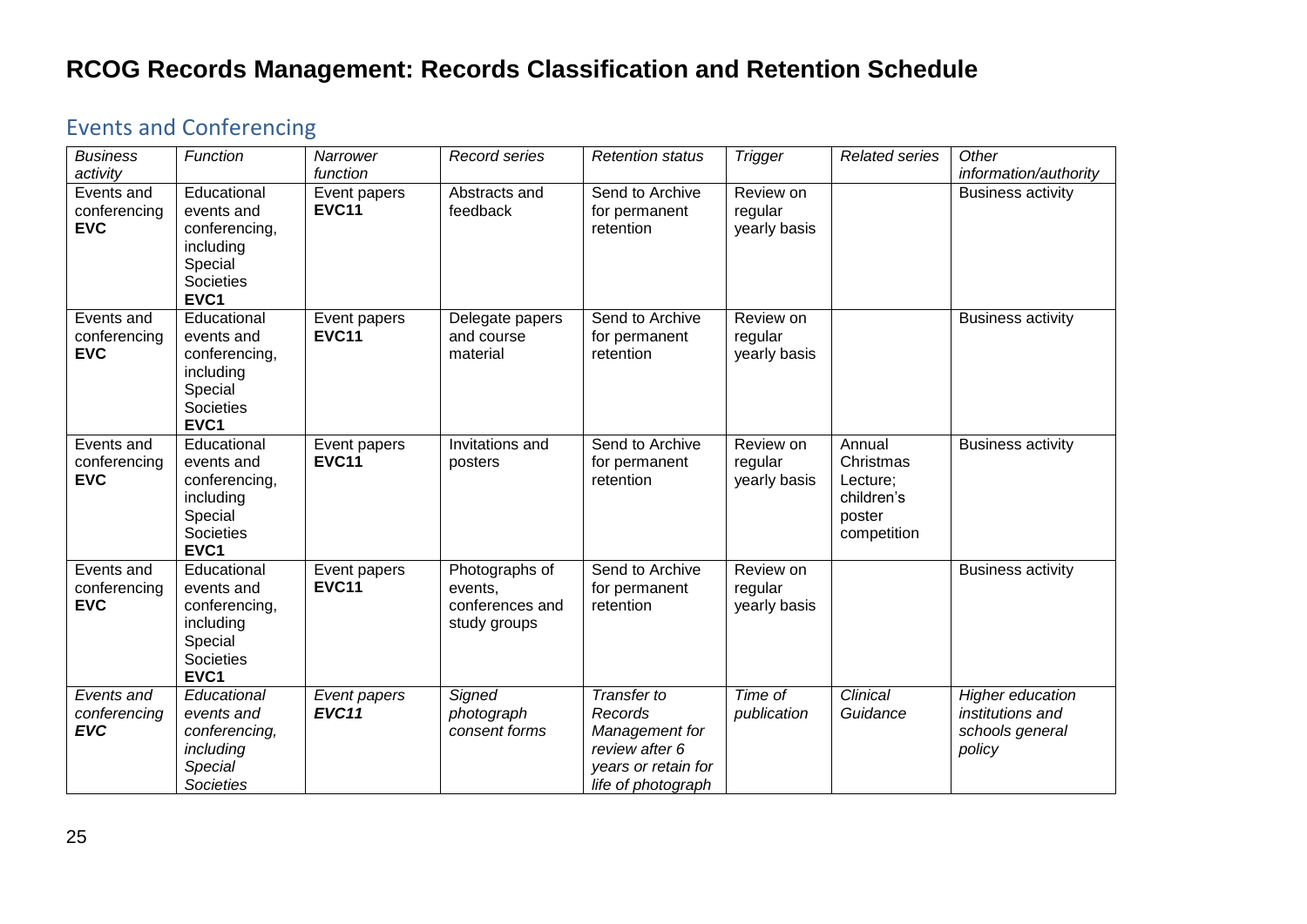# RCOG Records Management: Records Classification and Retention Schedule

## Events and Conferencing

| *Business activity* | *Function* | *Narrower function* | *Record series* | *Retention status* | *Trigger* | *Related series* | *Other information/authority* |
|---|---|---|---|---|---|---|---|
| Events and conferencing **EVC** | Educational events and conferencing, including Special Societies **EVC1** | Event papers **EVC11** | Abstracts and feedback | Send to Archive for permanent retention | Review on regular yearly basis | | Business activity |
| Events and conferencing **EVC** | Educational events and conferencing, including Special Societies **EVC1** | Event papers **EVC11** | Delegate papers and course material | Send to Archive for permanent retention | Review on regular yearly basis | | Business activity |
| Events and conferencing **EVC** | Educational events and conferencing, including Special Societies **EVC1** | Event papers **EVC11** | Invitations and posters | Send to Archive for permanent retention | Review on regular yearly basis | Annual Christmas Lecture; children's poster competition | Business activity |
| Events and conferencing **EVC** | Educational events and conferencing, including Special Societies **EVC1** | Event papers **EVC11** | Photographs of events, conferences and study groups | Send to Archive for permanent retention | Review on regular yearly basis | | Business activity |
| *Events and conferencing* ***EVC*** | *Educational events and conferencing, including Special Societies* | *Event papers* ***EVC11*** | *Signed photograph consent forms* | *Transfer to Records Management for review after 6 years or retain for life of photograph* | *Time of publication* | *Clinical Guidance* | *Higher education institutions and schools general policy* |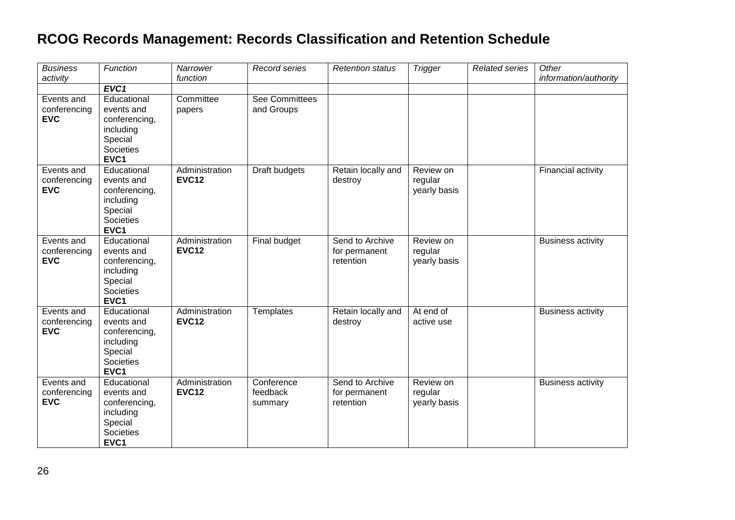# RCOG Records Management: Records Classification and Retention Schedule

| *Business activity* | *Function* | *Narrower function* | *Record series* | *Retention status* | *Trigger* | *Related series* | *Other information/authority* |
|---|---|---|---|---|---|---|---|
| | ***EVC1*** | | | | | | |
| Events and conferencing **EVC** | Educational events and conferencing, including Special Societies **EVC1** | Committee papers | See Committees and Groups | | | | |
| Events and conferencing **EVC** | Educational events and conferencing, including Special Societies **EVC1** | Administration **EVC12** | Draft budgets | Retain locally and destroy | Review on regular yearly basis | | Financial activity |
| Events and conferencing **EVC** | Educational events and conferencing, including Special Societies **EVC1** | Administration **EVC12** | Final budget | Send to Archive for permanent retention | Review on regular yearly basis | | Business activity |
| Events and conferencing **EVC** | Educational events and conferencing, including Special Societies **EVC1** | Administration **EVC12** | Templates | Retain locally and destroy | At end of active use | | Business activity |
| Events and conferencing **EVC** | Educational events and conferencing, including Special Societies **EVC1** | Administration **EVC12** | Conference feedback summary | Send to Archive for permanent retention | Review on regular yearly basis | | Business activity |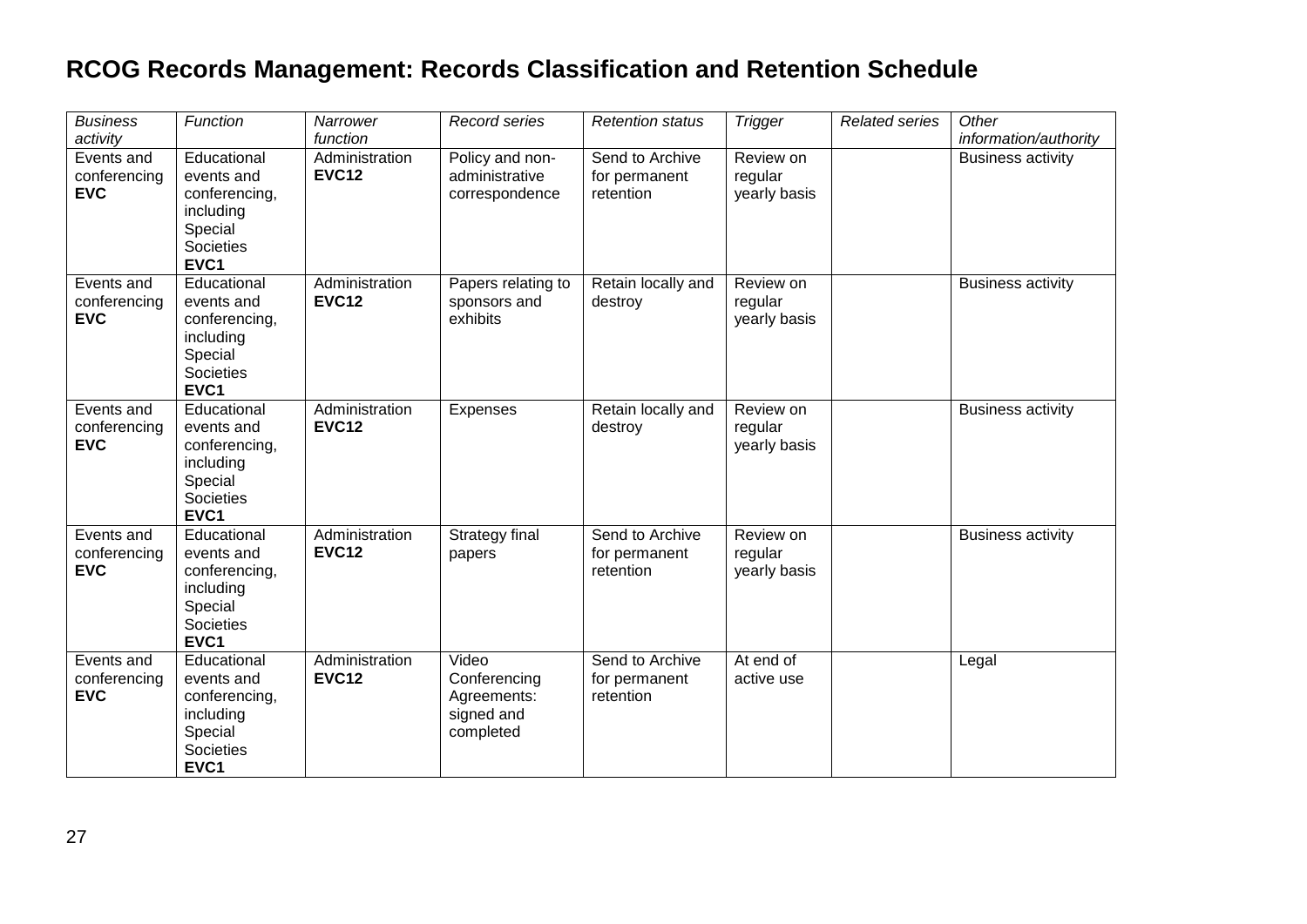# RCOG Records Management: Records Classification and Retention Schedule

| *Business activity* | *Function* | *Narrower function* | *Record series* | *Retention status* | *Trigger* | *Related series* | *Other information/authority* |
|---|---|---|---|---|---|---|---|
| Events and conferencing **EVC** | Educational events and conferencing, including Special Societies **EVC1** | Administration **EVC12** | Policy and non-administrative correspondence | Send to Archive for permanent retention | Review on regular yearly basis | | Business activity |
| Events and conferencing **EVC** | Educational events and conferencing, including Special Societies **EVC1** | Administration **EVC12** | Papers relating to sponsors and exhibits | Retain locally and destroy | Review on regular yearly basis | | Business activity |
| Events and conferencing **EVC** | Educational events and conferencing, including Special Societies **EVC1** | Administration **EVC12** | Expenses | Retain locally and destroy | Review on regular yearly basis | | Business activity |
| Events and conferencing **EVC** | Educational events and conferencing, including Special Societies **EVC1** | Administration **EVC12** | Strategy final papers | Send to Archive for permanent retention | Review on regular yearly basis | | Business activity |
| Events and conferencing **EVC** | Educational events and conferencing, including Special Societies **EVC1** | Administration **EVC12** | Video Conferencing Agreements: signed and completed | Send to Archive for permanent retention | At end of active use | | Legal |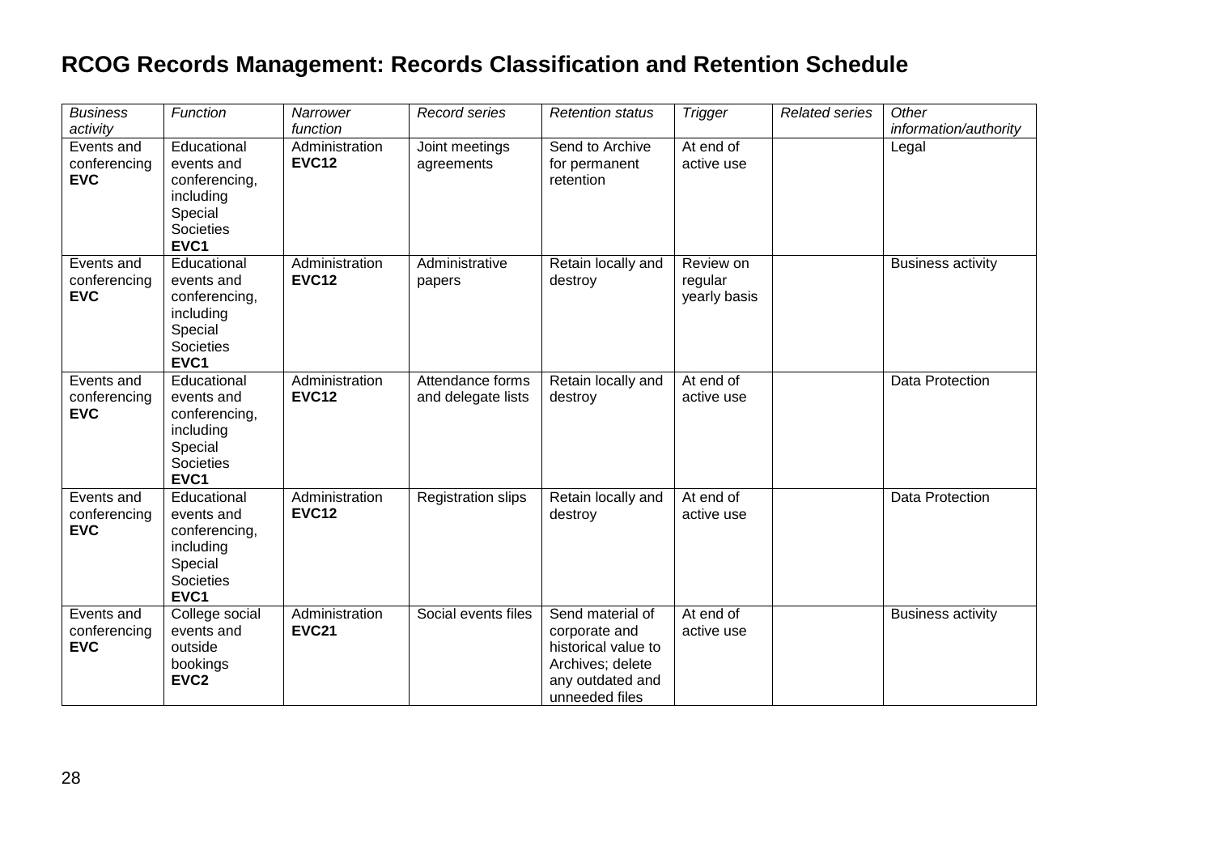# RCOG Records Management: Records Classification and Retention Schedule

| *Business activity* | *Function* | *Narrower function* | *Record series* | *Retention status* | *Trigger* | *Related series* | *Other information/authority* |
|---|---|---|---|---|---|---|---|
| Events and conferencing **EVC** | Educational events and conferencing, including Special Societies **EVC1** | Administration **EVC12** | Joint meetings agreements | Send to Archive for permanent retention | At end of active use | | Legal |
| Events and conferencing **EVC** | Educational events and conferencing, including Special Societies **EVC1** | Administration **EVC12** | Administrative papers | Retain locally and destroy | Review on regular yearly basis | | Business activity |
| Events and conferencing **EVC** | Educational events and conferencing, including Special Societies **EVC1** | Administration **EVC12** | Attendance forms and delegate lists | Retain locally and destroy | At end of active use | | Data Protection |
| Events and conferencing **EVC** | Educational events and conferencing, including Special Societies **EVC1** | Administration **EVC12** | Registration slips | Retain locally and destroy | At end of active use | | Data Protection |
| Events and conferencing **EVC** | College social events and outside bookings **EVC2** | Administration **EVC21** | Social events files | Send material of corporate and historical value to Archives; delete any outdated and unneeded files | At end of active use | | Business activity |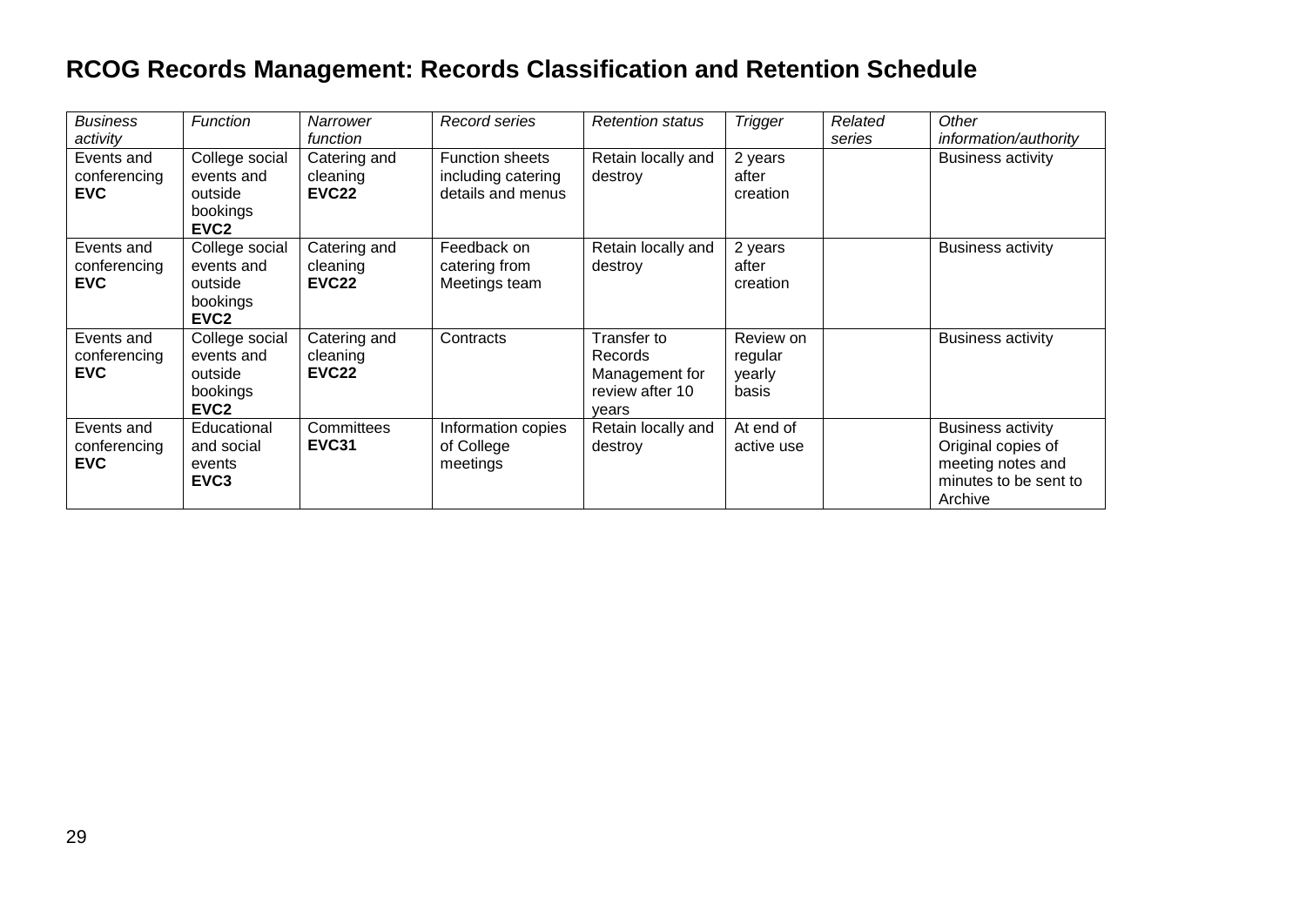# RCOG Records Management: Records Classification and Retention Schedule

| *Business activity* | *Function* | *Narrower function* | *Record series* | *Retention status* | *Trigger* | *Related series* | *Other information/authority* |
|---|---|---|---|---|---|---|---|
| Events and conferencing **EVC** | College social events and outside bookings **EVC2** | Catering and cleaning **EVC22** | Function sheets including catering details and menus | Retain locally and destroy | 2 years after creation | | Business activity |
| Events and conferencing **EVC** | College social events and outside bookings **EVC2** | Catering and cleaning **EVC22** | Feedback on catering from Meetings team | Retain locally and destroy | 2 years after creation | | Business activity |
| Events and conferencing **EVC** | College social events and outside bookings **EVC2** | Catering and cleaning **EVC22** | Contracts | Transfer to Records Management for review after 10 years | Review on regular yearly basis | | Business activity |
| Events and conferencing **EVC** | Educational and social events **EVC3** | Committees **EVC31** | Information copies of College meetings | Retain locally and destroy | At end of active use | | Business activity Original copies of meeting notes and minutes to be sent to Archive |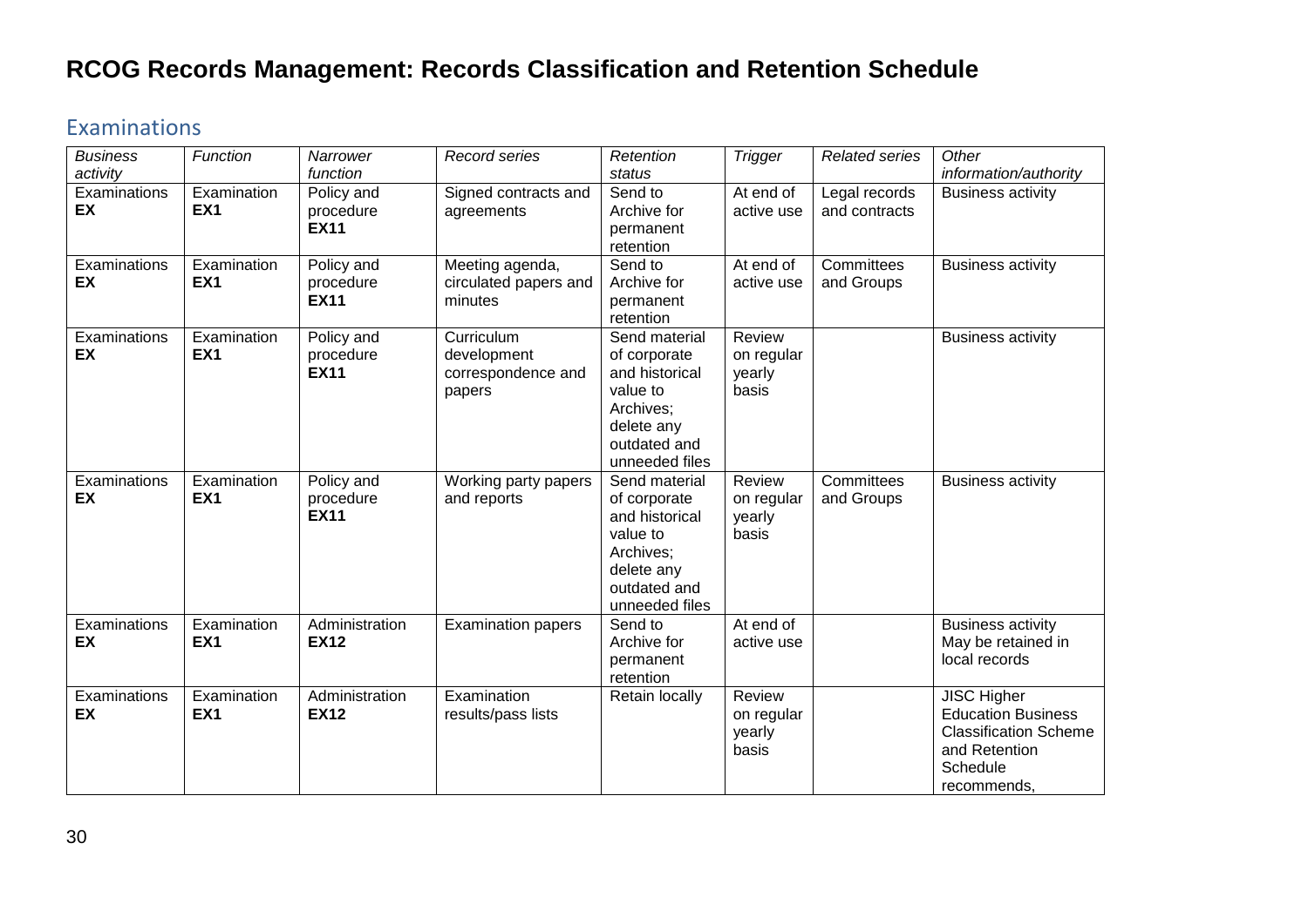# RCOG Records Management: Records Classification and Retention Schedule

## Examinations

| *Business activity* | *Function* | *Narrower function* | *Record series* | *Retention status* | *Trigger* | *Related series* | *Other information/authority* |
|---|---|---|---|---|---|---|---|
| Examinations **EX** | Examination **EX1** | Policy and procedure **EX11** | Signed contracts and agreements | Send to Archive for permanent retention | At end of active use | Legal records and contracts | Business activity |
| Examinations **EX** | Examination **EX1** | Policy and procedure **EX11** | Meeting agenda, circulated papers and minutes | Send to Archive for permanent retention | At end of active use | Committees and Groups | Business activity |
| Examinations **EX** | Examination **EX1** | Policy and procedure **EX11** | Curriculum development correspondence and papers | Send material of corporate and historical value to Archives; delete any outdated and unneeded files | Review on regular yearly basis | | Business activity |
| Examinations **EX** | Examination **EX1** | Policy and procedure **EX11** | Working party papers and reports | Send material of corporate and historical value to Archives; delete any outdated and unneeded files | Review on regular yearly basis | Committees and Groups | Business activity |
| Examinations **EX** | Examination **EX1** | Administration **EX12** | Examination papers | Send to Archive for permanent retention | At end of active use | | Business activity May be retained in local records |
| Examinations **EX** | Examination **EX1** | Administration **EX12** | Examination results/pass lists | Retain locally | Review on regular yearly basis | | JISC Higher Education Business Classification Scheme and Retention Schedule recommends, |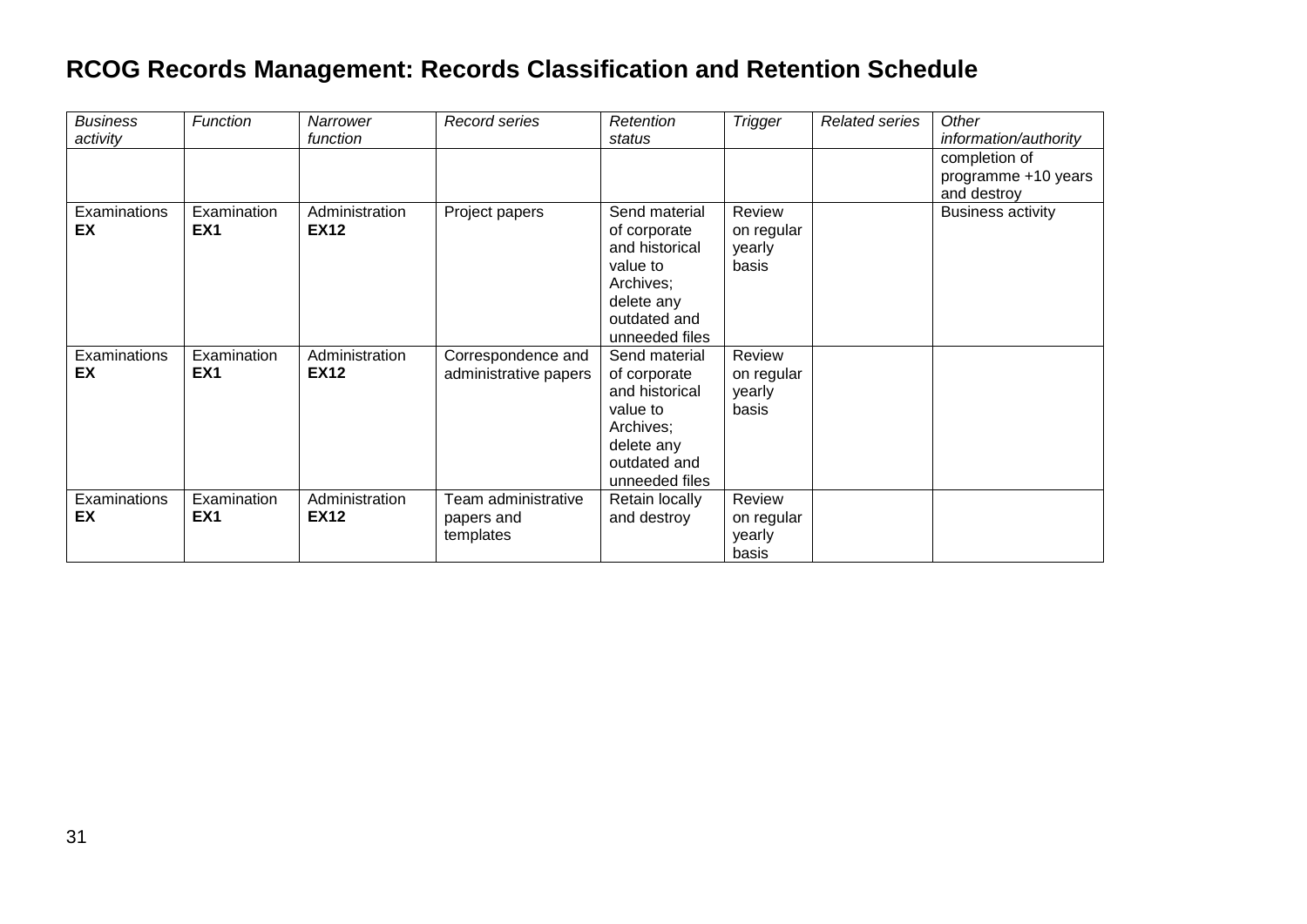# RCOG Records Management: Records Classification and Retention Schedule

| *Business activity* | *Function* | *Narrower function* | *Record series* | *Retention status* | *Trigger* | *Related series* | *Other information/authority* |
|---|---|---|---|---|---|---|---|
| | | | | | | | completion of programme +10 years and destroy |
| Examinations **EX** | Examination **EX1** | Administration **EX12** | Project papers | Send material of corporate and historical value to Archives; delete any outdated and unneeded files | Review on regular yearly basis | | Business activity |
| Examinations **EX** | Examination **EX1** | Administration **EX12** | Correspondence and administrative papers | Send material of corporate and historical value to Archives; delete any outdated and unneeded files | Review on regular yearly basis | | |
| Examinations **EX** | Examination **EX1** | Administration **EX12** | Team administrative papers and templates | Retain locally and destroy | Review on regular yearly basis | | |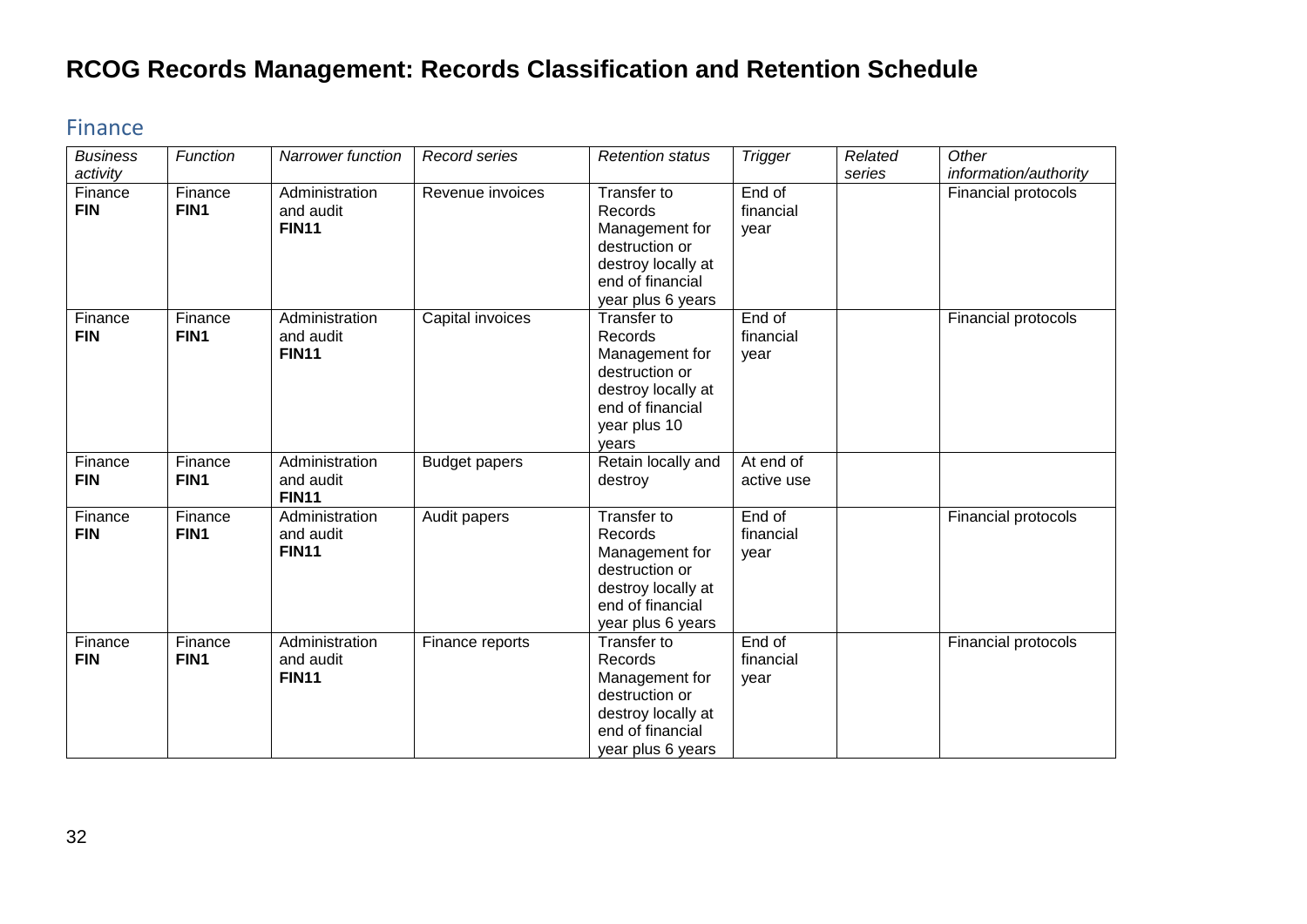# RCOG Records Management: Records Classification and Retention Schedule

## Finance

| *Business activity* | *Function* | *Narrower function* | *Record series* | *Retention status* | *Trigger* | *Related series* | *Other information/authority* |
|---|---|---|---|---|---|---|---|
| Finance **FIN** | Finance **FIN1** | Administration and audit **FIN11** | Revenue invoices | Transfer to Records Management for destruction or destroy locally at end of financial year plus 6 years | End of financial year | | Financial protocols |
| Finance **FIN** | Finance **FIN1** | Administration and audit **FIN11** | Capital invoices | Transfer to Records Management for destruction or destroy locally at end of financial year plus 10 years | End of financial year | | Financial protocols |
| Finance **FIN** | Finance **FIN1** | Administration and audit **FIN11** | Budget papers | Retain locally and destroy | At end of active use | | |
| Finance **FIN** | Finance **FIN1** | Administration and audit **FIN11** | Audit papers | Transfer to Records Management for destruction or destroy locally at end of financial year plus 6 years | End of financial year | | Financial protocols |
| Finance **FIN** | Finance **FIN1** | Administration and audit **FIN11** | Finance reports | Transfer to Records Management for destruction or destroy locally at end of financial year plus 6 years | End of financial year | | Financial protocols |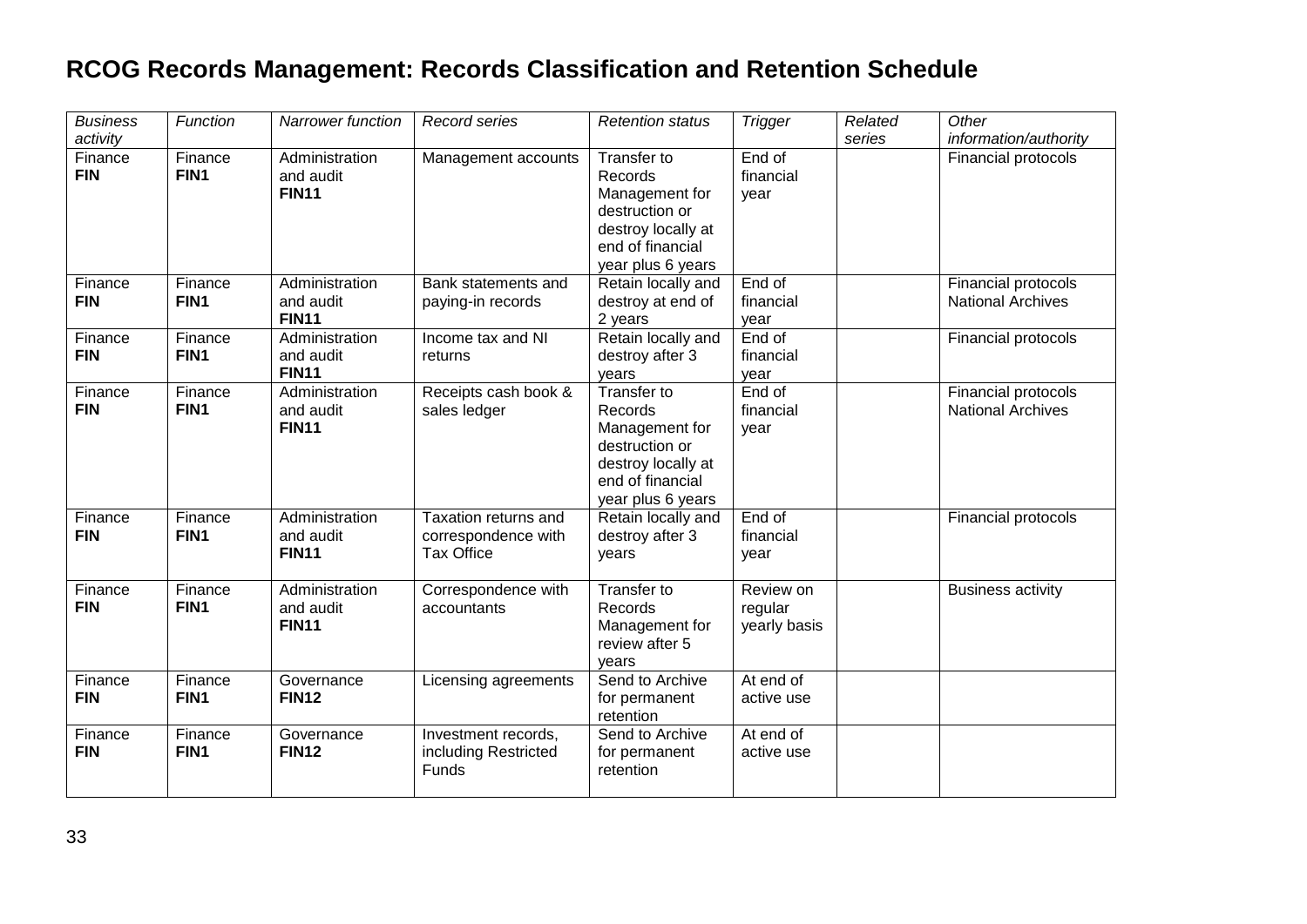# RCOG Records Management: Records Classification and Retention Schedule

| *Business activity* | *Function* | *Narrower function* | *Record series* | *Retention status* | *Trigger* | *Related series* | *Other information/authority* |
|---|---|---|---|---|---|---|---|
| Finance **FIN** | Finance **FIN1** | Administration and audit **FIN11** | Management accounts | Transfer to Records Management for destruction or destroy locally at end of financial year plus 6 years | End of financial year | | Financial protocols |
| Finance **FIN** | Finance **FIN1** | Administration and audit **FIN11** | Bank statements and paying-in records | Retain locally and destroy at end of 2 years | End of financial year | | Financial protocols National Archives |
| Finance **FIN** | Finance **FIN1** | Administration and audit **FIN11** | Income tax and NI returns | Retain locally and destroy after 3 years | End of financial year | | Financial protocols |
| Finance **FIN** | Finance **FIN1** | Administration and audit **FIN11** | Receipts cash book & sales ledger | Transfer to Records Management for destruction or destroy locally at end of financial year plus 6 years | End of financial year | | Financial protocols National Archives |
| Finance **FIN** | Finance **FIN1** | Administration and audit **FIN11** | Taxation returns and correspondence with Tax Office | Retain locally and destroy after 3 years | End of financial year | | Financial protocols |
| Finance **FIN** | Finance **FIN1** | Administration and audit **FIN11** | Correspondence with accountants | Transfer to Records Management for review after 5 years | Review on regular yearly basis | | Business activity |
| Finance **FIN** | Finance **FIN1** | Governance **FIN12** | Licensing agreements | Send to Archive for permanent retention | At end of active use | | |
| Finance **FIN** | Finance **FIN1** | Governance **FIN12** | Investment records, including Restricted Funds | Send to Archive for permanent retention | At end of active use | | |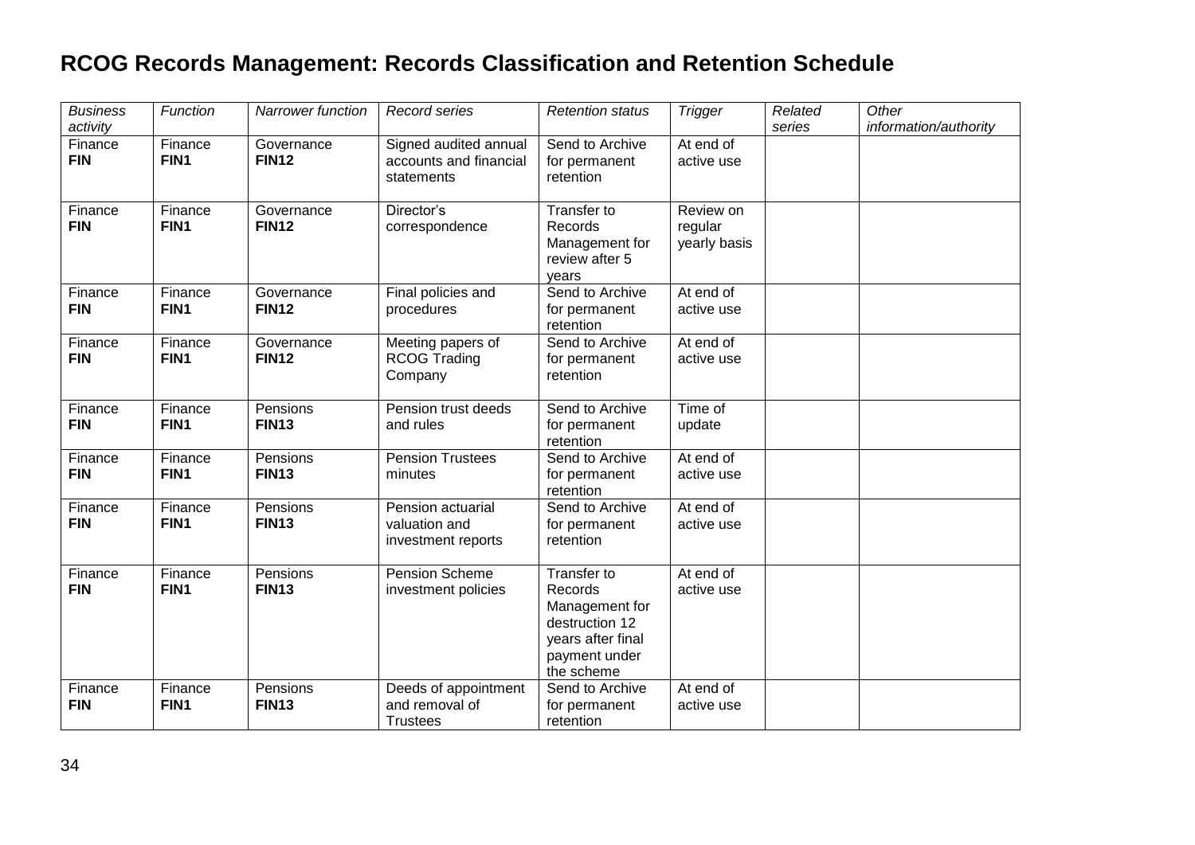# RCOG Records Management: Records Classification and Retention Schedule

| *Business activity* | *Function* | *Narrower function* | *Record series* | *Retention status* | *Trigger* | *Related series* | *Other information/authority* |
|---|---|---|---|---|---|---|---|
| Finance **FIN** | Finance **FIN1** | Governance **FIN12** | Signed audited annual accounts and financial statements | Send to Archive for permanent retention | At end of active use | | |
| Finance **FIN** | Finance **FIN1** | Governance **FIN12** | Director's correspondence | Transfer to Records Management for review after 5 years | Review on regular yearly basis | | |
| Finance **FIN** | Finance **FIN1** | Governance **FIN12** | Final policies and procedures | Send to Archive for permanent retention | At end of active use | | |
| Finance **FIN** | Finance **FIN1** | Governance **FIN12** | Meeting papers of RCOG Trading Company | Send to Archive for permanent retention | At end of active use | | |
| Finance **FIN** | Finance **FIN1** | Pensions **FIN13** | Pension trust deeds and rules | Send to Archive for permanent retention | Time of update | | |
| Finance **FIN** | Finance **FIN1** | Pensions **FIN13** | Pension Trustees minutes | Send to Archive for permanent retention | At end of active use | | |
| Finance **FIN** | Finance **FIN1** | Pensions **FIN13** | Pension actuarial valuation and investment reports | Send to Archive for permanent retention | At end of active use | | |
| Finance **FIN** | Finance **FIN1** | Pensions **FIN13** | Pension Scheme investment policies | Transfer to Records Management for destruction 12 years after final payment under the scheme | At end of active use | | |
| Finance **FIN** | Finance **FIN1** | Pensions **FIN13** | Deeds of appointment and removal of Trustees | Send to Archive for permanent retention | At end of active use | | |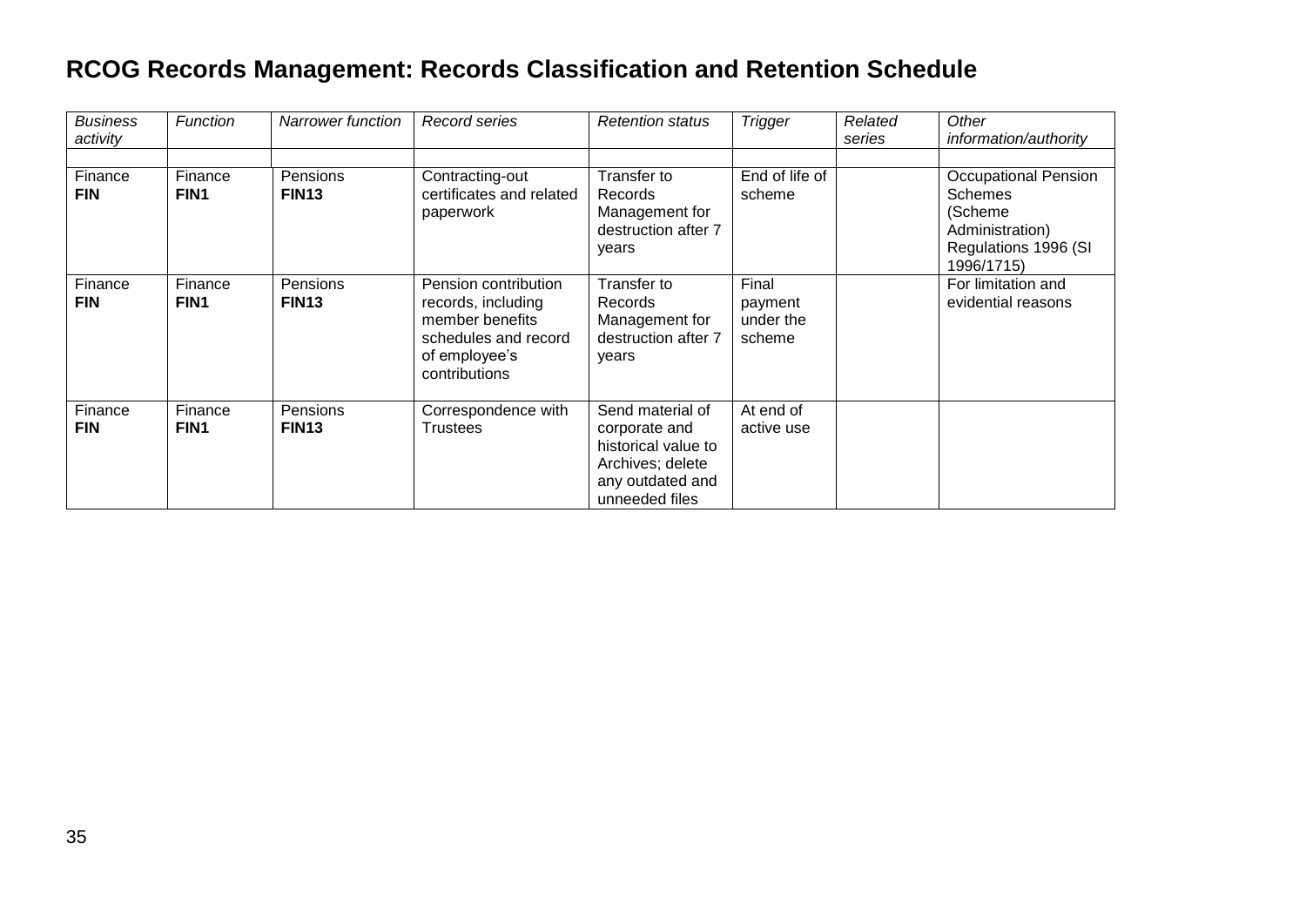# RCOG Records Management: Records Classification and Retention Schedule

| *Business activity* | *Function* | *Narrower function* | *Record series* | *Retention status* | *Trigger* | *Related series* | *Other information/authority* |
|---|---|---|---|---|---|---|---|
| | | | | | | | |
| Finance **FIN** | Finance **FIN1** | Pensions **FIN13** | Contracting-out certificates and related paperwork | Transfer to Records Management for destruction after 7 years | End of life of scheme | | Occupational Pension Schemes (Scheme Administration) Regulations 1996 (SI 1996/1715) |
| Finance **FIN** | Finance **FIN1** | Pensions **FIN13** | Pension contribution records, including member benefits schedules and record of employee's contributions | Transfer to Records Management for destruction after 7 years | Final payment under the scheme | | For limitation and evidential reasons |
| Finance **FIN** | Finance **FIN1** | Pensions **FIN13** | Correspondence with Trustees | Send material of corporate and historical value to Archives; delete any outdated and unneeded files | At end of active use | | |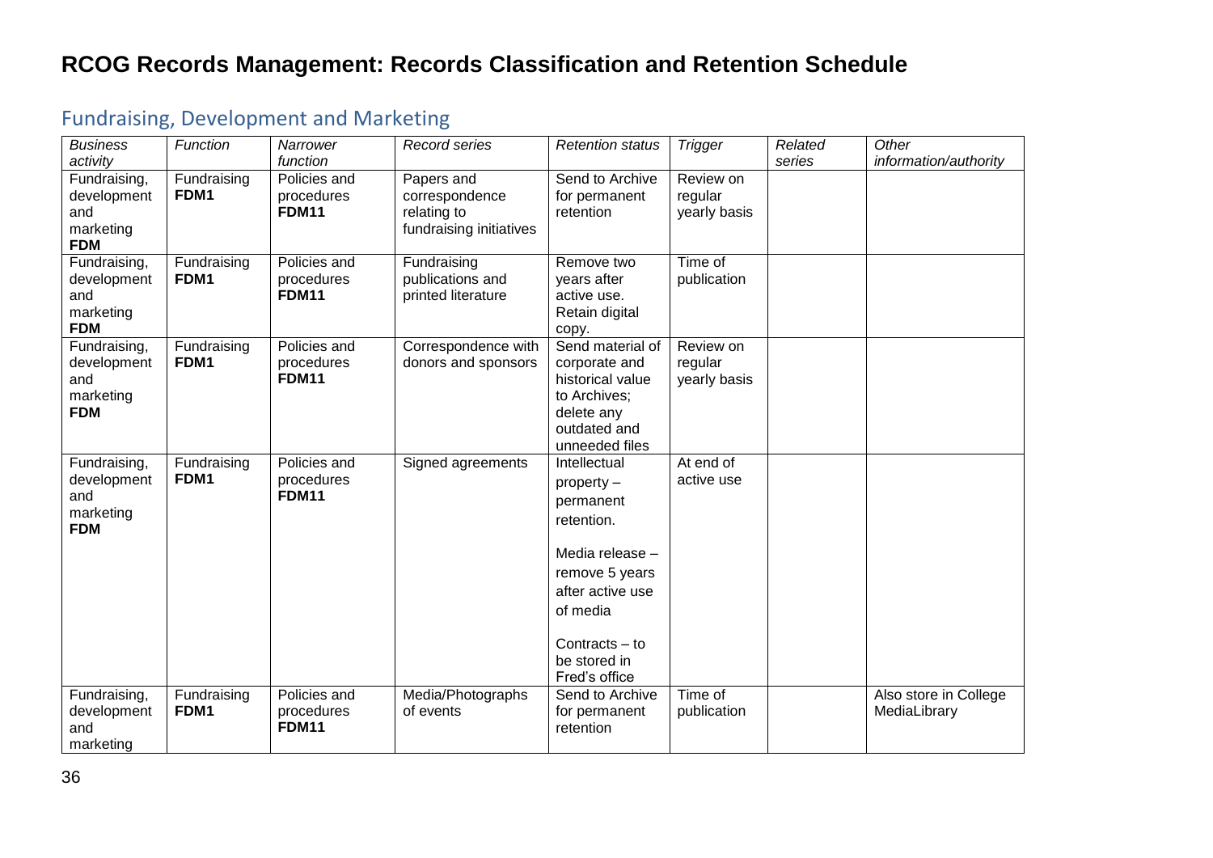# RCOG Records Management: Records Classification and Retention Schedule

## Fundraising, Development and Marketing

| *Business activity* | *Function* | *Narrower function* | *Record series* | *Retention status* | *Trigger* | *Related series* | *Other information/authority* |
|---|---|---|---|---|---|---|---|
| Fundraising, development and marketing **FDM** | Fundraising **FDM1** | Policies and procedures **FDM11** | Papers and correspondence relating to fundraising initiatives | Send to Archive for permanent retention | Review on regular yearly basis | | |
| Fundraising, development and marketing **FDM** | Fundraising **FDM1** | Policies and procedures **FDM11** | Fundraising publications and printed literature | Remove two years after active use. Retain digital copy. | Time of publication | | |
| Fundraising, development and marketing **FDM** | Fundraising **FDM1** | Policies and procedures **FDM11** | Correspondence with donors and sponsors | Send material of corporate and historical value to Archives; delete any outdated and unneeded files | Review on regular yearly basis | | |
| Fundraising, development and marketing **FDM** | Fundraising **FDM1** | Policies and procedures **FDM11** | Signed agreements | Intellectual property – permanent retention.<br><br>Media release – remove 5 years after active use of media<br><br>Contracts – to be stored in Fred's office | At end of active use | | |
| Fundraising, development and marketing | Fundraising **FDM1** | Policies and procedures **FDM11** | Media/Photographs of events | Send to Archive for permanent retention | Time of publication | | Also store in College MediaLibrary |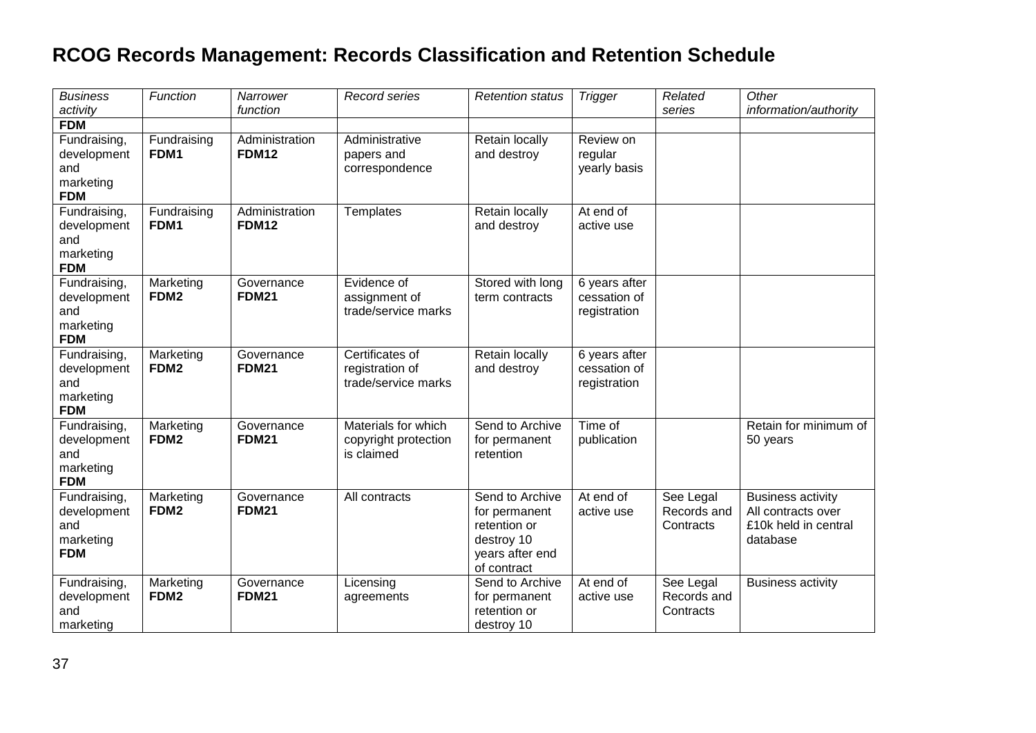# RCOG Records Management: Records Classification and Retention Schedule

| *Business activity* | *Function* | *Narrower function* | *Record series* | *Retention status* | *Trigger* | *Related series* | *Other information/authority* |
|---|---|---|---|---|---|---|---|
| **FDM** | | | | | | | |
| Fundraising, development and marketing **FDM** | Fundraising **FDM1** | Administration **FDM12** | Administrative papers and correspondence | Retain locally and destroy | Review on regular yearly basis | | |
| Fundraising, development and marketing **FDM** | Fundraising **FDM1** | Administration **FDM12** | Templates | Retain locally and destroy | At end of active use | | |
| Fundraising, development and marketing **FDM** | Marketing **FDM2** | Governance **FDM21** | Evidence of assignment of trade/service marks | Stored with long term contracts | 6 years after cessation of registration | | |
| Fundraising, development and marketing **FDM** | Marketing **FDM2** | Governance **FDM21** | Certificates of registration of trade/service marks | Retain locally and destroy | 6 years after cessation of registration | | |
| Fundraising, development and marketing **FDM** | Marketing **FDM2** | Governance **FDM21** | Materials for which copyright protection is claimed | Send to Archive for permanent retention | Time of publication | | Retain for minimum of 50 years |
| Fundraising, development and marketing **FDM** | Marketing **FDM2** | Governance **FDM21** | All contracts | Send to Archive for permanent retention or destroy 10 years after end of contract | At end of active use | See Legal Records and Contracts | Business activity All contracts over £10k held in central database |
| Fundraising, development and marketing | Marketing **FDM2** | Governance **FDM21** | Licensing agreements | Send to Archive for permanent retention or destroy 10 | At end of active use | See Legal Records and Contracts | Business activity |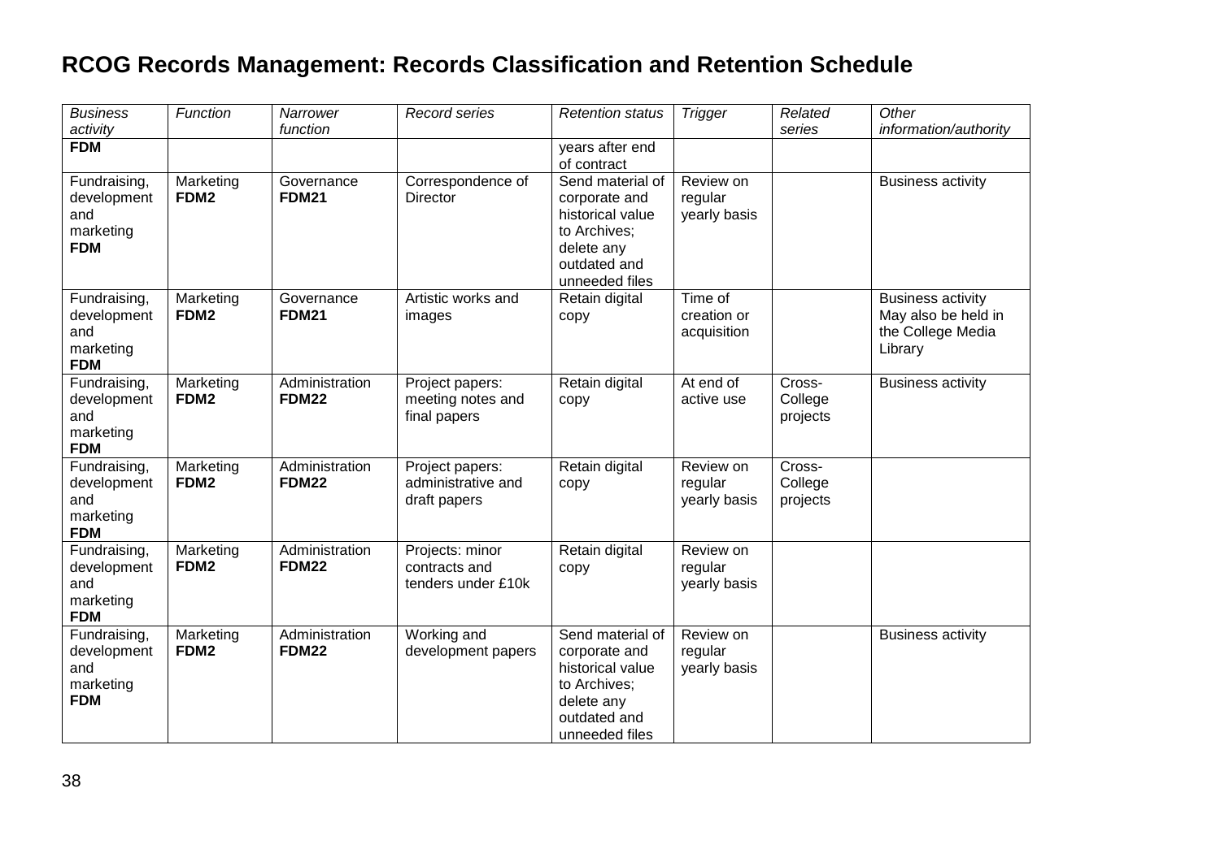# RCOG Records Management: Records Classification and Retention Schedule

| *Business activity* | *Function* | *Narrower function* | *Record series* | *Retention status* | *Trigger* | *Related series* | *Other information/authority* |
|---|---|---|---|---|---|---|---|
| **FDM** | | | | years after end of contract | | | |
| Fundraising, development and marketing **FDM** | Marketing **FDM2** | Governance **FDM21** | Correspondence of Director | Send material of corporate and historical value to Archives; delete any outdated and unneeded files | Review on regular yearly basis | | Business activity |
| Fundraising, development and marketing **FDM** | Marketing **FDM2** | Governance **FDM21** | Artistic works and images | Retain digital copy | Time of creation or acquisition | | Business activity May also be held in the College Media Library |
| Fundraising, development and marketing **FDM** | Marketing **FDM2** | Administration **FDM22** | Project papers: meeting notes and final papers | Retain digital copy | At end of active use | Cross-College projects | Business activity |
| Fundraising, development and marketing **FDM** | Marketing **FDM2** | Administration **FDM22** | Project papers: administrative and draft papers | Retain digital copy | Review on regular yearly basis | Cross-College projects | |
| Fundraising, development and marketing **FDM** | Marketing **FDM2** | Administration **FDM22** | Projects: minor contracts and tenders under £10k | Retain digital copy | Review on regular yearly basis | | |
| Fundraising, development and marketing **FDM** | Marketing **FDM2** | Administration **FDM22** | Working and development papers | Send material of corporate and historical value to Archives; delete any outdated and unneeded files | Review on regular yearly basis | | Business activity |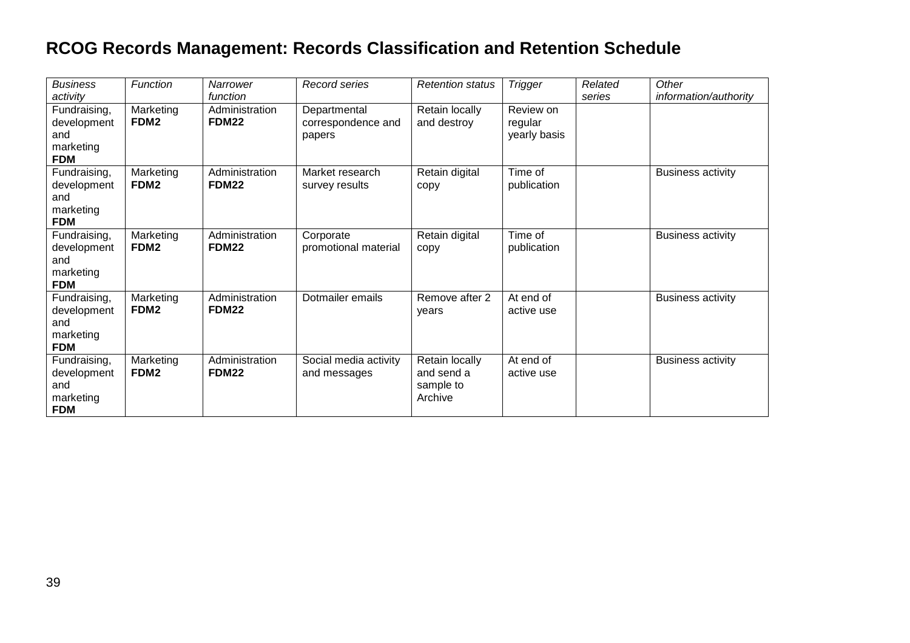# RCOG Records Management: Records Classification and Retention Schedule

| *Business activity* | *Function* | *Narrower function* | *Record series* | *Retention status* | *Trigger* | *Related series* | *Other information/authority* |
|---|---|---|---|---|---|---|---|
| Fundraising, development and marketing **FDM** | Marketing **FDM2** | Administration **FDM22** | Departmental correspondence and papers | Retain locally and destroy | Review on regular yearly basis | | |
| Fundraising, development and marketing **FDM** | Marketing **FDM2** | Administration **FDM22** | Market research survey results | Retain digital copy | Time of publication | | Business activity |
| Fundraising, development and marketing **FDM** | Marketing **FDM2** | Administration **FDM22** | Corporate promotional material | Retain digital copy | Time of publication | | Business activity |
| Fundraising, development and marketing **FDM** | Marketing **FDM2** | Administration **FDM22** | Dotmailer emails | Remove after 2 years | At end of active use | | Business activity |
| Fundraising, development and marketing **FDM** | Marketing **FDM2** | Administration **FDM22** | Social media activity and messages | Retain locally and send a sample to Archive | At end of active use | | Business activity |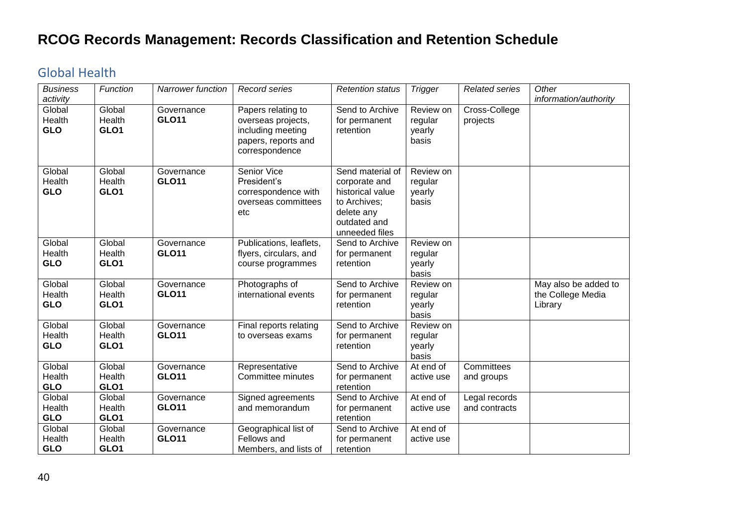# RCOG Records Management: Records Classification and Retention Schedule

## Global Health

| *Business activity* | *Function* | *Narrower function* | *Record series* | *Retention status* | *Trigger* | *Related series* | *Other information/authority* |
|---|---|---|---|---|---|---|---|
| Global Health **GLO** | Global Health **GLO1** | Governance **GLO11** | Papers relating to overseas projects, including meeting papers, reports and correspondence | Send to Archive for permanent retention | Review on regular yearly basis | Cross-College projects | |
| Global Health **GLO** | Global Health **GLO1** | Governance **GLO11** | Senior Vice President's correspondence with overseas committees etc | Send material of corporate and historical value to Archives; delete any outdated and unneeded files | Review on regular yearly basis | | |
| Global Health **GLO** | Global Health **GLO1** | Governance **GLO11** | Publications, leaflets, flyers, circulars, and course programmes | Send to Archive for permanent retention | Review on regular yearly basis | | |
| Global Health **GLO** | Global Health **GLO1** | Governance **GLO11** | Photographs of international events | Send to Archive for permanent retention | Review on regular yearly basis | | May also be added to the College Media Library |
| Global Health **GLO** | Global Health **GLO1** | Governance **GLO11** | Final reports relating to overseas exams | Send to Archive for permanent retention | Review on regular yearly basis | | |
| Global Health **GLO** | Global Health **GLO1** | Governance **GLO11** | Representative Committee minutes | Send to Archive for permanent retention | At end of active use | Committees and groups | |
| Global Health **GLO** | Global Health **GLO1** | Governance **GLO11** | Signed agreements and memorandum | Send to Archive for permanent retention | At end of active use | Legal records and contracts | |
| Global Health **GLO** | Global Health **GLO1** | Governance **GLO11** | Geographical list of Fellows and Members, and lists of | Send to Archive for permanent retention | At end of active use | | |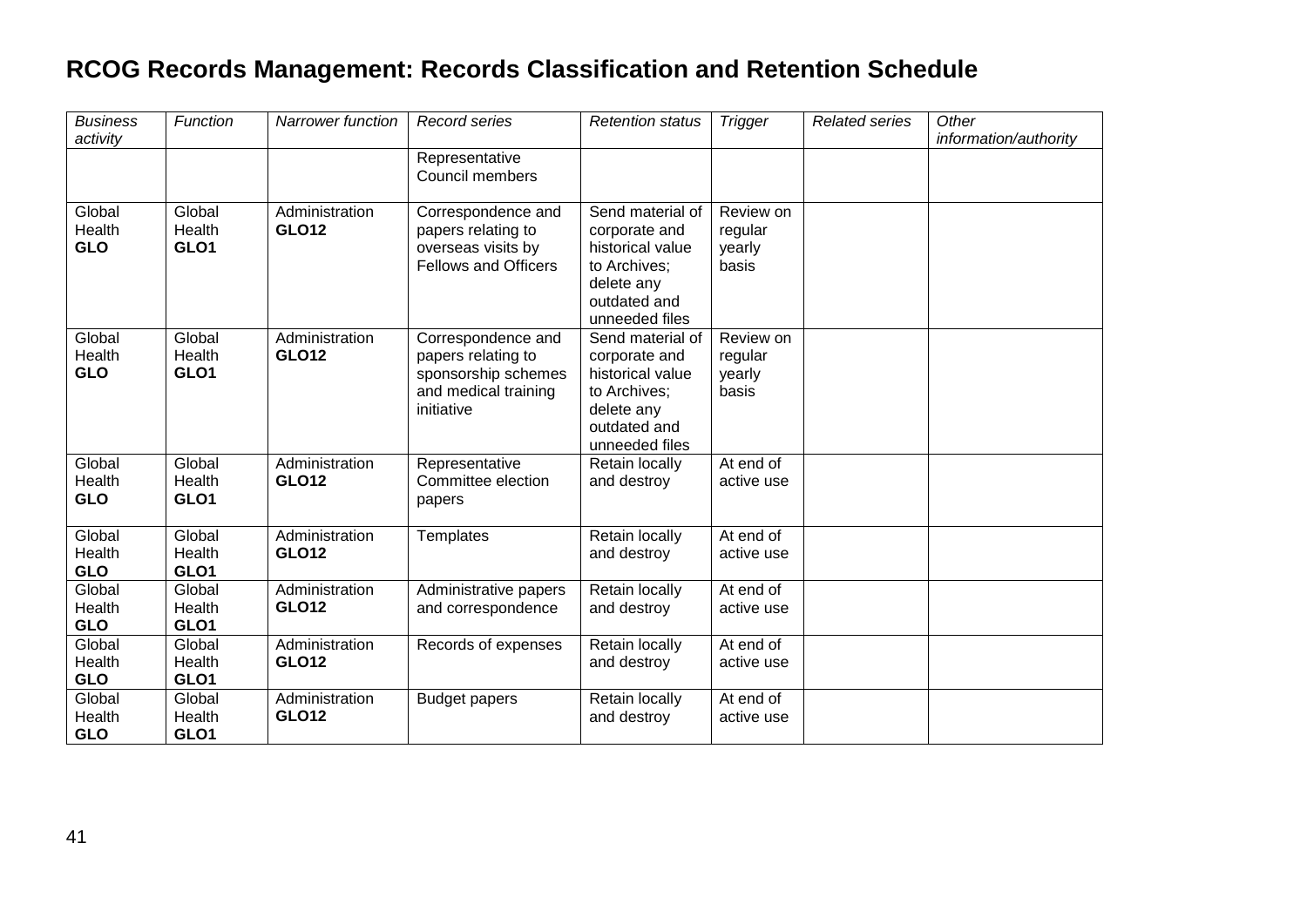# RCOG Records Management: Records Classification and Retention Schedule

| *Business activity* | *Function* | *Narrower function* | *Record series* | *Retention status* | *Trigger* | *Related series* | *Other information/authority* |
|---|---|---|---|---|---|---|---|
| | | | Representative Council members | | | | |
| Global Health **GLO** | Global Health **GLO1** | Administration **GLO12** | Correspondence and papers relating to overseas visits by Fellows and Officers | Send material of corporate and historical value to Archives; delete any outdated and unneeded files | Review on regular yearly basis | | |
| Global Health **GLO** | Global Health **GLO1** | Administration **GLO12** | Correspondence and papers relating to sponsorship schemes and medical training initiative | Send material of corporate and historical value to Archives; delete any outdated and unneeded files | Review on regular yearly basis | | |
| Global Health **GLO** | Global Health **GLO1** | Administration **GLO12** | Representative Committee election papers | Retain locally and destroy | At end of active use | | |
| Global Health **GLO** | Global Health **GLO1** | Administration **GLO12** | Templates | Retain locally and destroy | At end of active use | | |
| Global Health **GLO** | Global Health **GLO1** | Administration **GLO12** | Administrative papers and correspondence | Retain locally and destroy | At end of active use | | |
| Global Health **GLO** | Global Health **GLO1** | Administration **GLO12** | Records of expenses | Retain locally and destroy | At end of active use | | |
| Global Health **GLO** | Global Health **GLO1** | Administration **GLO12** | Budget papers | Retain locally and destroy | At end of active use | | |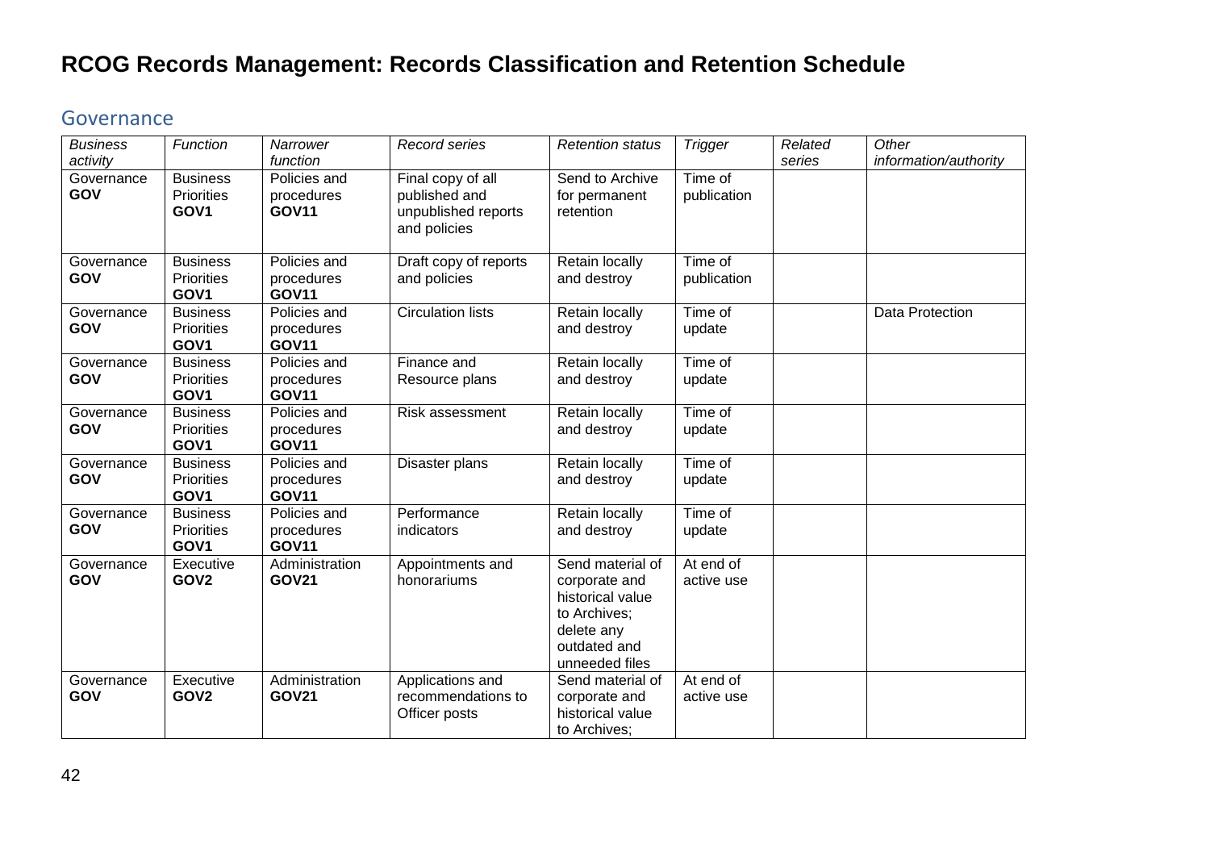# RCOG Records Management: Records Classification and Retention Schedule

## Governance

| *Business activity* | *Function* | *Narrower function* | *Record series* | *Retention status* | *Trigger* | *Related series* | *Other information/authority* |
|---|---|---|---|---|---|---|---|
| Governance **GOV** | Business Priorities **GOV1** | Policies and procedures **GOV11** | Final copy of all published and unpublished reports and policies | Send to Archive for permanent retention | Time of publication | | |
| Governance **GOV** | Business Priorities **GOV1** | Policies and procedures **GOV11** | Draft copy of reports and policies | Retain locally and destroy | Time of publication | | |
| Governance **GOV** | Business Priorities **GOV1** | Policies and procedures **GOV11** | Circulation lists | Retain locally and destroy | Time of update | | Data Protection |
| Governance **GOV** | Business Priorities **GOV1** | Policies and procedures **GOV11** | Finance and Resource plans | Retain locally and destroy | Time of update | | |
| Governance **GOV** | Business Priorities **GOV1** | Policies and procedures **GOV11** | Risk assessment | Retain locally and destroy | Time of update | | |
| Governance **GOV** | Business Priorities **GOV1** | Policies and procedures **GOV11** | Disaster plans | Retain locally and destroy | Time of update | | |
| Governance **GOV** | Business Priorities **GOV1** | Policies and procedures **GOV11** | Performance indicators | Retain locally and destroy | Time of update | | |
| Governance **GOV** | Executive **GOV2** | Administration **GOV21** | Appointments and honorariums | Send material of corporate and historical value to Archives; delete any outdated and unneeded files | At end of active use | | |
| Governance **GOV** | Executive **GOV2** | Administration **GOV21** | Applications and recommendations to Officer posts | Send material of corporate and historical value to Archives; | At end of active use | | |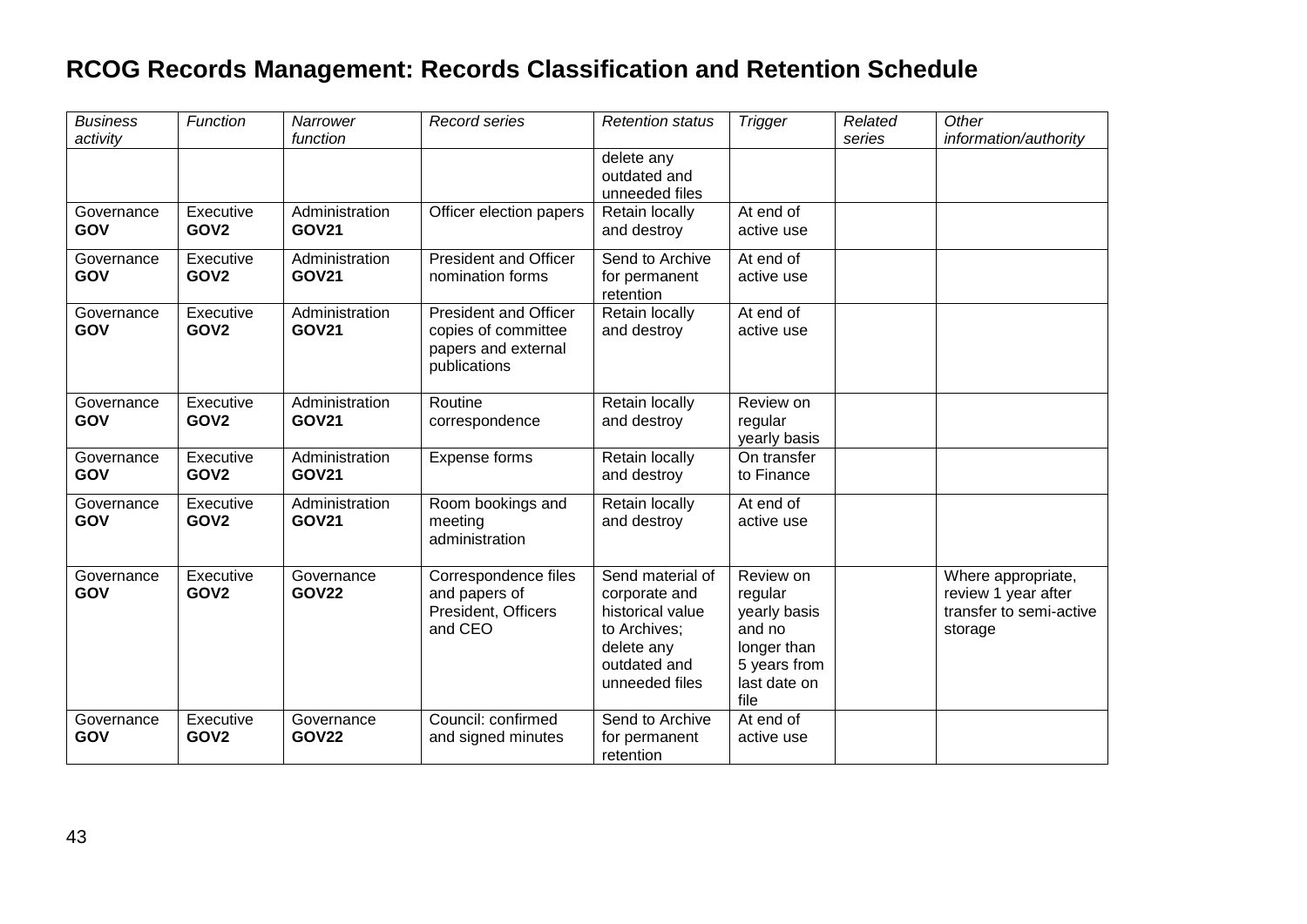# RCOG Records Management: Records Classification and Retention Schedule

| *Business activity* | *Function* | *Narrower function* | *Record series* | *Retention status* | *Trigger* | *Related series* | *Other information/authority* |
|---|---|---|---|---|---|---|---|
| | | | | delete any outdated and unneeded files | | | |
| Governance **GOV** | Executive **GOV2** | Administration **GOV21** | Officer election papers | Retain locally and destroy | At end of active use | | |
| Governance **GOV** | Executive **GOV2** | Administration **GOV21** | President and Officer nomination forms | Send to Archive for permanent retention | At end of active use | | |
| Governance **GOV** | Executive **GOV2** | Administration **GOV21** | President and Officer copies of committee papers and external publications | Retain locally and destroy | At end of active use | | |
| Governance **GOV** | Executive **GOV2** | Administration **GOV21** | Routine correspondence | Retain locally and destroy | Review on regular yearly basis | | |
| Governance **GOV** | Executive **GOV2** | Administration **GOV21** | Expense forms | Retain locally and destroy | On transfer to Finance | | |
| Governance **GOV** | Executive **GOV2** | Administration **GOV21** | Room bookings and meeting administration | Retain locally and destroy | At end of active use | | |
| Governance **GOV** | Executive **GOV2** | Governance **GOV22** | Correspondence files and papers of President, Officers and CEO | Send material of corporate and historical value to Archives; delete any outdated and unneeded files | Review on regular yearly basis and no longer than 5 years from last date on file | | Where appropriate, review 1 year after transfer to semi-active storage |
| Governance **GOV** | Executive **GOV2** | Governance **GOV22** | Council: confirmed and signed minutes | Send to Archive for permanent retention | At end of active use | | |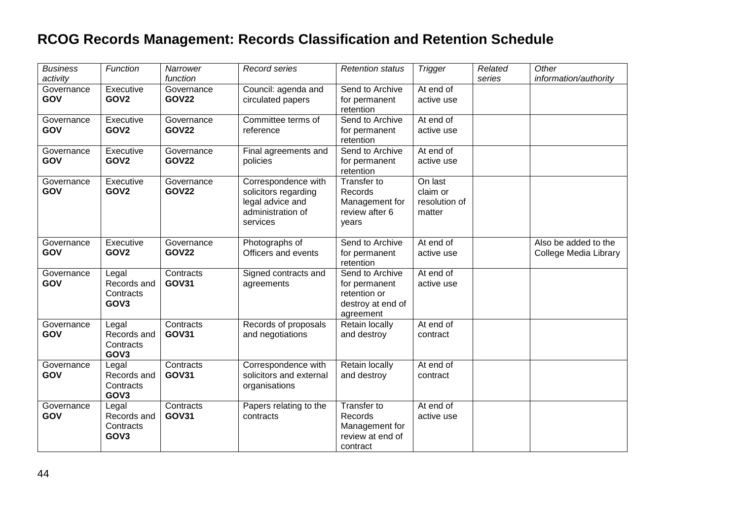# RCOG Records Management: Records Classification and Retention Schedule

| *Business activity* | *Function* | *Narrower function* | *Record series* | *Retention status* | *Trigger* | *Related series* | *Other information/authority* |
|---|---|---|---|---|---|---|---|
| Governance **GOV** | Executive **GOV2** | Governance **GOV22** | Council: agenda and circulated papers | Send to Archive for permanent retention | At end of active use | | |
| Governance **GOV** | Executive **GOV2** | Governance **GOV22** | Committee terms of reference | Send to Archive for permanent retention | At end of active use | | |
| Governance **GOV** | Executive **GOV2** | Governance **GOV22** | Final agreements and policies | Send to Archive for permanent retention | At end of active use | | |
| Governance **GOV** | Executive **GOV2** | Governance **GOV22** | Correspondence with solicitors regarding legal advice and administration of services | Transfer to Records Management for review after 6 years | On last claim or resolution of matter | | |
| Governance **GOV** | Executive **GOV2** | Governance **GOV22** | Photographs of Officers and events | Send to Archive for permanent retention | At end of active use | | Also be added to the College Media Library |
| Governance **GOV** | Legal Records and Contracts **GOV3** | Contracts **GOV31** | Signed contracts and agreements | Send to Archive for permanent retention or destroy at end of agreement | At end of active use | | |
| Governance **GOV** | Legal Records and Contracts **GOV3** | Contracts **GOV31** | Records of proposals and negotiations | Retain locally and destroy | At end of contract | | |
| Governance **GOV** | Legal Records and Contracts **GOV3** | Contracts **GOV31** | Correspondence with solicitors and external organisations | Retain locally and destroy | At end of contract | | |
| Governance **GOV** | Legal Records and Contracts **GOV3** | Contracts **GOV31** | Papers relating to the contracts | Transfer to Records Management for review at end of contract | At end of active use | | |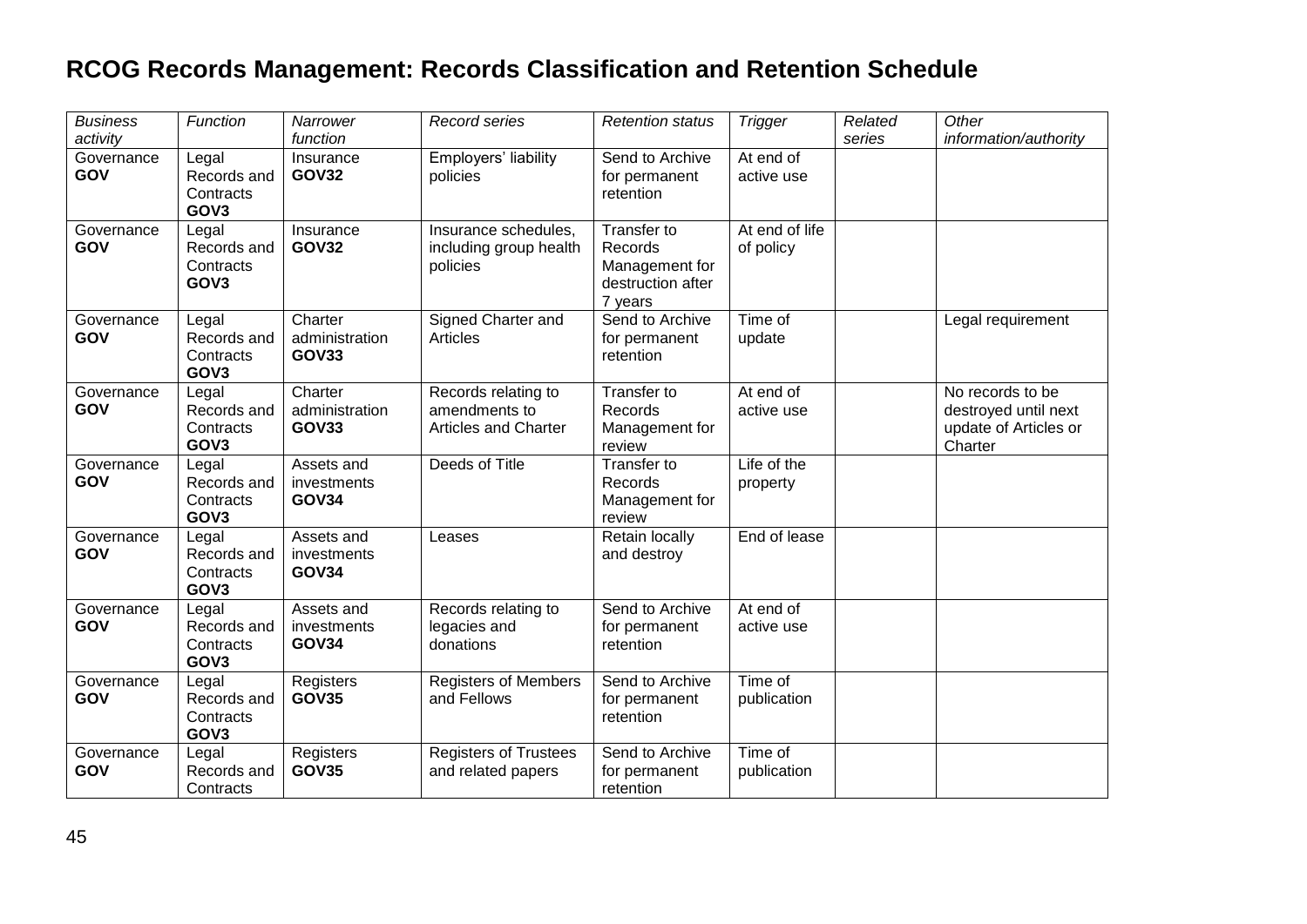# RCOG Records Management: Records Classification and Retention Schedule

| *Business activity* | *Function* | *Narrower function* | *Record series* | *Retention status* | *Trigger* | *Related series* | *Other information/authority* |
|---|---|---|---|---|---|---|---|
| Governance **GOV** | Legal Records and Contracts **GOV3** | Insurance **GOV32** | Employers' liability policies | Send to Archive for permanent retention | At end of active use | | |
| Governance **GOV** | Legal Records and Contracts **GOV3** | Insurance **GOV32** | Insurance schedules, including group health policies | Transfer to Records Management for destruction after 7 years | At end of life of policy | | |
| Governance **GOV** | Legal Records and Contracts **GOV3** | Charter administration **GOV33** | Signed Charter and Articles | Send to Archive for permanent retention | Time of update | | Legal requirement |
| Governance **GOV** | Legal Records and Contracts **GOV3** | Charter administration **GOV33** | Records relating to amendments to Articles and Charter | Transfer to Records Management for review | At end of active use | | No records to be destroyed until next update of Articles or Charter |
| Governance **GOV** | Legal Records and Contracts **GOV3** | Assets and investments **GOV34** | Deeds of Title | Transfer to Records Management for review | Life of the property | | |
| Governance **GOV** | Legal Records and Contracts **GOV3** | Assets and investments **GOV34** | Leases | Retain locally and destroy | End of lease | | |
| Governance **GOV** | Legal Records and Contracts **GOV3** | Assets and investments **GOV34** | Records relating to legacies and donations | Send to Archive for permanent retention | At end of active use | | |
| Governance **GOV** | Legal Records and Contracts **GOV3** | Registers **GOV35** | Registers of Members and Fellows | Send to Archive for permanent retention | Time of publication | | |
| Governance **GOV** | Legal Records and Contracts | Registers **GOV35** | Registers of Trustees and related papers | Send to Archive for permanent retention | Time of publication | | |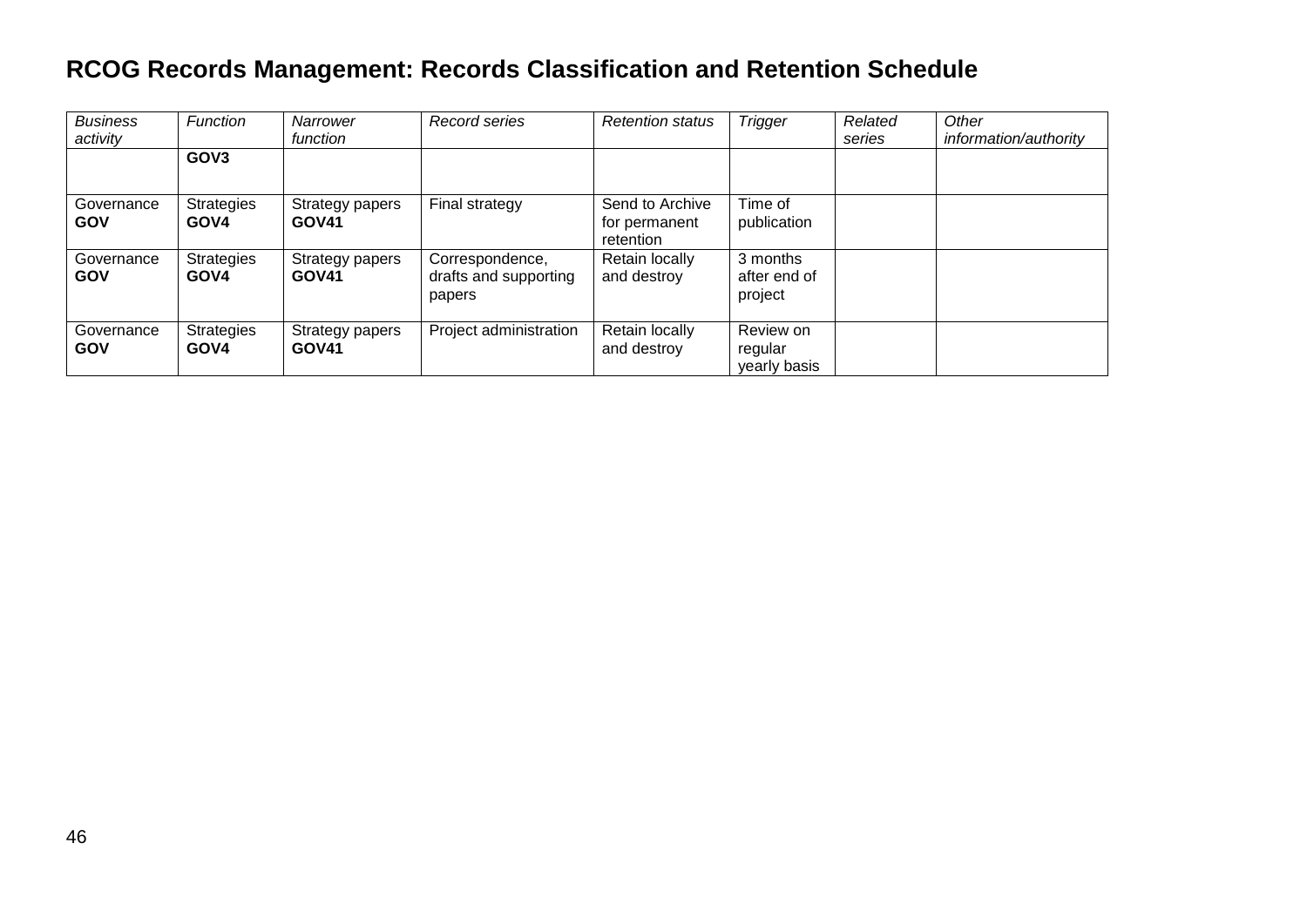# RCOG Records Management: Records Classification and Retention Schedule

| *Business activity* | *Function* | *Narrower function* | *Record series* | *Retention status* | *Trigger* | *Related series* | *Other information/authority* |
|---|---|---|---|---|---|---|---|
| | **GOV3** | | | | | | |
| Governance **GOV** | Strategies **GOV4** | Strategy papers **GOV41** | Final strategy | Send to Archive for permanent retention | Time of publication | | |
| Governance **GOV** | Strategies **GOV4** | Strategy papers **GOV41** | Correspondence, drafts and supporting papers | Retain locally and destroy | 3 months after end of project | | |
| Governance **GOV** | Strategies **GOV4** | Strategy papers **GOV41** | Project administration | Retain locally and destroy | Review on regular yearly basis | | |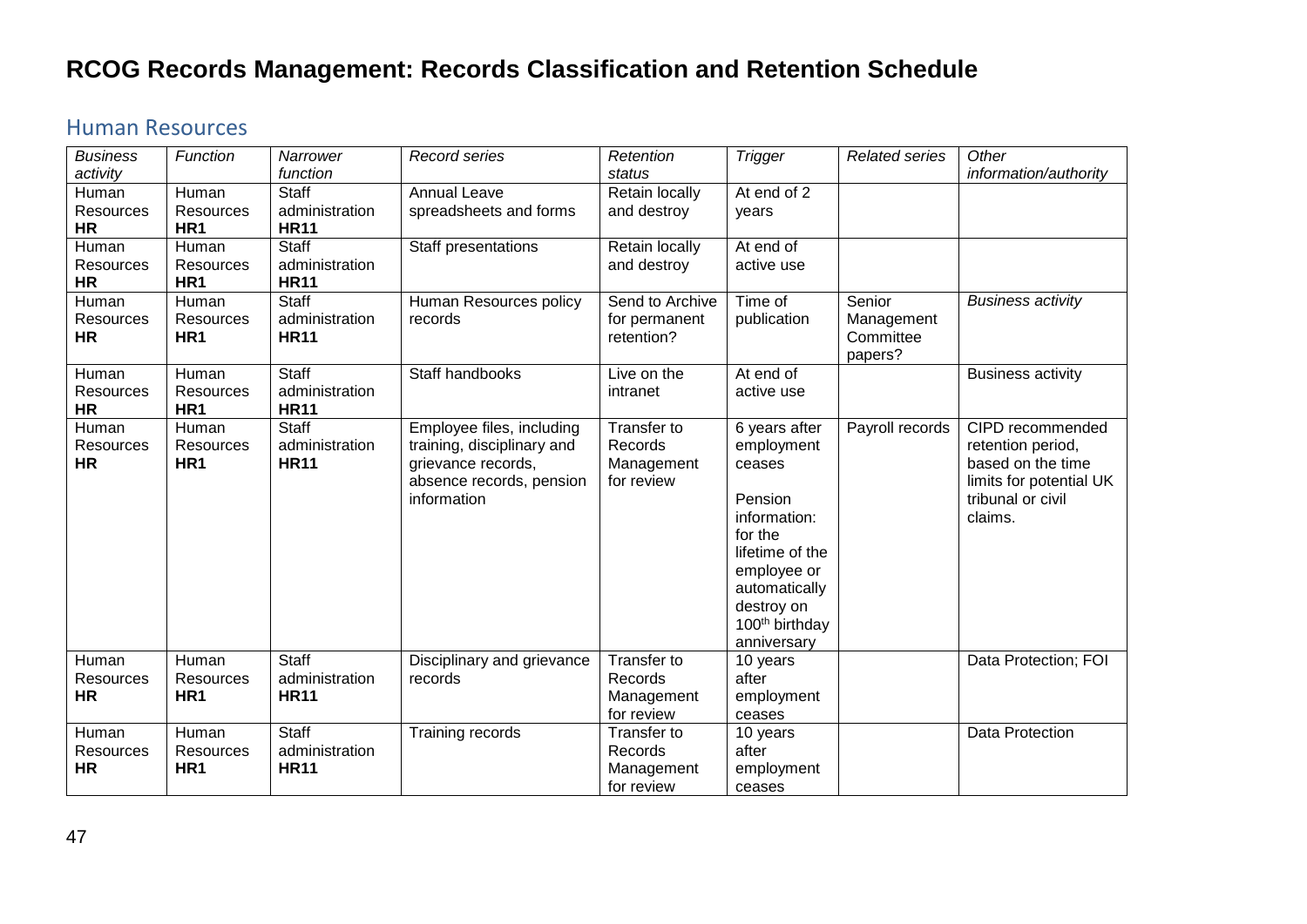# RCOG Records Management: Records Classification and Retention Schedule

## Human Resources

| *Business activity* | *Function* | *Narrower function* | *Record series* | *Retention status* | *Trigger* | *Related series* | *Other information/authority* |
|---|---|---|---|---|---|---|---|
| Human Resources **HR** | Human Resources **HR1** | Staff administration **HR11** | Annual Leave spreadsheets and forms | Retain locally and destroy | At end of 2 years | | |
| Human Resources **HR** | Human Resources **HR1** | Staff administration **HR11** | Staff presentations | Retain locally and destroy | At end of active use | | |
| Human Resources **HR** | Human Resources **HR1** | Staff administration **HR11** | Human Resources policy records | Send to Archive for permanent retention? | Time of publication | Senior Management Committee papers? | *Business activity* |
| Human Resources **HR** | Human Resources **HR1** | Staff administration **HR11** | Staff handbooks | Live on the intranet | At end of active use | | Business activity |
| Human Resources **HR** | Human Resources **HR1** | Staff administration **HR11** | Employee files, including training, disciplinary and grievance records, absence records, pension information | Transfer to Records Management for review | 6 years after employment ceases<br><br>Pension information: for the lifetime of the employee or automatically destroy on 100th birthday anniversary | Payroll records | CIPD recommended retention period, based on the time limits for potential UK tribunal or civil claims. |
| Human Resources **HR** | Human Resources **HR1** | Staff administration **HR11** | Disciplinary and grievance records | Transfer to Records Management for review | 10 years after employment ceases | | Data Protection; FOI |
| Human Resources **HR** | Human Resources **HR1** | Staff administration **HR11** | Training records | Transfer to Records Management for review | 10 years after employment ceases | | Data Protection |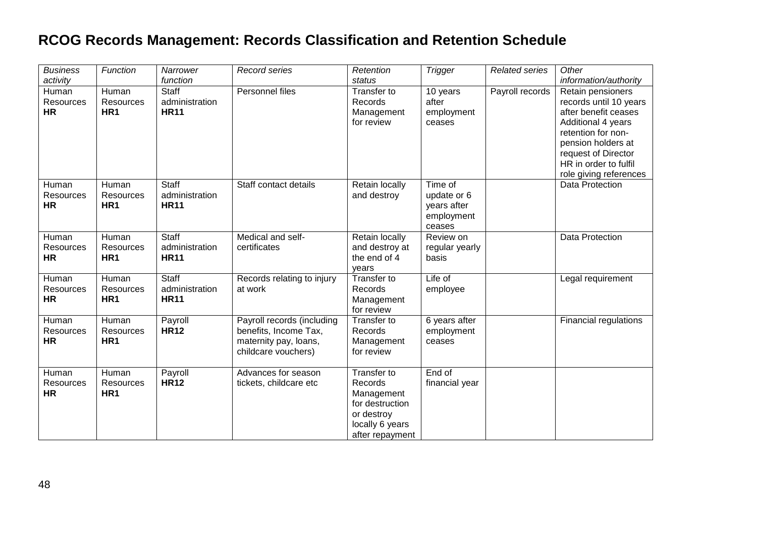# RCOG Records Management: Records Classification and Retention Schedule

| *Business activity* | *Function* | *Narrower function* | *Record series* | *Retention status* | *Trigger* | *Related series* | *Other information/authority* |
|---|---|---|---|---|---|---|---|
| Human Resources **HR** | Human Resources **HR1** | Staff administration **HR11** | Personnel files | Transfer to Records Management for review | 10 years after employment ceases | Payroll records | Retain pensioners records until 10 years after benefit ceases Additional 4 years retention for non-pension holders at request of Director HR in order to fulfil role giving references |
| Human Resources **HR** | Human Resources **HR1** | Staff administration **HR11** | Staff contact details | Retain locally and destroy | Time of update or 6 years after employment ceases | | Data Protection |
| Human Resources **HR** | Human Resources **HR1** | Staff administration **HR11** | Medical and self-certificates | Retain locally and destroy at the end of 4 years | Review on regular yearly basis | | Data Protection |
| Human Resources **HR** | Human Resources **HR1** | Staff administration **HR11** | Records relating to injury at work | Transfer to Records Management for review | Life of employee | | Legal requirement |
| Human Resources **HR** | Human Resources **HR1** | Payroll **HR12** | Payroll records (including benefits, Income Tax, maternity pay, loans, childcare vouchers) | Transfer to Records Management for review | 6 years after employment ceases | | Financial regulations |
| Human Resources **HR** | Human Resources **HR1** | Payroll **HR12** | Advances for season tickets, childcare etc | Transfer to Records Management for destruction or destroy locally 6 years after repayment | End of financial year | | |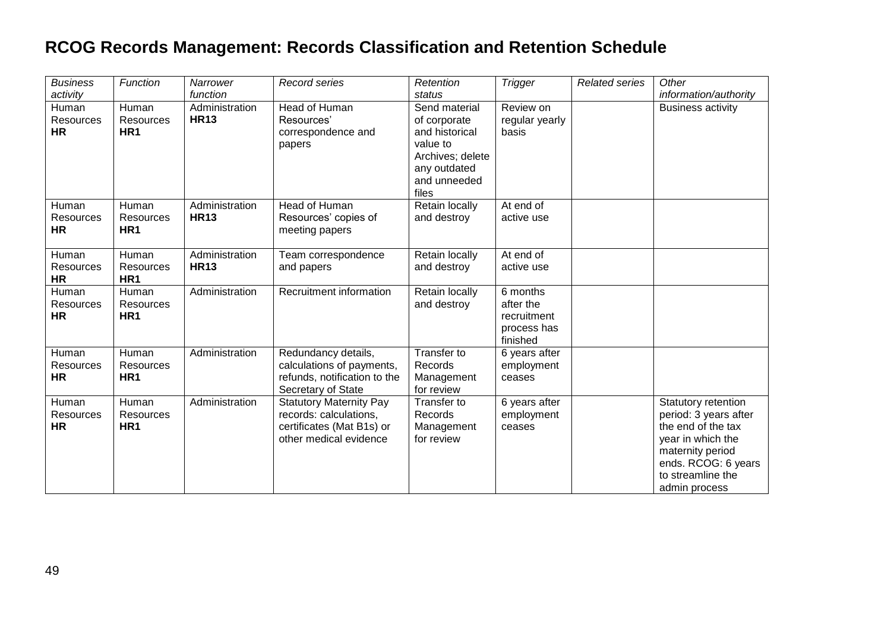# RCOG Records Management: Records Classification and Retention Schedule

| *Business activity* | *Function* | *Narrower function* | *Record series* | *Retention status* | *Trigger* | *Related series* | *Other information/authority* |
|---|---|---|---|---|---|---|---|
| Human Resources **HR** | Human Resources **HR1** | Administration **HR13** | Head of Human Resources' correspondence and papers | Send material of corporate and historical value to Archives; delete any outdated and unneeded files | Review on regular yearly basis | | Business activity |
| Human Resources **HR** | Human Resources **HR1** | Administration **HR13** | Head of Human Resources' copies of meeting papers | Retain locally and destroy | At end of active use | | |
| Human Resources **HR** | Human Resources **HR1** | Administration **HR13** | Team correspondence and papers | Retain locally and destroy | At end of active use | | |
| Human Resources **HR** | Human Resources **HR1** | Administration | Recruitment information | Retain locally and destroy | 6 months after the recruitment process has finished | | |
| Human Resources **HR** | Human Resources **HR1** | Administration | Redundancy details, calculations of payments, refunds, notification to the Secretary of State | Transfer to Records Management for review | 6 years after employment ceases | | |
| Human Resources **HR** | Human Resources **HR1** | Administration | Statutory Maternity Pay records: calculations, certificates (Mat B1s) or other medical evidence | Transfer to Records Management for review | 6 years after employment ceases | | Statutory retention period: 3 years after the end of the tax year in which the maternity period ends. RCOG: 6 years to streamline the admin process |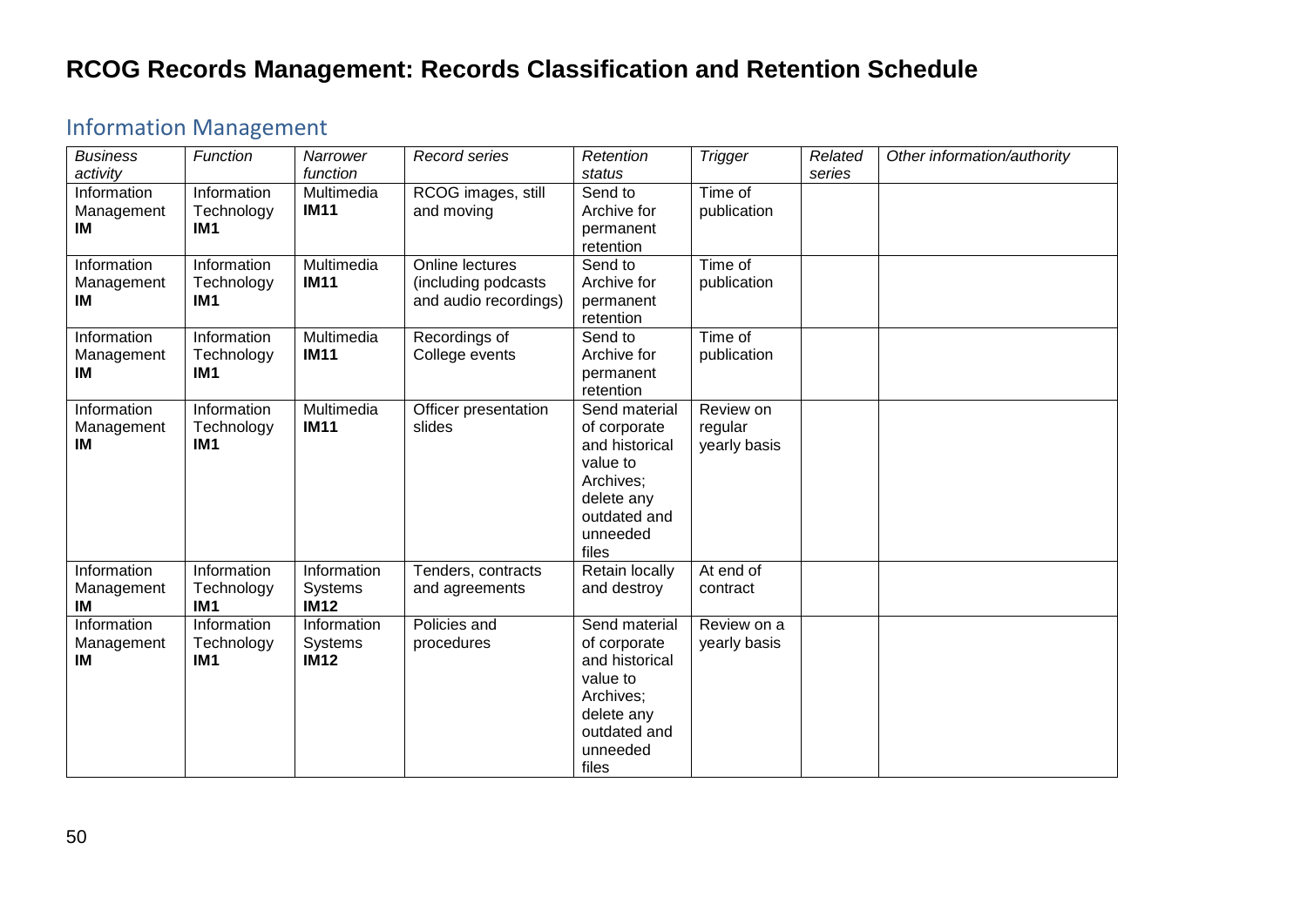# RCOG Records Management: Records Classification and Retention Schedule

## Information Management

| *Business activity* | *Function* | *Narrower function* | *Record series* | *Retention status* | *Trigger* | *Related series* | *Other information/authority* |
|---|---|---|---|---|---|---|---|
| Information Management **IM** | Information Technology **IM1** | Multimedia **IM11** | RCOG images, still and moving | Send to Archive for permanent retention | Time of publication | | |
| Information Management **IM** | Information Technology **IM1** | Multimedia **IM11** | Online lectures (including podcasts and audio recordings) | Send to Archive for permanent retention | Time of publication | | |
| Information Management **IM** | Information Technology **IM1** | Multimedia **IM11** | Recordings of College events | Send to Archive for permanent retention | Time of publication | | |
| Information Management **IM** | Information Technology **IM1** | Multimedia **IM11** | Officer presentation slides | Send material of corporate and historical value to Archives; delete any outdated and unneeded files | Review on regular yearly basis | | |
| Information Management **IM** | Information Technology **IM1** | Information Systems **IM12** | Tenders, contracts and agreements | Retain locally and destroy | At end of contract | | |
| Information Management **IM** | Information Technology **IM1** | Information Systems **IM12** | Policies and procedures | Send material of corporate and historical value to Archives; delete any outdated and unneeded files | Review on a yearly basis | | |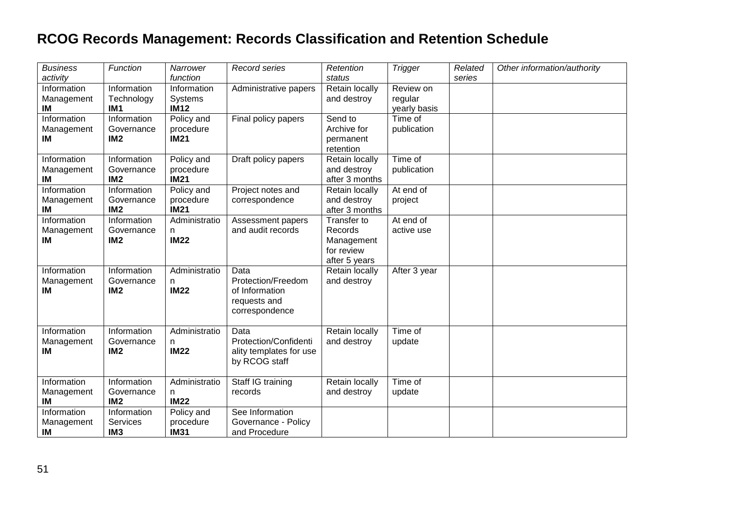# RCOG Records Management: Records Classification and Retention Schedule

| *Business activity* | *Function* | *Narrower function* | *Record series* | *Retention status* | *Trigger* | *Related series* | *Other information/authority* |
|---|---|---|---|---|---|---|---|
| Information Management **IM** | Information Technology **IM1** | Information Systems **IM12** | Administrative papers | Retain locally and destroy | Review on regular yearly basis | | |
| Information Management **IM** | Information Governance **IM2** | Policy and procedure **IM21** | Final policy papers | Send to Archive for permanent retention | Time of publication | | |
| Information Management **IM** | Information Governance **IM2** | Policy and procedure **IM21** | Draft policy papers | Retain locally and destroy after 3 months | Time of publication | | |
| Information Management **IM** | Information Governance **IM2** | Policy and procedure **IM21** | Project notes and correspondence | Retain locally and destroy after 3 months | At end of project | | |
| Information Management **IM** | Information Governance **IM2** | Administration **IM22** | Assessment papers and audit records | Transfer to Records Management for review after 5 years | At end of active use | | |
| Information Management **IM** | Information Governance **IM2** | Administration **IM22** | Data Protection/Freedom of Information requests and correspondence | Retain locally and destroy | After 3 year | | |
| Information Management **IM** | Information Governance **IM2** | Administration **IM22** | Data Protection/Confidentiality templates for use by RCOG staff | Retain locally and destroy | Time of update | | |
| Information Management **IM** | Information Governance **IM2** | Administration **IM22** | Staff IG training records | Retain locally and destroy | Time of update | | |
| Information Management **IM** | Information Services **IM3** | Policy and procedure **IM31** | See Information Governance - Policy and Procedure | | | | |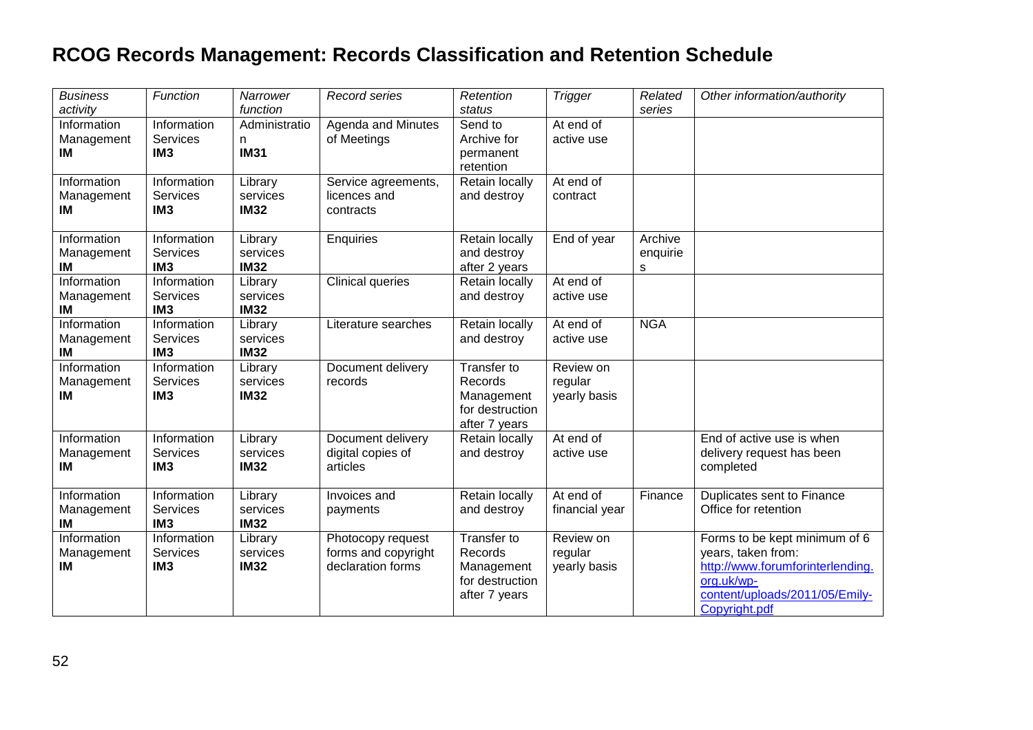# RCOG Records Management: Records Classification and Retention Schedule

| *Business activity* | *Function* | *Narrower function* | *Record series* | *Retention status* | *Trigger* | *Related series* | *Other information/authority* |
|---|---|---|---|---|---|---|---|
| Information Management **IM** | Information Services **IM3** | Administration **IM31** | Agenda and Minutes of Meetings | Send to Archive for permanent retention | At end of active use | | |
| Information Management **IM** | Information Services **IM3** | Library services **IM32** | Service agreements, licences and contracts | Retain locally and destroy | At end of contract | | |
| Information Management **IM** | Information Services **IM3** | Library services **IM32** | Enquiries | Retain locally and destroy after 2 years | End of year | Archive enquiries | |
| Information Management **IM** | Information Services **IM3** | Library services **IM32** | Clinical queries | Retain locally and destroy | At end of active use | | |
| Information Management **IM** | Information Services **IM3** | Library services **IM32** | Literature searches | Retain locally and destroy | At end of active use | NGA | |
| Information Management **IM** | Information Services **IM3** | Library services **IM32** | Document delivery records | Transfer to Records Management for destruction after 7 years | Review on regular yearly basis | | |
| Information Management **IM** | Information Services **IM3** | Library services **IM32** | Document delivery digital copies of articles | Retain locally and destroy | At end of active use | | End of active use is when delivery request has been completed |
| Information Management **IM** | Information Services **IM3** | Library services **IM32** | Invoices and payments | Retain locally and destroy | At end of financial year | Finance | Duplicates sent to Finance Office for retention |
| Information Management **IM** | Information Services **IM3** | Library services **IM32** | Photocopy request forms and copyright declaration forms | Transfer to Records Management for destruction after 7 years | Review on regular yearly basis | | Forms to be kept minimum of 6 years, taken from: http://www.forumforinterlending.org.uk/wp-content/uploads/2011/05/Emily-Copyright.pdf |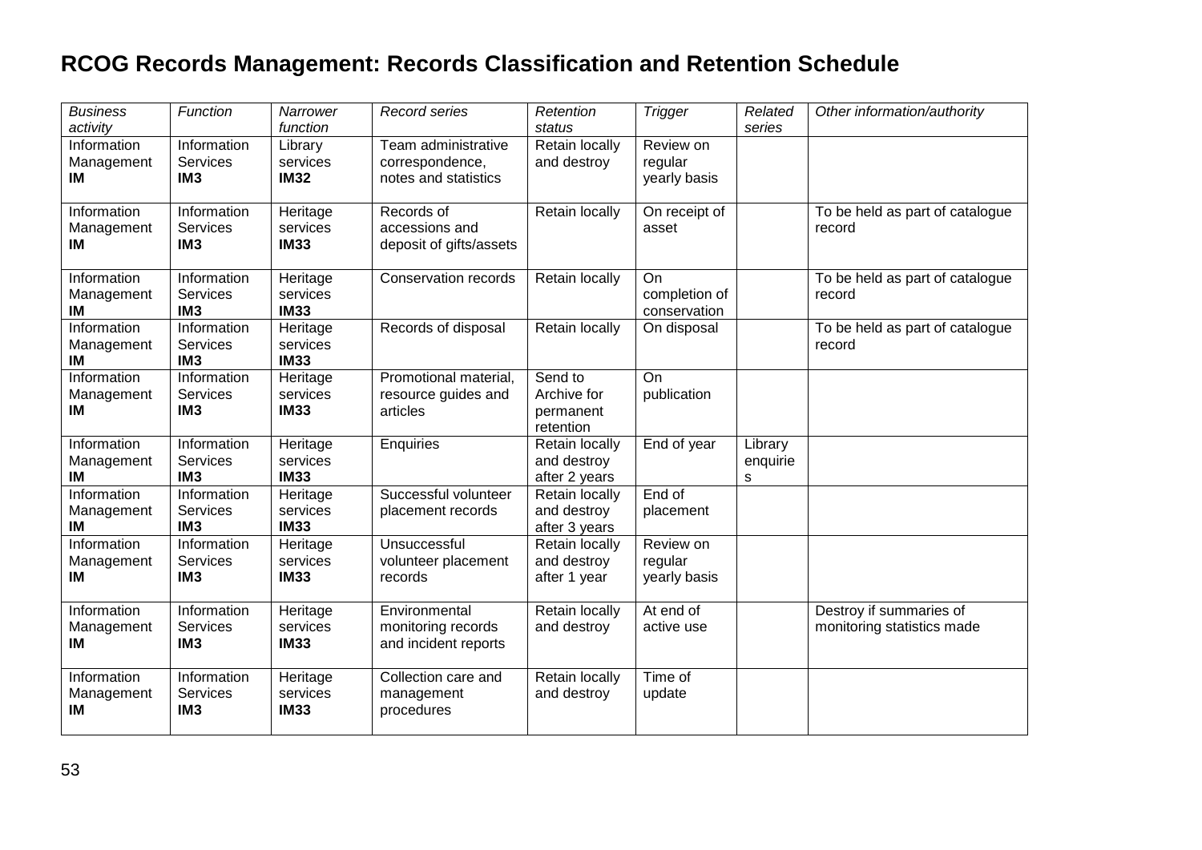# RCOG Records Management: Records Classification and Retention Schedule

| *Business activity* | *Function* | *Narrower function* | *Record series* | *Retention status* | *Trigger* | *Related series* | *Other information/authority* |
|---|---|---|---|---|---|---|---|
| Information Management **IM** | Information Services **IM3** | Library services **IM32** | Team administrative correspondence, notes and statistics | Retain locally and destroy | Review on regular yearly basis | | |
| Information Management **IM** | Information Services **IM3** | Heritage services **IM33** | Records of accessions and deposit of gifts/assets | Retain locally | On receipt of asset | | To be held as part of catalogue record |
| Information Management **IM** | Information Services **IM3** | Heritage services **IM33** | Conservation records | Retain locally | On completion of conservation | | To be held as part of catalogue record |
| Information Management **IM** | Information Services **IM3** | Heritage services **IM33** | Records of disposal | Retain locally | On disposal | | To be held as part of catalogue record |
| Information Management **IM** | Information Services **IM3** | Heritage services **IM33** | Promotional material, resource guides and articles | Send to Archive for permanent retention | On publication | | |
| Information Management **IM** | Information Services **IM3** | Heritage services **IM33** | Enquiries | Retain locally and destroy after 2 years | End of year | Library enquiries | |
| Information Management **IM** | Information Services **IM3** | Heritage services **IM33** | Successful volunteer placement records | Retain locally and destroy after 3 years | End of placement | | |
| Information Management **IM** | Information Services **IM3** | Heritage services **IM33** | Unsuccessful volunteer placement records | Retain locally and destroy after 1 year | Review on regular yearly basis | | |
| Information Management **IM** | Information Services **IM3** | Heritage services **IM33** | Environmental monitoring records and incident reports | Retain locally and destroy | At end of active use | | Destroy if summaries of monitoring statistics made |
| Information Management **IM** | Information Services **IM3** | Heritage services **IM33** | Collection care and management procedures | Retain locally and destroy | Time of update | | |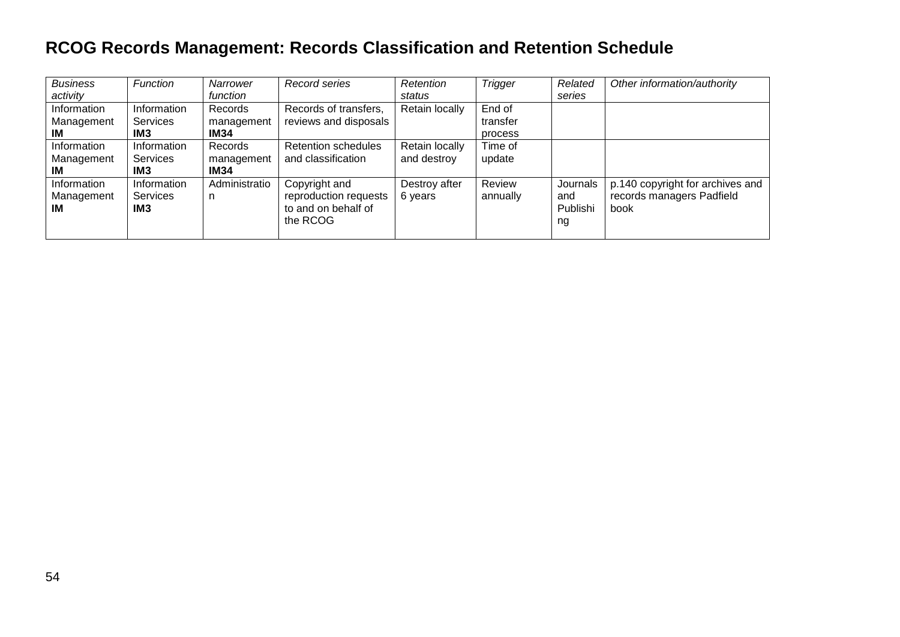# RCOG Records Management: Records Classification and Retention Schedule

| *Business activity* | *Function* | *Narrower function* | *Record series* | *Retention status* | *Trigger* | *Related series* | *Other information/authority* |
|---|---|---|---|---|---|---|---|
| Information Management **IM** | Information Services **IM3** | Records management **IM34** | Records of transfers, reviews and disposals | Retain locally | End of transfer process | | |
| Information Management **IM** | Information Services **IM3** | Records management **IM34** | Retention schedules and classification | Retain locally and destroy | Time of update | | |
| Information Management **IM** | Information Services **IM3** | Administration | Copyright and reproduction requests to and on behalf of the RCOG | Destroy after 6 years | Review annually | Journals and Publishing | p.140 copyright for archives and records managers Padfield book |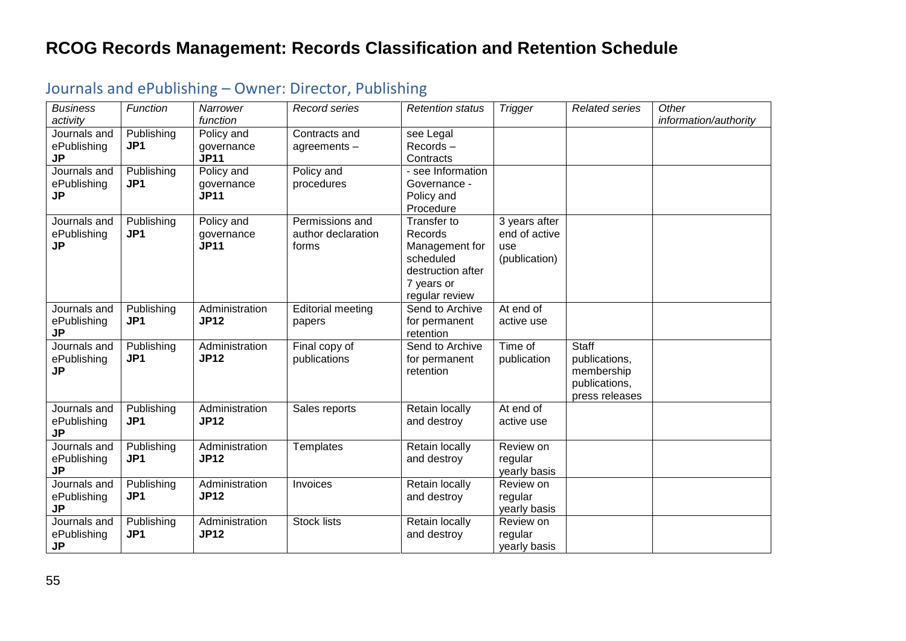# RCOG Records Management: Records Classification and Retention Schedule

## Journals and ePublishing – Owner: Director, Publishing

| *Business activity* | *Function* | *Narrower function* | *Record series* | *Retention status* | *Trigger* | *Related series* | *Other information/authority* |
|---|---|---|---|---|---|---|---|
| Journals and ePublishing **JP** | Publishing **JP1** | Policy and governance **JP11** | Contracts and agreements – | see Legal Records – Contracts | | | |
| Journals and ePublishing **JP** | Publishing **JP1** | Policy and governance **JP11** | Policy and procedures | - see Information Governance - Policy and Procedure | | | |
| Journals and ePublishing **JP** | Publishing **JP1** | Policy and governance **JP11** | Permissions and author declaration forms | Transfer to Records Management for scheduled destruction after 7 years or regular review | 3 years after end of active use (publication) | | |
| Journals and ePublishing **JP** | Publishing **JP1** | Administration **JP12** | Editorial meeting papers | Send to Archive for permanent retention | At end of active use | | |
| Journals and ePublishing **JP** | Publishing **JP1** | Administration **JP12** | Final copy of publications | Send to Archive for permanent retention | Time of publication | Staff publications, membership publications, press releases | |
| Journals and ePublishing **JP** | Publishing **JP1** | Administration **JP12** | Sales reports | Retain locally and destroy | At end of active use | | |
| Journals and ePublishing **JP** | Publishing **JP1** | Administration **JP12** | Templates | Retain locally and destroy | Review on regular yearly basis | | |
| Journals and ePublishing **JP** | Publishing **JP1** | Administration **JP12** | Invoices | Retain locally and destroy | Review on regular yearly basis | | |
| Journals and ePublishing **JP** | Publishing **JP1** | Administration **JP12** | Stock lists | Retain locally and destroy | Review on regular yearly basis | | |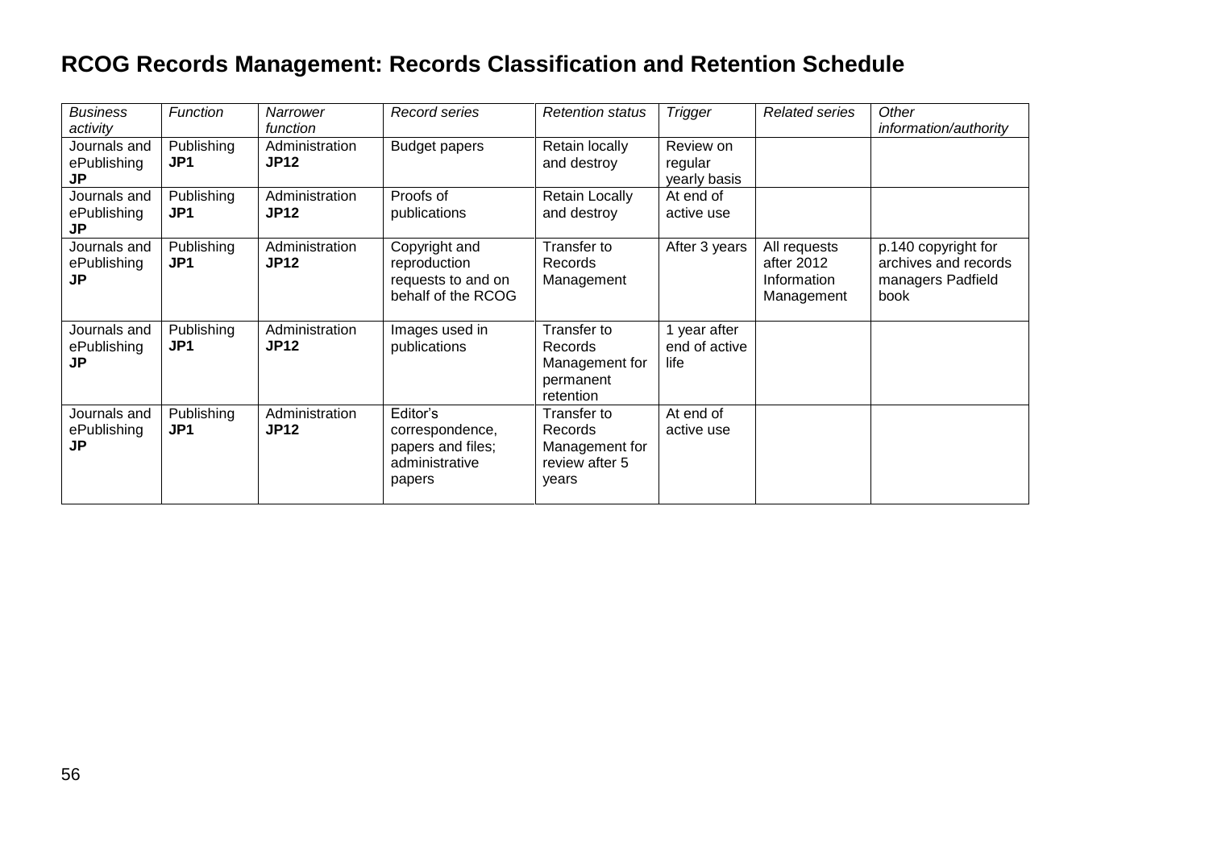# RCOG Records Management: Records Classification and Retention Schedule

| *Business activity* | *Function* | *Narrower function* | *Record series* | *Retention status* | *Trigger* | *Related series* | *Other information/authority* |
|---|---|---|---|---|---|---|---|
| Journals and ePublishing **JP** | Publishing **JP1** | Administration **JP12** | Budget papers | Retain locally and destroy | Review on regular yearly basis | | |
| Journals and ePublishing **JP** | Publishing **JP1** | Administration **JP12** | Proofs of publications | Retain Locally and destroy | At end of active use | | |
| Journals and ePublishing **JP** | Publishing **JP1** | Administration **JP12** | Copyright and reproduction requests to and on behalf of the RCOG | Transfer to Records Management | After 3 years | All requests after 2012 Information Management | p.140 copyright for archives and records managers Padfield book |
| Journals and ePublishing **JP** | Publishing **JP1** | Administration **JP12** | Images used in publications | Transfer to Records Management for permanent retention | 1 year after end of active life | | |
| Journals and ePublishing **JP** | Publishing **JP1** | Administration **JP12** | Editor's correspondence, papers and files; administrative papers | Transfer to Records Management for review after 5 years | At end of active use | | |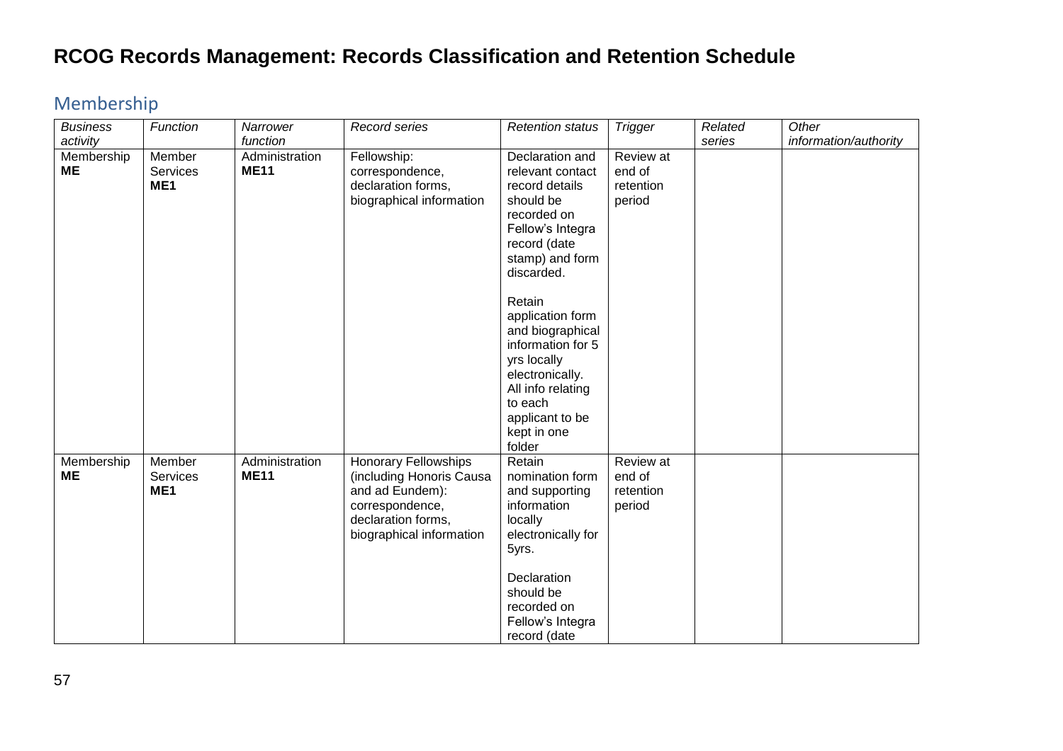# RCOG Records Management: Records Classification and Retention Schedule

## Membership

| *Business activity* | *Function* | *Narrower function* | *Record series* | *Retention status* | *Trigger* | *Related series* | *Other information/authority* |
|---|---|---|---|---|---|---|---|
| Membership **ME** | Member Services **ME1** | Administration **ME11** | Fellowship: correspondence, declaration forms, biographical information | Declaration and relevant contact record details should be recorded on Fellow's Integra record (date stamp) and form discarded.<br><br>Retain application form and biographical information for 5 yrs locally electronically. All info relating to each applicant to be kept in one folder | Review at end of retention period | | |
| Membership **ME** | Member Services **ME1** | Administration **ME11** | Honorary Fellowships (including Honoris Causa and ad Eundem): correspondence, declaration forms, biographical information | Retain nomination form and supporting information locally electronically for 5yrs.<br><br>Declaration should be recorded on Fellow's Integra record (date | Review at end of retention period | | |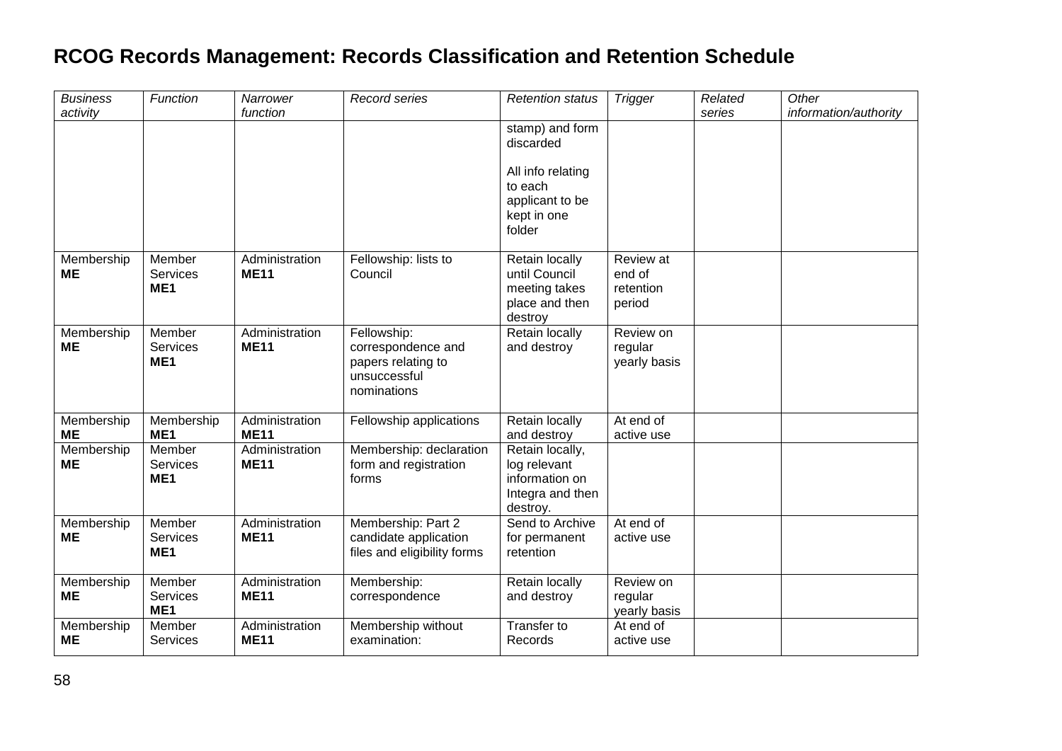# RCOG Records Management: Records Classification and Retention Schedule

| *Business activity* | *Function* | *Narrower function* | *Record series* | *Retention status* | *Trigger* | *Related series* | *Other information/authority* |
|---|---|---|---|---|---|---|---|
| | | | | stamp) and form discarded<br><br>All info relating to each applicant to be kept in one folder | | | |
| Membership **ME** | Member Services **ME1** | Administration **ME11** | Fellowship: lists to Council | Retain locally until Council meeting takes place and then destroy | Review at end of retention period | | |
| Membership **ME** | Member Services **ME1** | Administration **ME11** | Fellowship: correspondence and papers relating to unsuccessful nominations | Retain locally and destroy | Review on regular yearly basis | | |
| Membership **ME** | Membership **ME1** | Administration **ME11** | Fellowship applications | Retain locally and destroy | At end of active use | | |
| Membership **ME** | Member Services **ME1** | Administration **ME11** | Membership: declaration form and registration forms | Retain locally, log relevant information on Integra and then destroy. | | | |
| Membership **ME** | Member Services **ME1** | Administration **ME11** | Membership: Part 2 candidate application files and eligibility forms | Send to Archive for permanent retention | At end of active use | | |
| Membership **ME** | Member Services **ME1** | Administration **ME11** | Membership: correspondence | Retain locally and destroy | Review on regular yearly basis | | |
| Membership **ME** | Member Services | Administration **ME11** | Membership without examination: | Transfer to Records | At end of active use | | |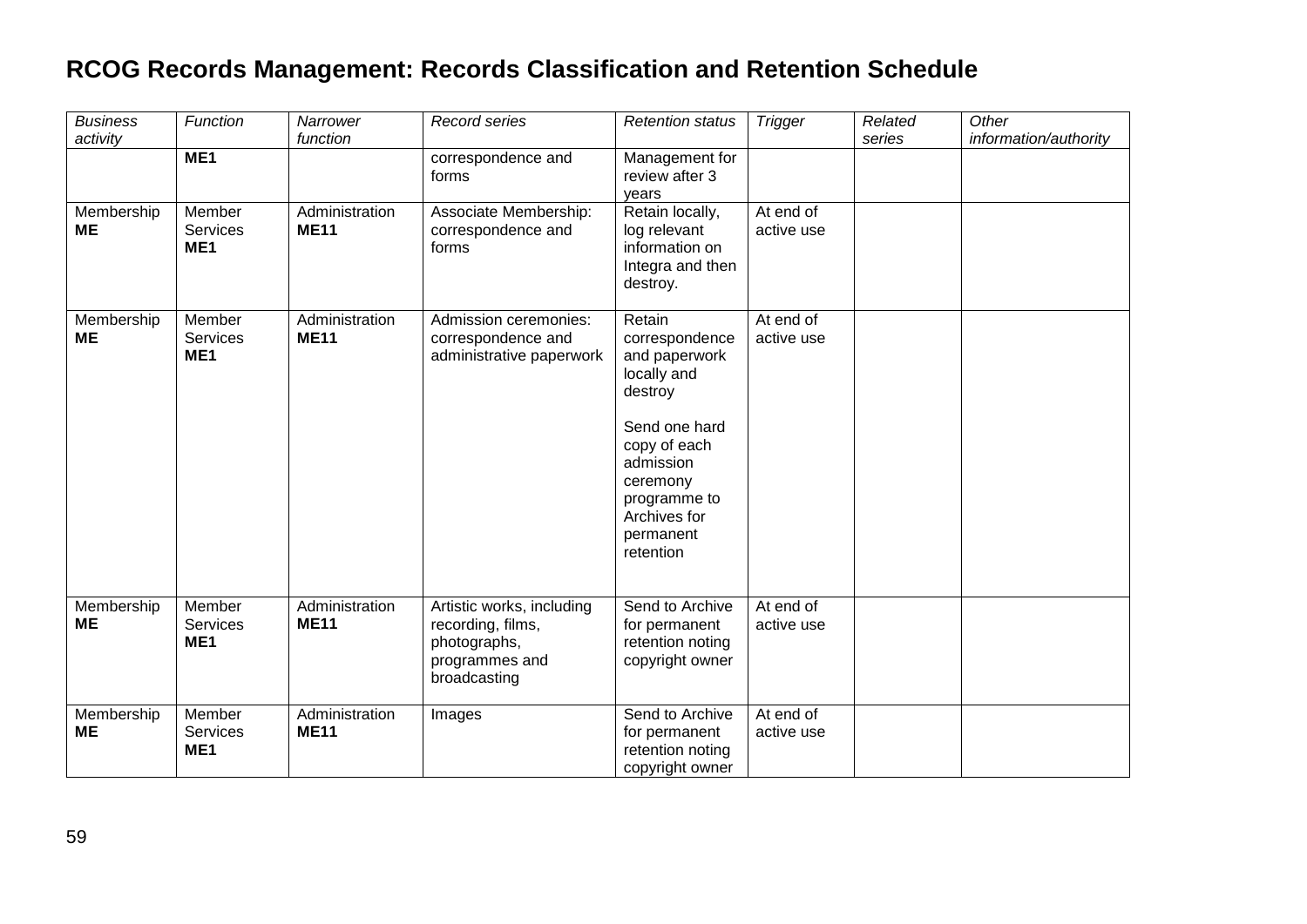# RCOG Records Management: Records Classification and Retention Schedule

| *Business activity* | *Function* | *Narrower function* | *Record series* | *Retention status* | *Trigger* | *Related series* | *Other information/authority* |
|---|---|---|---|---|---|---|---|
| | **ME1** | | correspondence and forms | Management for review after 3 years | | | |
| Membership **ME** | Member Services **ME1** | Administration **ME11** | Associate Membership: correspondence and forms | Retain locally, log relevant information on Integra and then destroy. | At end of active use | | |
| Membership **ME** | Member Services **ME1** | Administration **ME11** | Admission ceremonies: correspondence and administrative paperwork | Retain correspondence and paperwork locally and destroy<br><br>Send one hard copy of each admission ceremony programme to Archives for permanent retention | At end of active use | | |
| Membership **ME** | Member Services **ME1** | Administration **ME11** | Artistic works, including recording, films, photographs, programmes and broadcasting | Send to Archive for permanent retention noting copyright owner | At end of active use | | |
| Membership **ME** | Member Services **ME1** | Administration **ME11** | Images | Send to Archive for permanent retention noting copyright owner | At end of active use | | |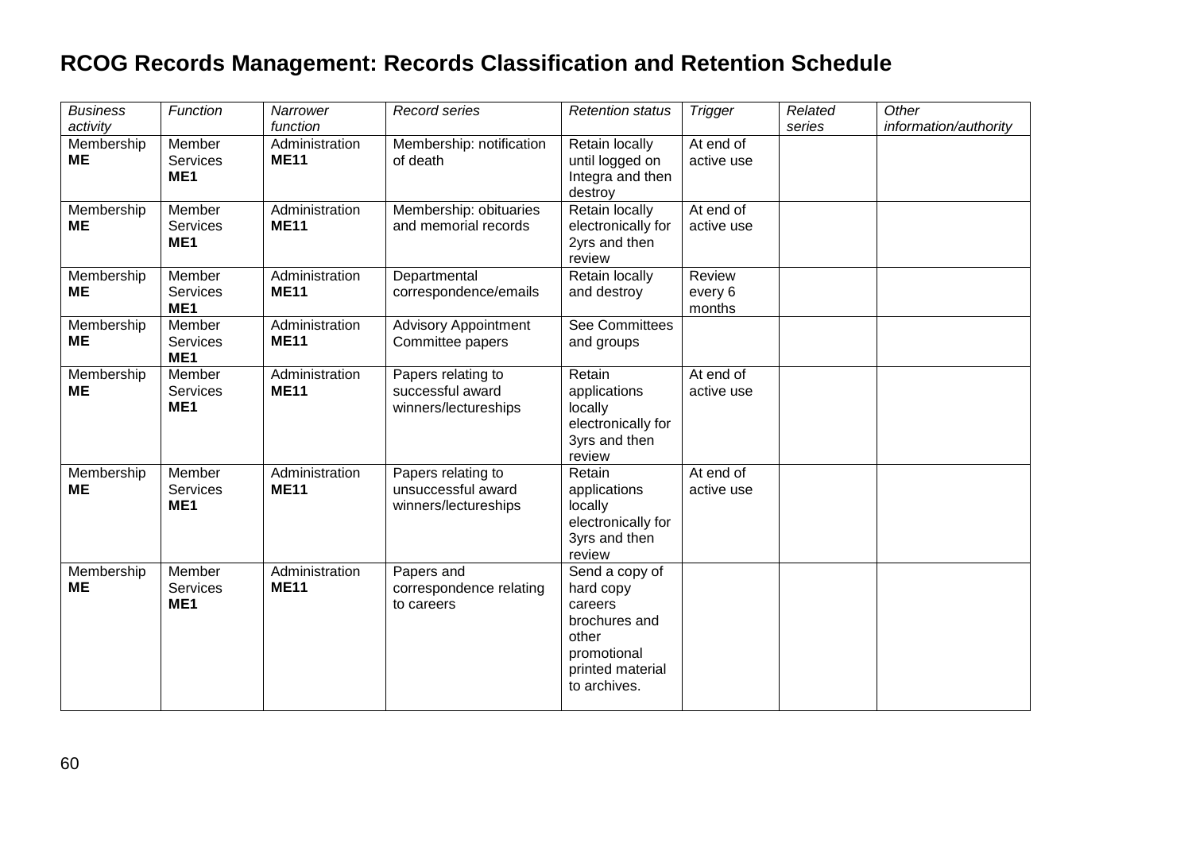# RCOG Records Management: Records Classification and Retention Schedule

| *Business activity* | *Function* | *Narrower function* | *Record series* | *Retention status* | *Trigger* | *Related series* | *Other information/authority* |
|---|---|---|---|---|---|---|---|
| Membership **ME** | Member Services **ME1** | Administration **ME11** | Membership: notification of death | Retain locally until logged on Integra and then destroy | At end of active use | | |
| Membership **ME** | Member Services **ME1** | Administration **ME11** | Membership: obituaries and memorial records | Retain locally electronically for 2yrs and then review | At end of active use | | |
| Membership **ME** | Member Services **ME1** | Administration **ME11** | Departmental correspondence/emails | Retain locally and destroy | Review every 6 months | | |
| Membership **ME** | Member Services **ME1** | Administration **ME11** | Advisory Appointment Committee papers | See Committees and groups | | | |
| Membership **ME** | Member Services **ME1** | Administration **ME11** | Papers relating to successful award winners/lectureships | Retain applications locally electronically for 3yrs and then review | At end of active use | | |
| Membership **ME** | Member Services **ME1** | Administration **ME11** | Papers relating to unsuccessful award winners/lectureships | Retain applications locally electronically for 3yrs and then review | At end of active use | | |
| Membership **ME** | Member Services **ME1** | Administration **ME11** | Papers and correspondence relating to careers | Send a copy of hard copy careers brochures and other promotional printed material to archives. | | | |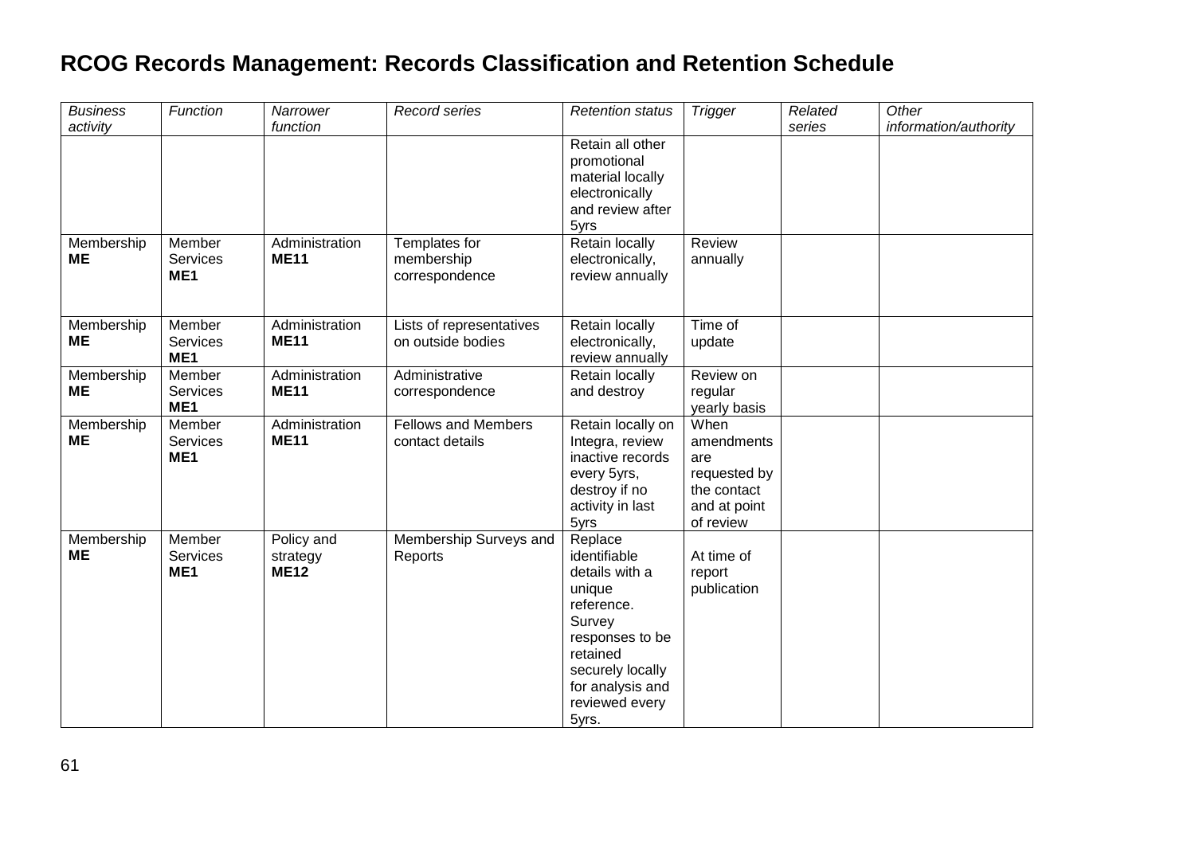# RCOG Records Management: Records Classification and Retention Schedule

| *Business activity* | *Function* | *Narrower function* | *Record series* | *Retention status* | *Trigger* | *Related series* | *Other information/authority* |
|---|---|---|---|---|---|---|---|
| | | | | Retain all other promotional material locally electronically and review after 5yrs | | | |
| Membership **ME** | Member Services **ME1** | Administration **ME11** | Templates for membership correspondence | Retain locally electronically, review annually | Review annually | | |
| Membership **ME** | Member Services **ME1** | Administration **ME11** | Lists of representatives on outside bodies | Retain locally electronically, review annually | Time of update | | |
| Membership **ME** | Member Services **ME1** | Administration **ME11** | Administrative correspondence | Retain locally and destroy | Review on regular yearly basis | | |
| Membership **ME** | Member Services **ME1** | Administration **ME11** | Fellows and Members contact details | Retain locally on Integra, review inactive records every 5yrs, destroy if no activity in last 5yrs | When amendments are requested by the contact and at point of review | | |
| Membership **ME** | Member Services **ME1** | Policy and strategy **ME12** | Membership Surveys and Reports | Replace identifiable details with a unique reference. Survey responses to be retained securely locally for analysis and reviewed every 5yrs. | At time of report publication | | |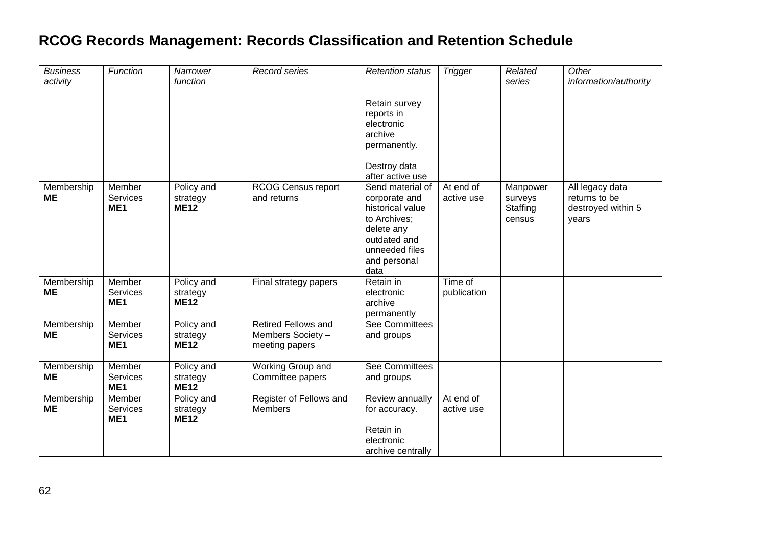# RCOG Records Management: Records Classification and Retention Schedule

| *Business activity* | *Function* | *Narrower function* | *Record series* | *Retention status* | *Trigger* | *Related series* | *Other information/authority* |
|---|---|---|---|---|---|---|---|
| | | | | Retain survey reports in electronic archive permanently. Destroy data after active use | | | |
| Membership **ME** | Member Services **ME1** | Policy and strategy **ME12** | RCOG Census report and returns | Send material of corporate and historical value to Archives; delete any outdated and unneeded files and personal data | At end of active use | Manpower surveys Staffing census | All legacy data returns to be destroyed within 5 years |
| Membership **ME** | Member Services **ME1** | Policy and strategy **ME12** | Final strategy papers | Retain in electronic archive permanently | Time of publication | | |
| Membership **ME** | Member Services **ME1** | Policy and strategy **ME12** | Retired Fellows and Members Society – meeting papers | See Committees and groups | | | |
| Membership **ME** | Member Services **ME1** | Policy and strategy **ME12** | Working Group and Committee papers | See Committees and groups | | | |
| Membership **ME** | Member Services **ME1** | Policy and strategy **ME12** | Register of Fellows and Members | Review annually for accuracy. Retain in electronic archive centrally | At end of active use | | |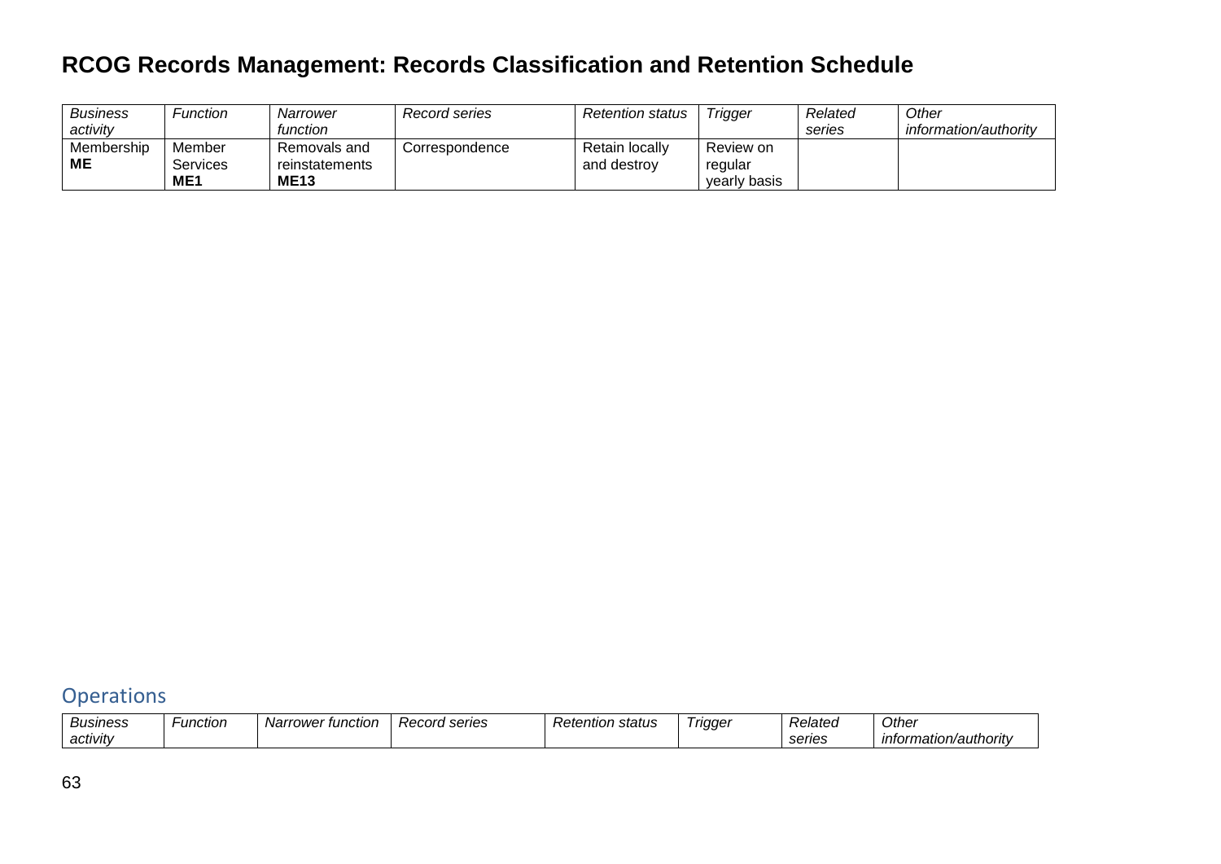# RCOG Records Management: Records Classification and Retention Schedule

| *Business activity* | *Function* | *Narrower function* | *Record series* | *Retention status* | *Trigger* | *Related series* | *Other information/authority* |
|---|---|---|---|---|---|---|---|
| Membership **ME** | Member Services **ME1** | Removals and reinstatements **ME13** | Correspondence | Retain locally and destroy | Review on regular yearly basis | | |

## Operations

| *Business activity* | *Function* | *Narrower function* | *Record series* | *Retention status* | *Trigger* | *Related series* | *Other information/authority* |
|---|---|---|---|---|---|---|---|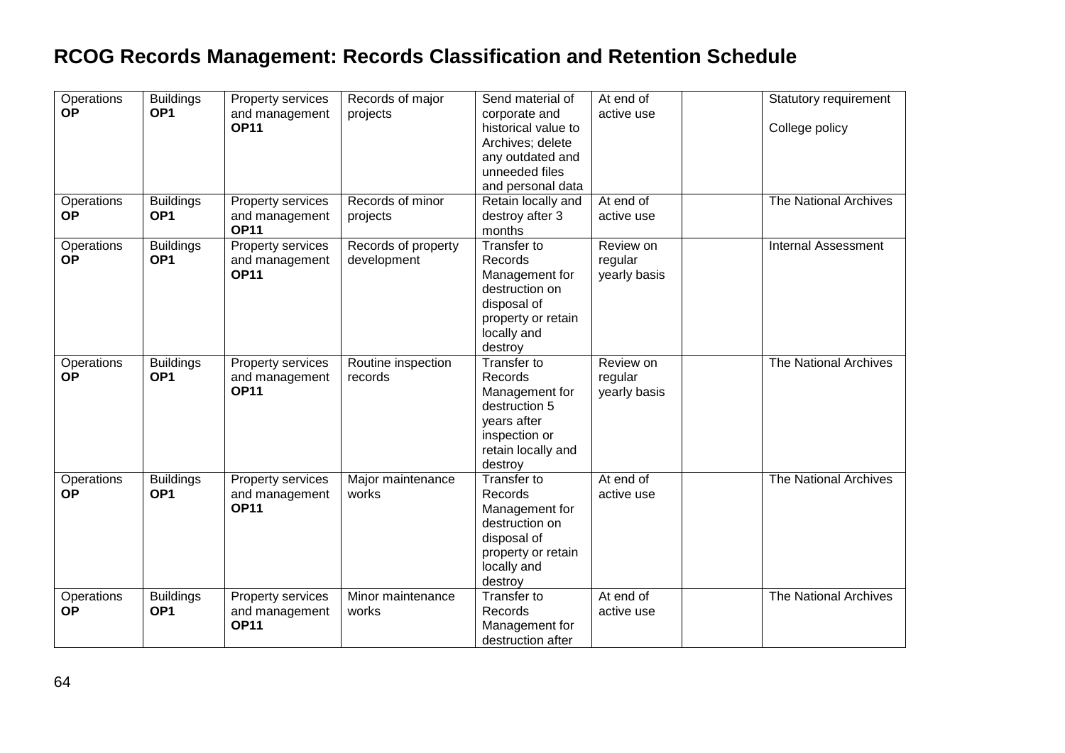# RCOG Records Management: Records Classification and Retention Schedule

| | | | | | | | |
|---|---|---|---|---|---|---|---|
| Operations **OP** | Buildings **OP1** | Property services and management **OP11** | Records of major projects | Send material of corporate and historical value to Archives; delete any outdated and unneeded files and personal data | At end of active use | | Statutory requirement<br><br>College policy |
| Operations **OP** | Buildings **OP1** | Property services and management **OP11** | Records of minor projects | Retain locally and destroy after 3 months | At end of active use | | The National Archives |
| Operations **OP** | Buildings **OP1** | Property services and management **OP11** | Records of property development | Transfer to Records Management for destruction on disposal of property or retain locally and destroy | Review on regular yearly basis | | Internal Assessment |
| Operations **OP** | Buildings **OP1** | Property services and management **OP11** | Routine inspection records | Transfer to Records Management for destruction 5 years after inspection or retain locally and destroy | Review on regular yearly basis | | The National Archives |
| Operations **OP** | Buildings **OP1** | Property services and management **OP11** | Major maintenance works | Transfer to Records Management for destruction on disposal of property or retain locally and destroy | At end of active use | | The National Archives |
| Operations **OP** | Buildings **OP1** | Property services and management **OP11** | Minor maintenance works | Transfer to Records Management for destruction after | At end of active use | | The National Archives |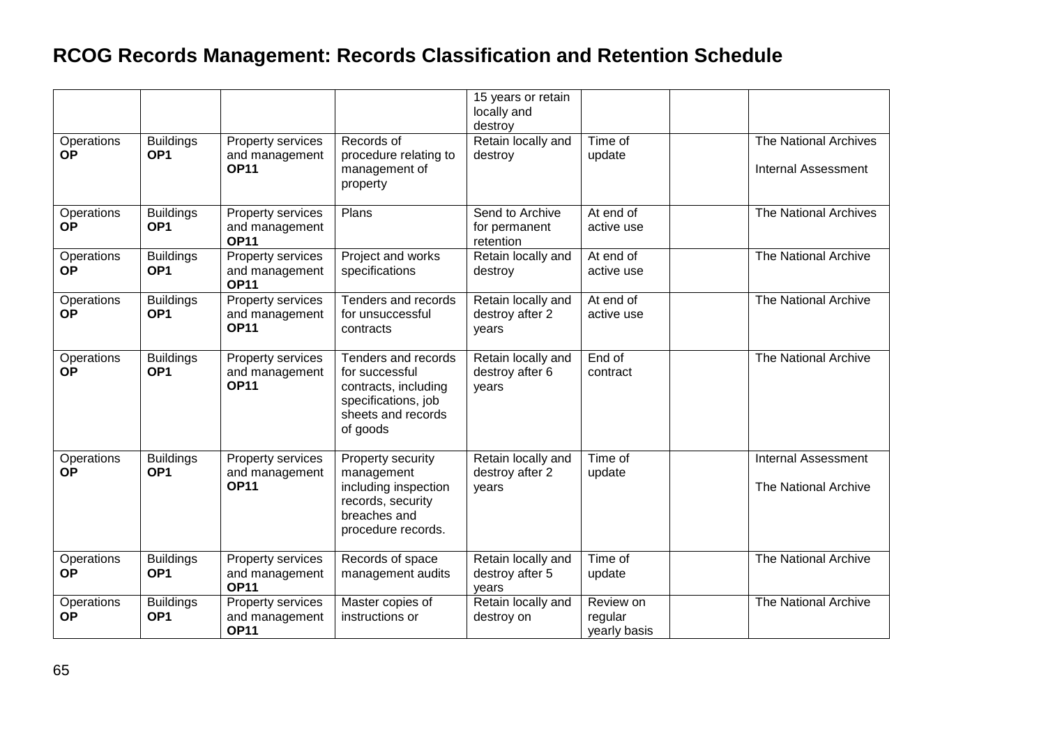# RCOG Records Management: Records Classification and Retention Schedule

| | | | | | | | |
|---|---|---|---|---|---|---|---|
| | | | | 15 years or retain locally and destroy | | | |
| Operations **OP** | Buildings **OP1** | Property services and management **OP11** | Records of procedure relating to management of property | Retain locally and destroy | Time of update | | The National Archives<br><br>Internal Assessment |
| Operations **OP** | Buildings **OP1** | Property services and management **OP11** | Plans | Send to Archive for permanent retention | At end of active use | | The National Archives |
| Operations **OP** | Buildings **OP1** | Property services and management **OP11** | Project and works specifications | Retain locally and destroy | At end of active use | | The National Archive |
| Operations **OP** | Buildings **OP1** | Property services and management **OP11** | Tenders and records for unsuccessful contracts | Retain locally and destroy after 2 years | At end of active use | | The National Archive |
| Operations **OP** | Buildings **OP1** | Property services and management **OP11** | Tenders and records for successful contracts, including specifications, job sheets and records of goods | Retain locally and destroy after 6 years | End of contract | | The National Archive |
| Operations **OP** | Buildings **OP1** | Property services and management **OP11** | Property security management including inspection records, security breaches and procedure records. | Retain locally and destroy after 2 years | Time of update | | Internal Assessment<br><br>The National Archive |
| Operations **OP** | Buildings **OP1** | Property services and management **OP11** | Records of space management audits | Retain locally and destroy after 5 years | Time of update | | The National Archive |
| Operations **OP** | Buildings **OP1** | Property services and management **OP11** | Master copies of instructions or | Retain locally and destroy on | Review on regular yearly basis | | The National Archive |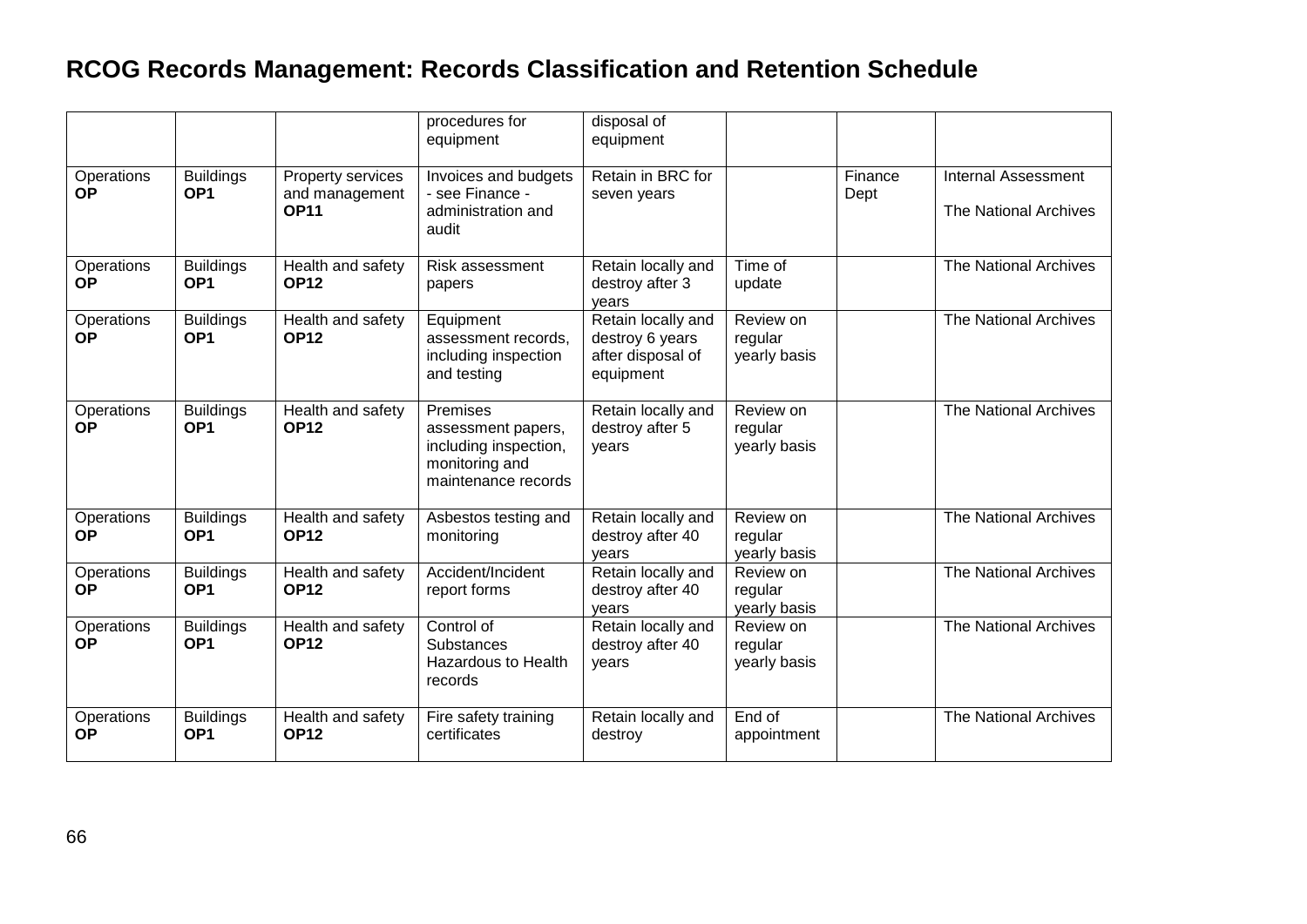# RCOG Records Management: Records Classification and Retention Schedule

| | | | | | | | |
|---|---|---|---|---|---|---|---|
| | | | procedures for equipment | disposal of equipment | | | |
| Operations **OP** | Buildings **OP1** | Property services and management **OP11** | Invoices and budgets - see Finance - administration and audit | Retain in BRC for seven years | | Finance Dept | Internal Assessment<br><br>The National Archives |
| Operations **OP** | Buildings **OP1** | Health and safety **OP12** | Risk assessment papers | Retain locally and destroy after 3 years | Time of update | | The National Archives |
| Operations **OP** | Buildings **OP1** | Health and safety **OP12** | Equipment assessment records, including inspection and testing | Retain locally and destroy 6 years after disposal of equipment | Review on regular yearly basis | | The National Archives |
| Operations **OP** | Buildings **OP1** | Health and safety **OP12** | Premises assessment papers, including inspection, monitoring and maintenance records | Retain locally and destroy after 5 years | Review on regular yearly basis | | The National Archives |
| Operations **OP** | Buildings **OP1** | Health and safety **OP12** | Asbestos testing and monitoring | Retain locally and destroy after 40 years | Review on regular yearly basis | | The National Archives |
| Operations **OP** | Buildings **OP1** | Health and safety **OP12** | Accident/Incident report forms | Retain locally and destroy after 40 years | Review on regular yearly basis | | The National Archives |
| Operations **OP** | Buildings **OP1** | Health and safety **OP12** | Control of Substances Hazardous to Health records | Retain locally and destroy after 40 years | Review on regular yearly basis | | The National Archives |
| Operations **OP** | Buildings **OP1** | Health and safety **OP12** | Fire safety training certificates | Retain locally and destroy | End of appointment | | The National Archives |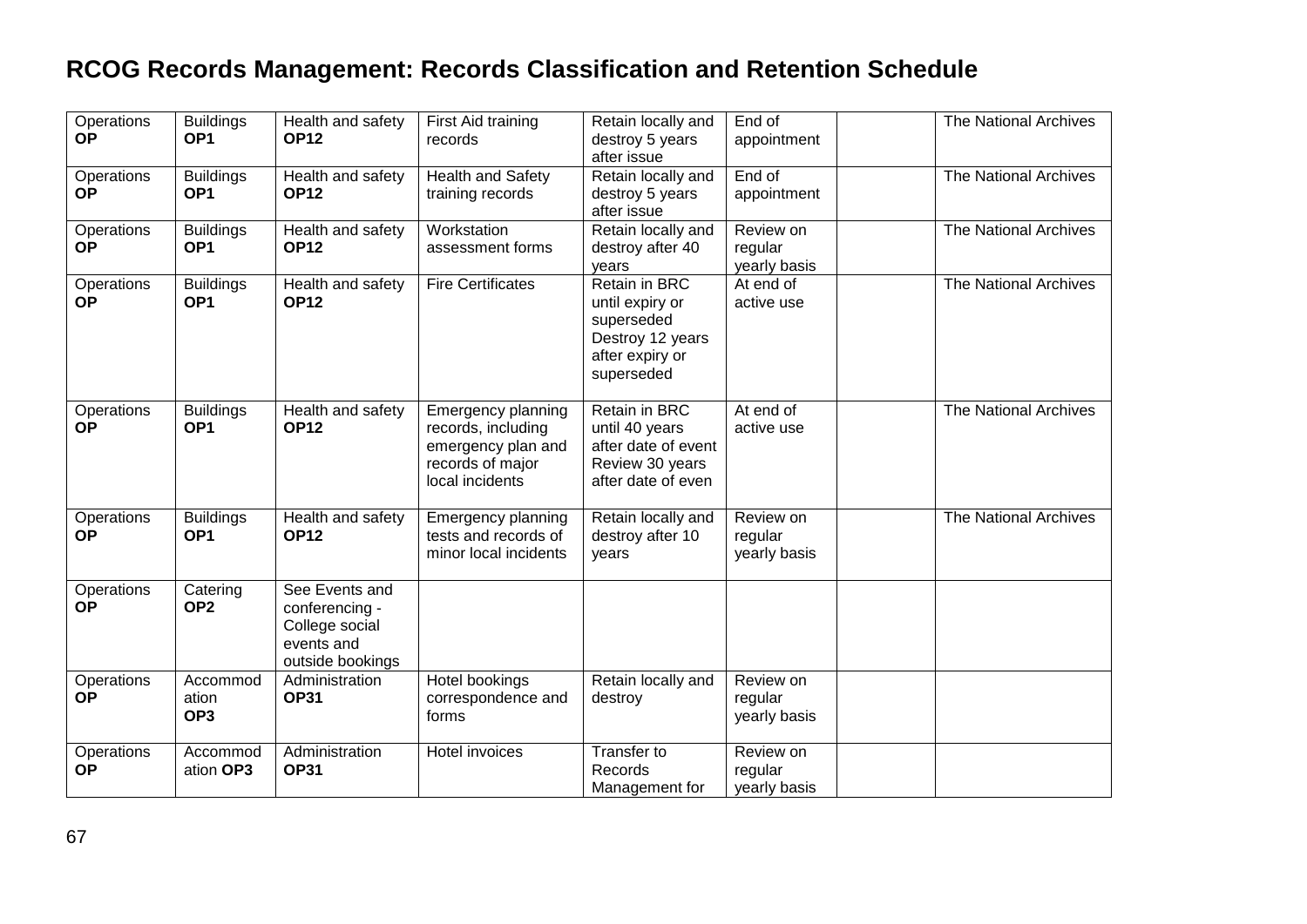# RCOG Records Management: Records Classification and Retention Schedule

| | | | | | | | |
|---|---|---|---|---|---|---|---|
| Operations **OP** | Buildings **OP1** | Health and safety **OP12** | First Aid training records | Retain locally and destroy 5 years after issue | End of appointment | | The National Archives |
| Operations **OP** | Buildings **OP1** | Health and safety **OP12** | Health and Safety training records | Retain locally and destroy 5 years after issue | End of appointment | | The National Archives |
| Operations **OP** | Buildings **OP1** | Health and safety **OP12** | Workstation assessment forms | Retain locally and destroy after 40 years | Review on regular yearly basis | | The National Archives |
| Operations **OP** | Buildings **OP1** | Health and safety **OP12** | Fire Certificates | Retain in BRC until expiry or superseded Destroy 12 years after expiry or superseded | At end of active use | | The National Archives |
| Operations **OP** | Buildings **OP1** | Health and safety **OP12** | Emergency planning records, including emergency plan and records of major local incidents | Retain in BRC until 40 years after date of event Review 30 years after date of even | At end of active use | | The National Archives |
| Operations **OP** | Buildings **OP1** | Health and safety **OP12** | Emergency planning tests and records of minor local incidents | Retain locally and destroy after 10 years | Review on regular yearly basis | | The National Archives |
| Operations **OP** | Catering **OP2** | See Events and conferencing - College social events and outside bookings | | | | | |
| Operations **OP** | Accommodation **OP3** | Administration **OP31** | Hotel bookings correspondence and forms | Retain locally and destroy | Review on regular yearly basis | | |
| Operations **OP** | Accommodation **OP3** | Administration **OP31** | Hotel invoices | Transfer to Records Management for | Review on regular yearly basis | | |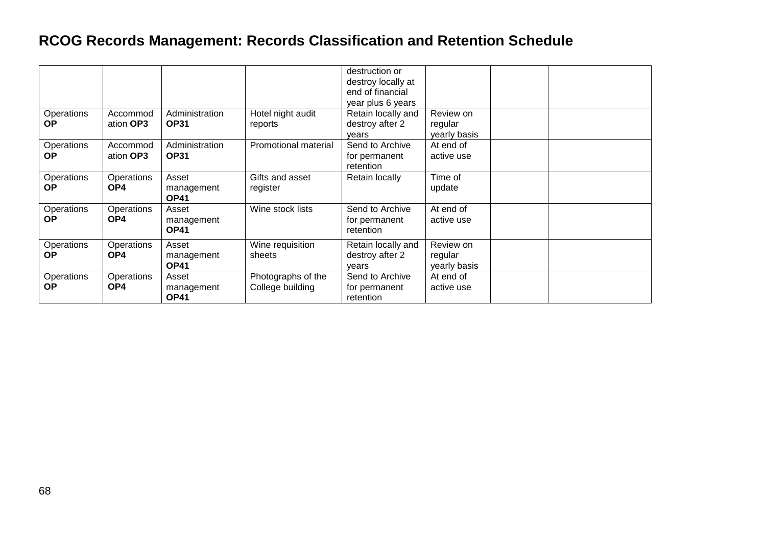# RCOG Records Management: Records Classification and Retention Schedule

| | | | | | | | |
|---|---|---|---|---|---|---|---|
| | | | | destruction or destroy locally at end of financial year plus 6 years | | | |
| Operations **OP** | Accommodation **OP3** | Administration **OP31** | Hotel night audit reports | Retain locally and destroy after 2 years | Review on regular yearly basis | | |
| Operations **OP** | Accommodation **OP3** | Administration **OP31** | Promotional material | Send to Archive for permanent retention | At end of active use | | |
| Operations **OP** | Operations **OP4** | Asset management **OP41** | Gifts and asset register | Retain locally | Time of update | | |
| Operations **OP** | Operations **OP4** | Asset management **OP41** | Wine stock lists | Send to Archive for permanent retention | At end of active use | | |
| Operations **OP** | Operations **OP4** | Asset management **OP41** | Wine requisition sheets | Retain locally and destroy after 2 years | Review on regular yearly basis | | |
| Operations **OP** | Operations **OP4** | Asset management **OP41** | Photographs of the College building | Send to Archive for permanent retention | At end of active use | | |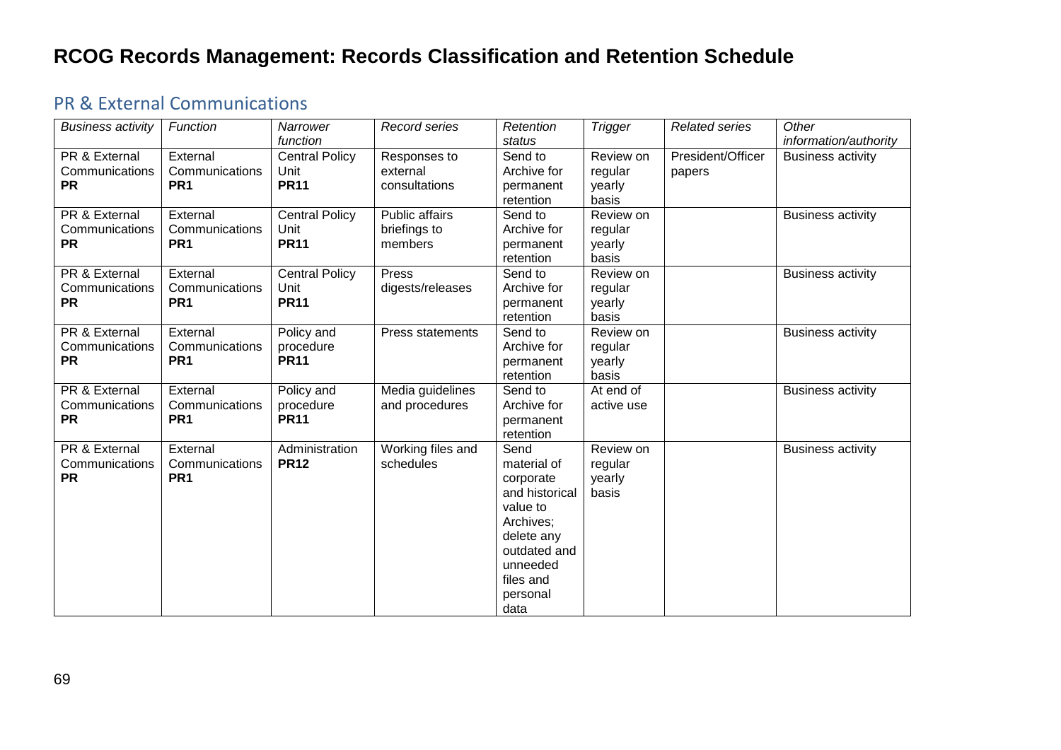# RCOG Records Management: Records Classification and Retention Schedule

## PR & External Communications

| *Business activity* | *Function* | *Narrower function* | *Record series* | *Retention status* | *Trigger* | *Related series* | *Other information/authority* |
|---|---|---|---|---|---|---|---|
| PR & External Communications **PR** | External Communications **PR1** | Central Policy Unit **PR11** | Responses to external consultations | Send to Archive for permanent retention | Review on regular yearly basis | President/Officer papers | Business activity |
| PR & External Communications **PR** | External Communications **PR1** | Central Policy Unit **PR11** | Public affairs briefings to members | Send to Archive for permanent retention | Review on regular yearly basis | | Business activity |
| PR & External Communications **PR** | External Communications **PR1** | Central Policy Unit **PR11** | Press digests/releases | Send to Archive for permanent retention | Review on regular yearly basis | | Business activity |
| PR & External Communications **PR** | External Communications **PR1** | Policy and procedure **PR11** | Press statements | Send to Archive for permanent retention | Review on regular yearly basis | | Business activity |
| PR & External Communications **PR** | External Communications **PR1** | Policy and procedure **PR11** | Media guidelines and procedures | Send to Archive for permanent retention | At end of active use | | Business activity |
| PR & External Communications **PR** | External Communications **PR1** | Administration **PR12** | Working files and schedules | Send material of corporate and historical value to Archives; delete any outdated and unneeded files and personal data | Review on regular yearly basis | | Business activity |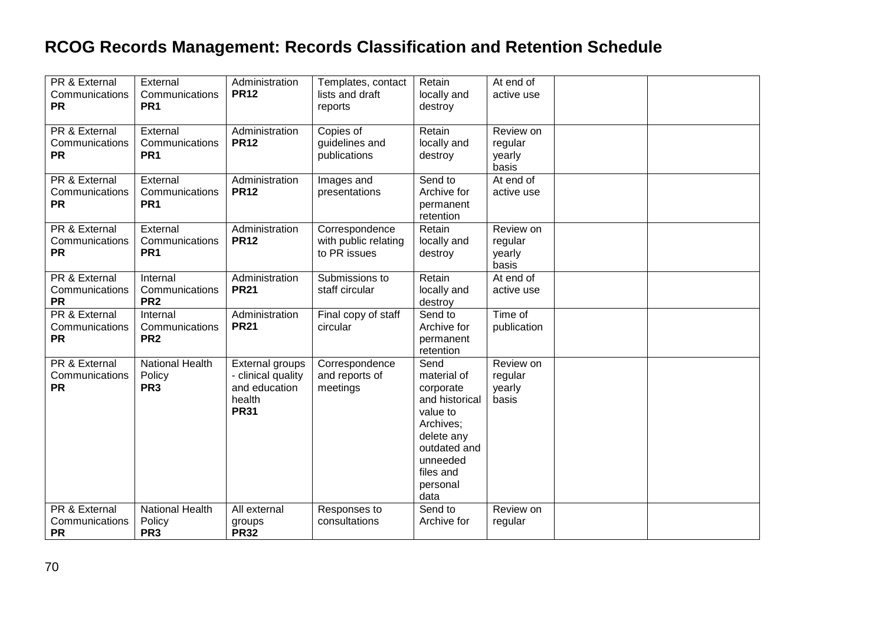# RCOG Records Management: Records Classification and Retention Schedule

| | | | | | | | |
|---|---|---|---|---|---|---|---|
| PR & External Communications **PR** | External Communications **PR1** | Administration **PR12** | Templates, contact lists and draft reports | Retain locally and destroy | At end of active use | | |
| PR & External Communications **PR** | External Communications **PR1** | Administration **PR12** | Copies of guidelines and publications | Retain locally and destroy | Review on regular yearly basis | | |
| PR & External Communications **PR** | External Communications **PR1** | Administration **PR12** | Images and presentations | Send to Archive for permanent retention | At end of active use | | |
| PR & External Communications **PR** | External Communications **PR1** | Administration **PR12** | Correspondence with public relating to PR issues | Retain locally and destroy | Review on regular yearly basis | | |
| PR & External Communications **PR** | Internal Communications **PR2** | Administration **PR21** | Submissions to staff circular | Retain locally and destroy | At end of active use | | |
| PR & External Communications **PR** | Internal Communications **PR2** | Administration **PR21** | Final copy of staff circular | Send to Archive for permanent retention | Time of publication | | |
| PR & External Communications **PR** | National Health Policy **PR3** | External groups - clinical quality and education health **PR31** | Correspondence and reports of meetings | Send material of corporate and historical value to Archives; delete any outdated and unneeded files and personal data | Review on regular yearly basis | | |
| PR & External Communications **PR** | National Health Policy **PR3** | All external groups **PR32** | Responses to consultations | Send to Archive for | Review on regular | | |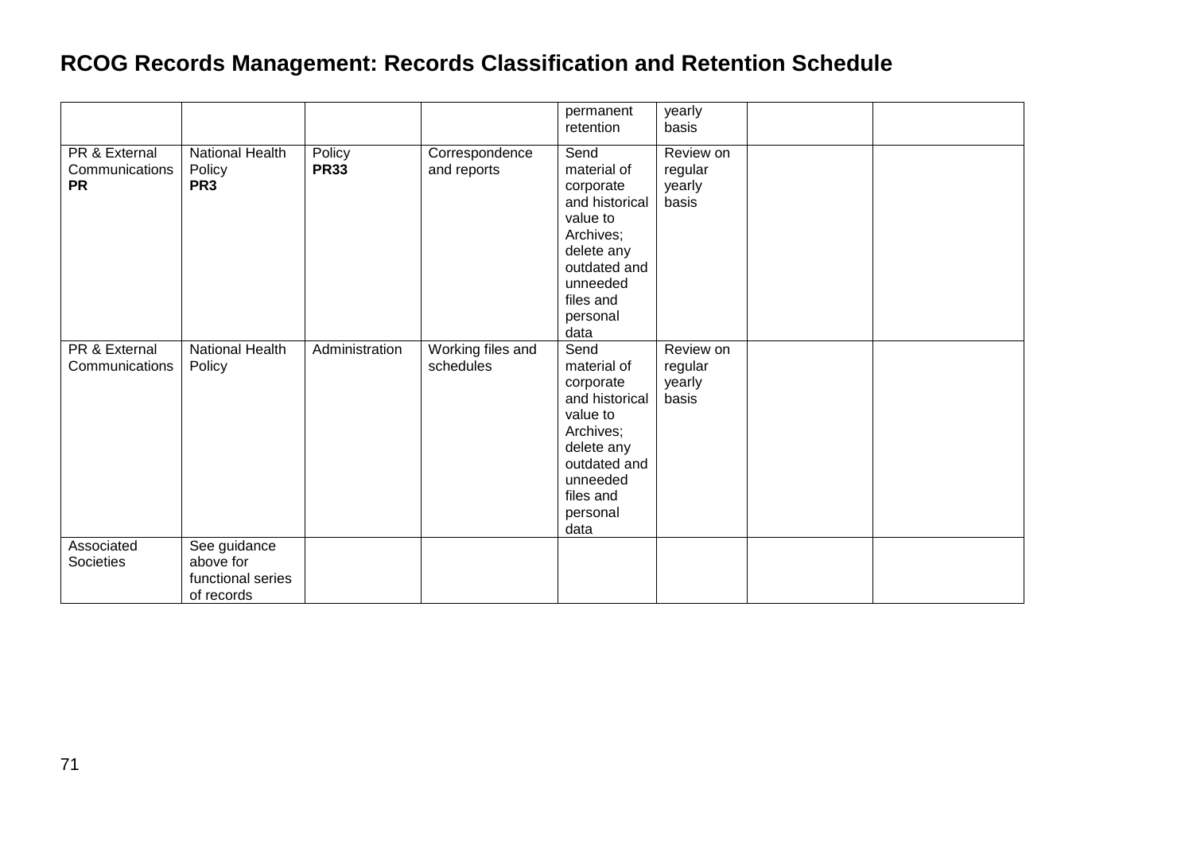# RCOG Records Management: Records Classification and Retention Schedule

| | | | | | | | |
|---|---|---|---|---|---|---|---|
| | | | | permanent retention | yearly basis | | |
| PR & External Communications **PR** | National Health Policy **PR3** | Policy **PR33** | Correspondence and reports | Send material of corporate and historical value to Archives; delete any outdated and unneeded files and personal data | Review on regular yearly basis | | |
| PR & External Communications | National Health Policy | Administration | Working files and schedules | Send material of corporate and historical value to Archives; delete any outdated and unneeded files and personal data | Review on regular yearly basis | | |
| Associated Societies | See guidance above for functional series of records | | | | | | |